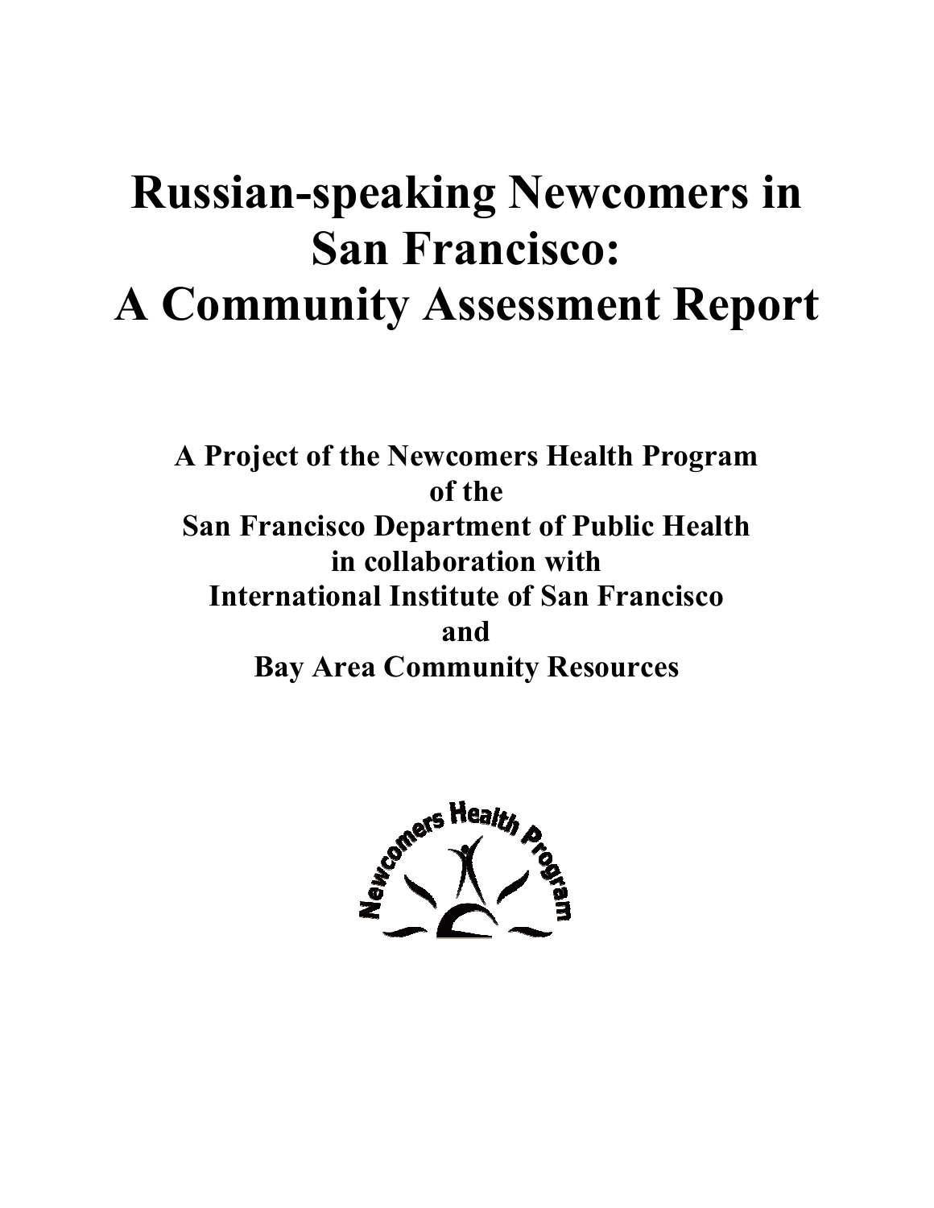# Russian-speaking Newcomers in San Francisco: A Community Assessment Report

**A Project of the Newcomers Health Program**
**of the**
**San Francisco Department of Public Health**
**in collaboration with**
**International Institute of San Francisco**
**and**
**Bay Area Community Resources**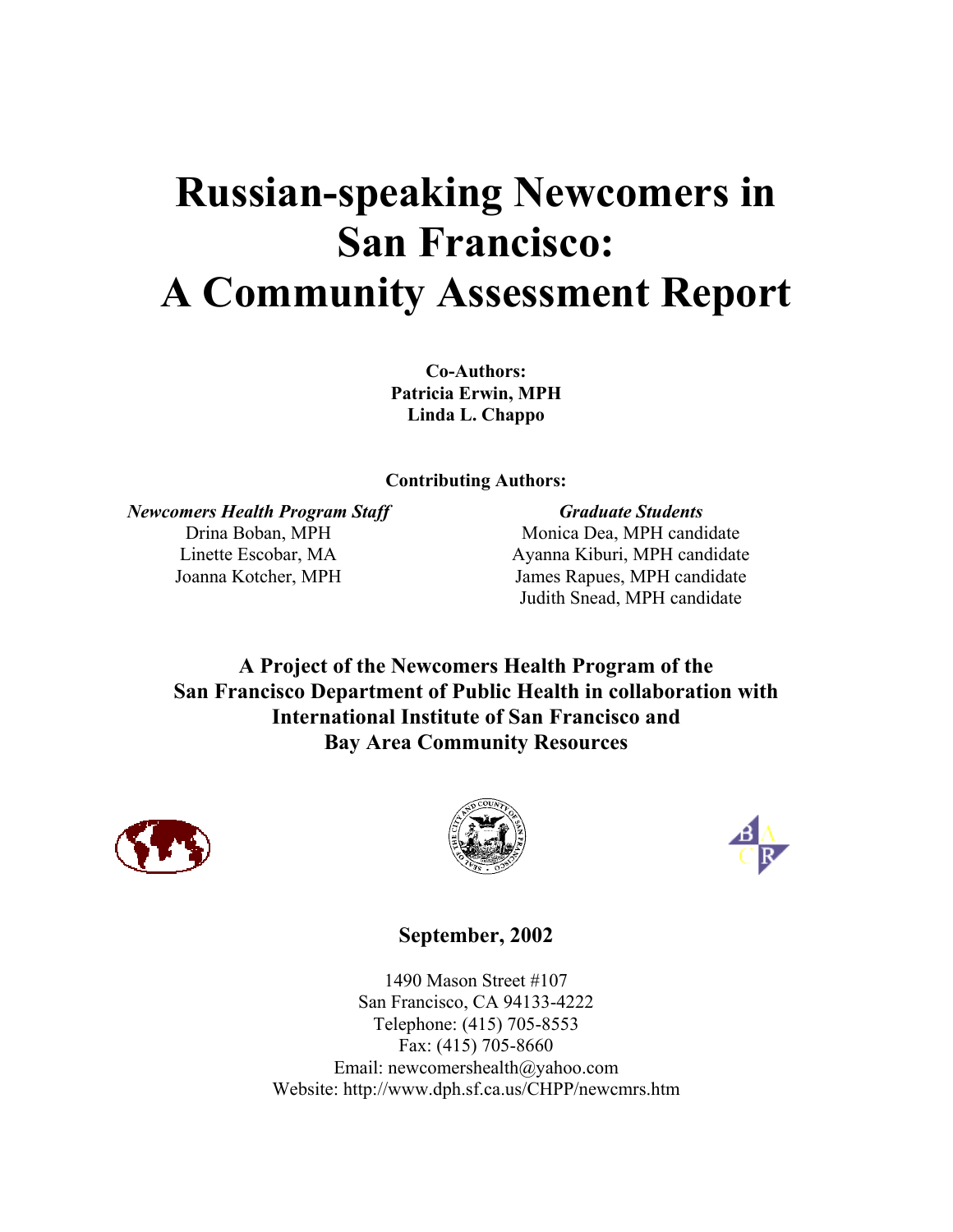# Russian-speaking Newcomers in San Francisco: A Community Assessment Report

**Co-Authors:**
**Patricia Erwin, MPH**
**Linda L. Chappo**

**Contributing Authors:**

***Newcomers Health Program Staff***
Drina Boban, MPH
Linette Escobar, MA
Joanna Kotcher, MPH

***Graduate Students***
Monica Dea, MPH candidate
Ayanna Kiburi, MPH candidate
James Rapues, MPH candidate
Judith Snead, MPH candidate

**A Project of the Newcomers Health Program of the San Francisco Department of Public Health in collaboration with International Institute of San Francisco and Bay Area Community Resources**

**September, 2002**

1490 Mason Street #107
San Francisco, CA 94133-4222
Telephone: (415) 705-8553
Fax: (415) 705-8660
Email: newcomershealth@yahoo.com
Website: http://www.dph.sf.ca.us/CHPP/newcmrs.htm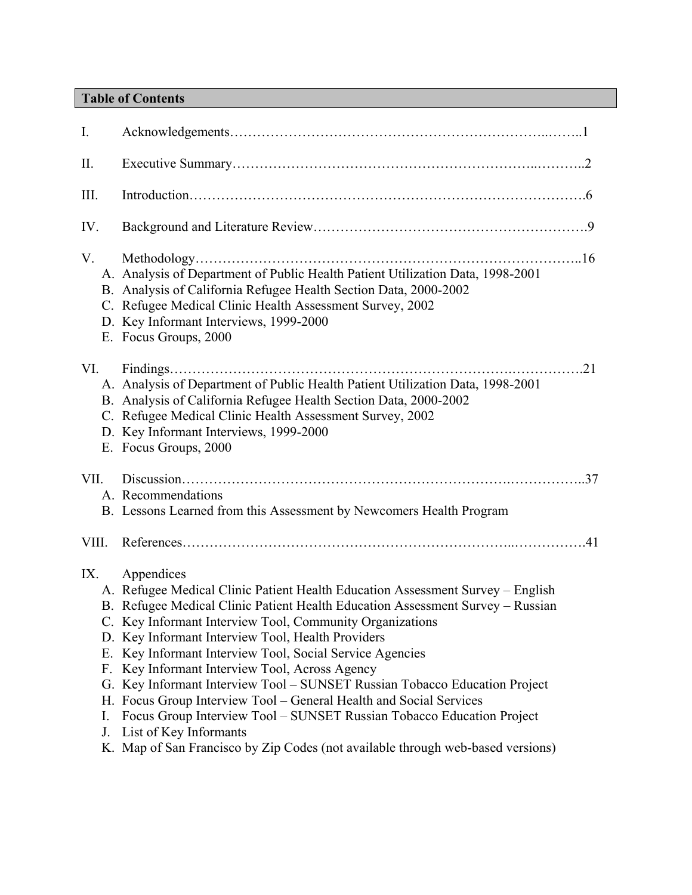## Table of Contents

I. Acknowledgements……………………………………………………………..……..1

II. Executive Summary………………………………………………………..………..2

III. Introduction……………………………………………………………………….6

IV. Background and Literature Review…………………………………………………9

V. Methodology………………………………………………………………………..16

   A. Analysis of Department of Public Health Patient Utilization Data, 1998-2001
   B. Analysis of California Refugee Health Section Data, 2000-2002
   C. Refugee Medical Clinic Health Assessment Survey, 2002
   D. Key Informant Interviews, 1999-2000
   E. Focus Groups, 2000

VI. Findings……………………………………………………………….…………….21

   A. Analysis of Department of Public Health Patient Utilization Data, 1998-2001
   B. Analysis of California Refugee Health Section Data, 2000-2002
   C. Refugee Medical Clinic Health Assessment Survey, 2002
   D. Key Informant Interviews, 1999-2000
   E. Focus Groups, 2000

VII. Discussion………………………………………………………….……………..37

   A. Recommendations
   B. Lessons Learned from this Assessment by Newcomers Health Program

VIII. References…………………………………………………………..…………….41

IX. Appendices

   A. Refugee Medical Clinic Patient Health Education Assessment Survey – English
   B. Refugee Medical Clinic Patient Health Education Assessment Survey – Russian
   C. Key Informant Interview Tool, Community Organizations
   D. Key Informant Interview Tool, Health Providers
   E. Key Informant Interview Tool, Social Service Agencies
   F. Key Informant Interview Tool, Across Agency
   G. Key Informant Interview Tool – SUNSET Russian Tobacco Education Project
   H. Focus Group Interview Tool – General Health and Social Services
   I. Focus Group Interview Tool – SUNSET Russian Tobacco Education Project
   J. List of Key Informants
   K. Map of San Francisco by Zip Codes (not available through web-based versions)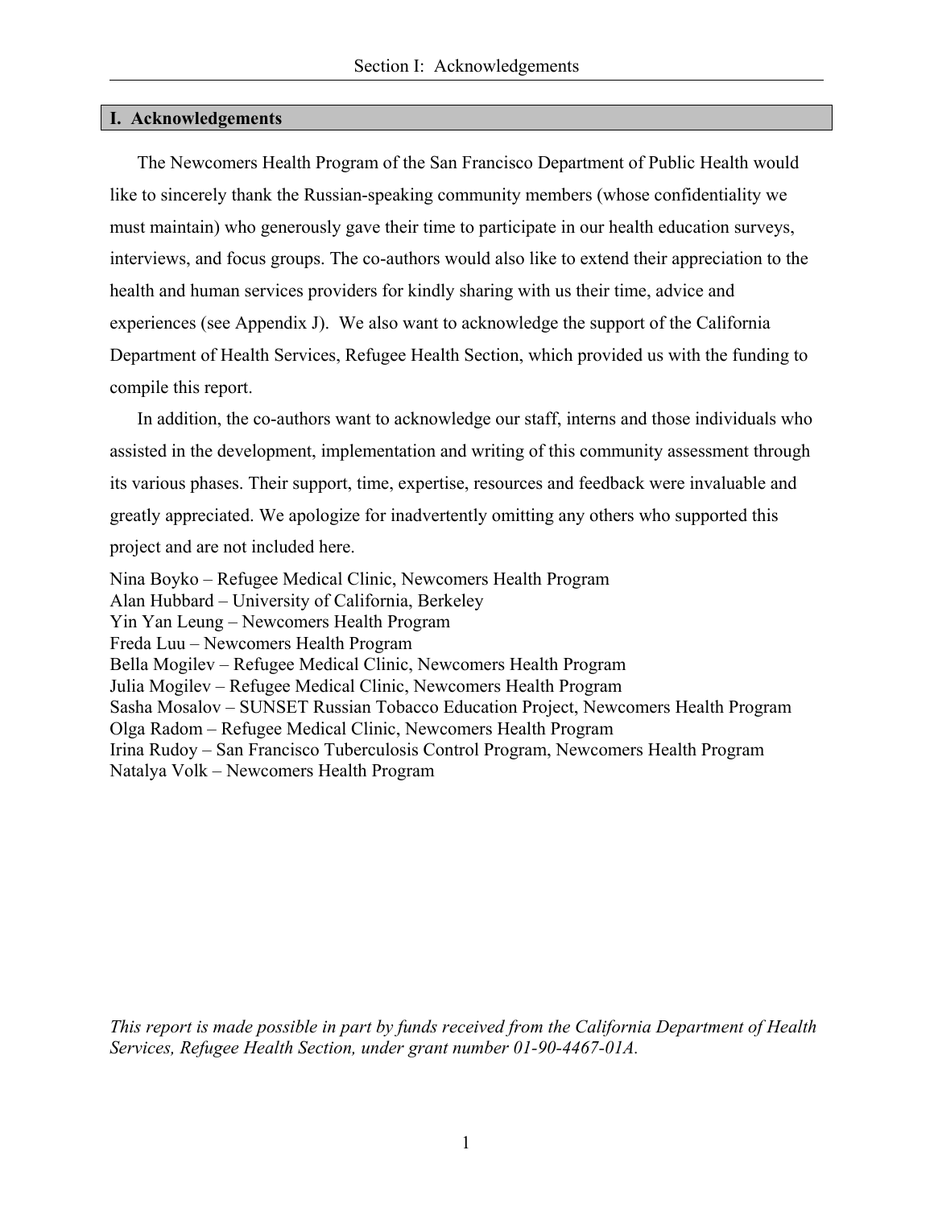## I. Acknowledgements

The Newcomers Health Program of the San Francisco Department of Public Health would like to sincerely thank the Russian-speaking community members (whose confidentiality we must maintain) who generously gave their time to participate in our health education surveys, interviews, and focus groups. The co-authors would also like to extend their appreciation to the health and human services providers for kindly sharing with us their time, advice and experiences (see Appendix J). We also want to acknowledge the support of the California Department of Health Services, Refugee Health Section, which provided us with the funding to compile this report.

In addition, the co-authors want to acknowledge our staff, interns and those individuals who assisted in the development, implementation and writing of this community assessment through its various phases. Their support, time, expertise, resources and feedback were invaluable and greatly appreciated. We apologize for inadvertently omitting any others who supported this project and are not included here.

Nina Boyko – Refugee Medical Clinic, Newcomers Health Program
Alan Hubbard – University of California, Berkeley
Yin Yan Leung – Newcomers Health Program
Freda Luu – Newcomers Health Program
Bella Mogilev – Refugee Medical Clinic, Newcomers Health Program
Julia Mogilev – Refugee Medical Clinic, Newcomers Health Program
Sasha Mosalov – SUNSET Russian Tobacco Education Project, Newcomers Health Program
Olga Radom – Refugee Medical Clinic, Newcomers Health Program
Irina Rudoy – San Francisco Tuberculosis Control Program, Newcomers Health Program
Natalya Volk – Newcomers Health Program

*This report is made possible in part by funds received from the California Department of Health Services, Refugee Health Section, under grant number 01-90-4467-01A.*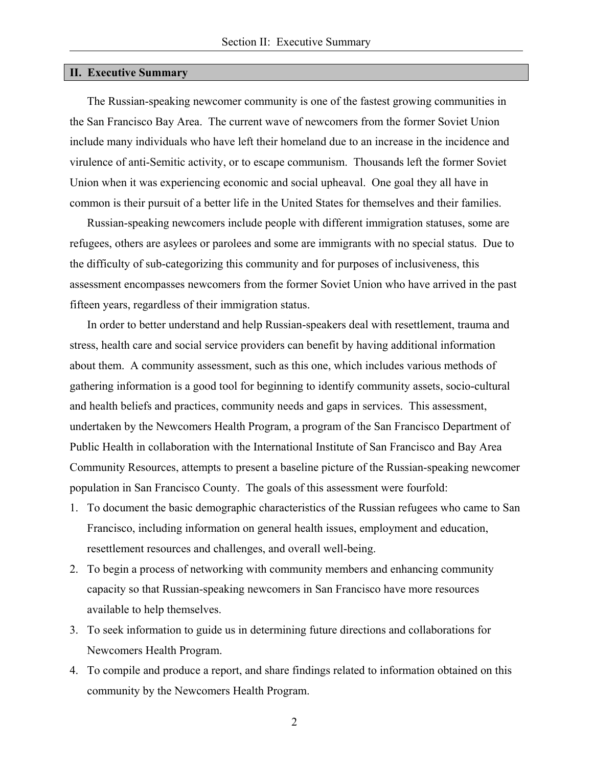## II. Executive Summary

The Russian-speaking newcomer community is one of the fastest growing communities in the San Francisco Bay Area. The current wave of newcomers from the former Soviet Union include many individuals who have left their homeland due to an increase in the incidence and virulence of anti-Semitic activity, or to escape communism. Thousands left the former Soviet Union when it was experiencing economic and social upheaval. One goal they all have in common is their pursuit of a better life in the United States for themselves and their families.

Russian-speaking newcomers include people with different immigration statuses, some are refugees, others are asylees or parolees and some are immigrants with no special status. Due to the difficulty of sub-categorizing this community and for purposes of inclusiveness, this assessment encompasses newcomers from the former Soviet Union who have arrived in the past fifteen years, regardless of their immigration status.

In order to better understand and help Russian-speakers deal with resettlement, trauma and stress, health care and social service providers can benefit by having additional information about them. A community assessment, such as this one, which includes various methods of gathering information is a good tool for beginning to identify community assets, socio-cultural and health beliefs and practices, community needs and gaps in services. This assessment, undertaken by the Newcomers Health Program, a program of the San Francisco Department of Public Health in collaboration with the International Institute of San Francisco and Bay Area Community Resources, attempts to present a baseline picture of the Russian-speaking newcomer population in San Francisco County. The goals of this assessment were fourfold:

1. To document the basic demographic characteristics of the Russian refugees who came to San Francisco, including information on general health issues, employment and education, resettlement resources and challenges, and overall well-being.
2. To begin a process of networking with community members and enhancing community capacity so that Russian-speaking newcomers in San Francisco have more resources available to help themselves.
3. To seek information to guide us in determining future directions and collaborations for Newcomers Health Program.
4. To compile and produce a report, and share findings related to information obtained on this community by the Newcomers Health Program.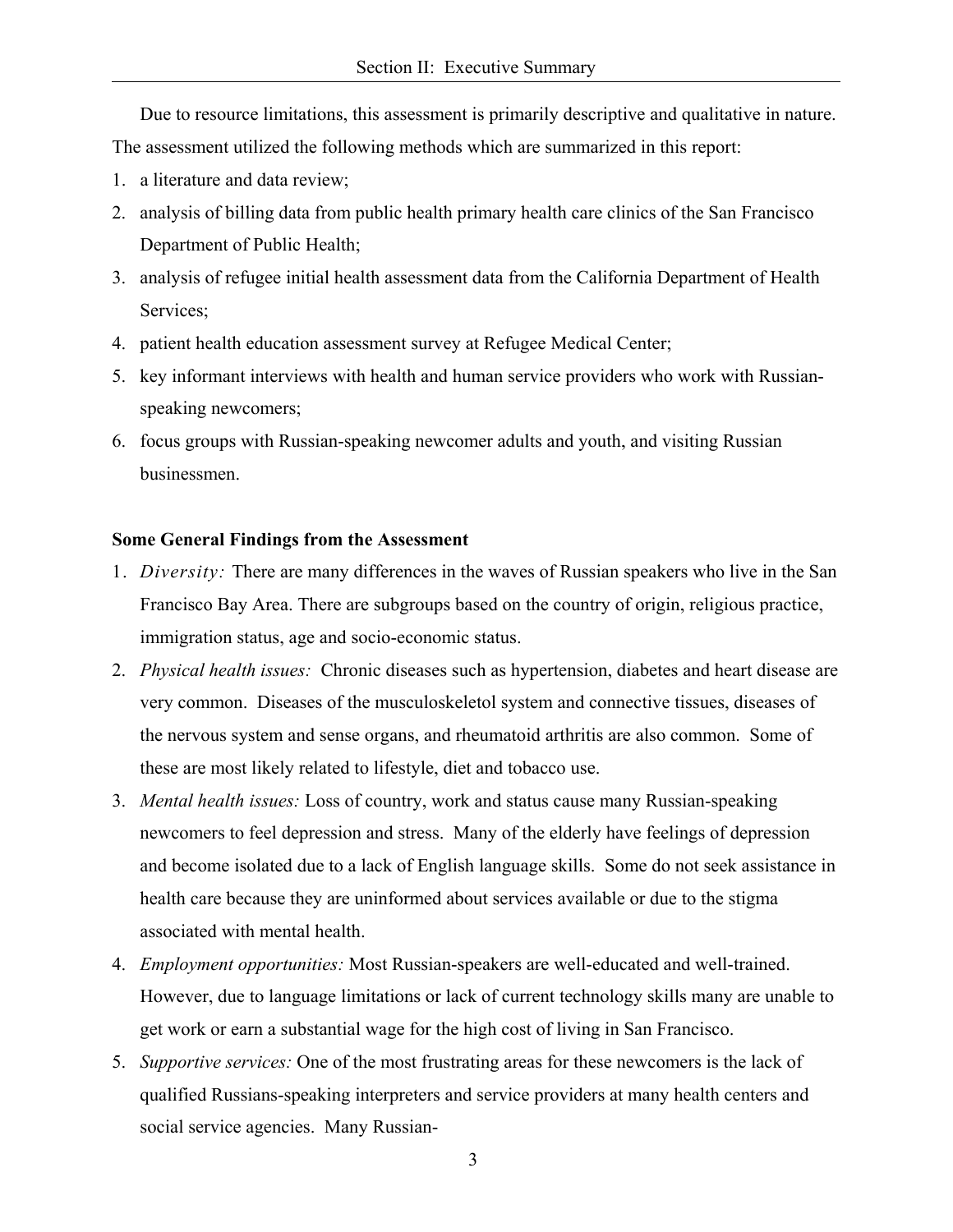Due to resource limitations, this assessment is primarily descriptive and qualitative in nature. The assessment utilized the following methods which are summarized in this report:

1. a literature and data review;
2. analysis of billing data from public health primary health care clinics of the San Francisco Department of Public Health;
3. analysis of refugee initial health assessment data from the California Department of Health Services;
4. patient health education assessment survey at Refugee Medical Center;
5. key informant interviews with health and human service providers who work with Russian-speaking newcomers;
6. focus groups with Russian-speaking newcomer adults and youth, and visiting Russian businessmen.

**Some General Findings from the Assessment**

1. *Diversity:* There are many differences in the waves of Russian speakers who live in the San Francisco Bay Area. There are subgroups based on the country of origin, religious practice, immigration status, age and socio-economic status.
2. *Physical health issues:* Chronic diseases such as hypertension, diabetes and heart disease are very common. Diseases of the musculoskeletol system and connective tissues, diseases of the nervous system and sense organs, and rheumatoid arthritis are also common. Some of these are most likely related to lifestyle, diet and tobacco use.
3. *Mental health issues:* Loss of country, work and status cause many Russian-speaking newcomers to feel depression and stress. Many of the elderly have feelings of depression and become isolated due to a lack of English language skills. Some do not seek assistance in health care because they are uninformed about services available or due to the stigma associated with mental health.
4. *Employment opportunities:* Most Russian-speakers are well-educated and well-trained. However, due to language limitations or lack of current technology skills many are unable to get work or earn a substantial wage for the high cost of living in San Francisco.
5. *Supportive services:* One of the most frustrating areas for these newcomers is the lack of qualified Russians-speaking interpreters and service providers at many health centers and social service agencies. Many Russian-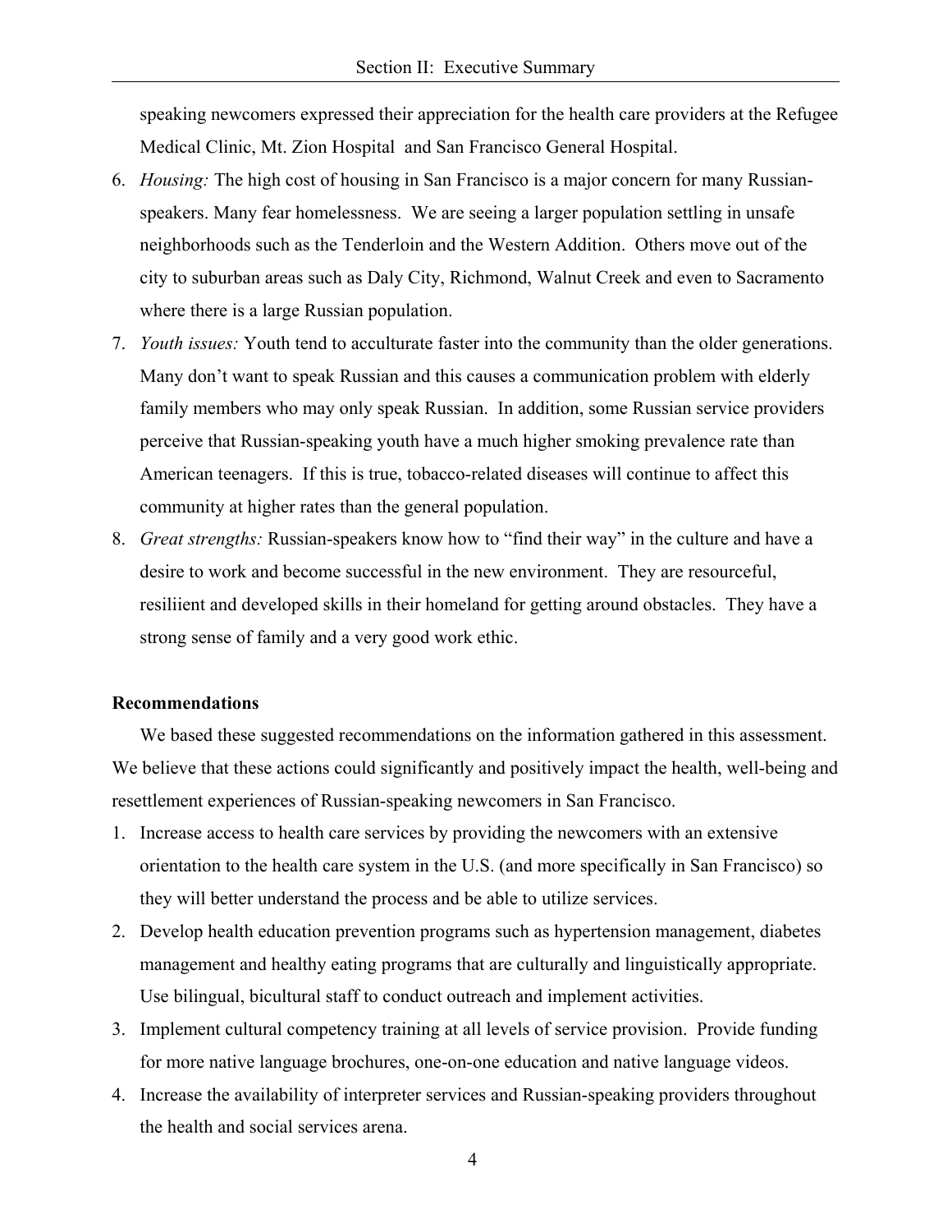speaking newcomers expressed their appreciation for the health care providers at the Refugee Medical Clinic, Mt. Zion Hospital  and San Francisco General Hospital.

6. *Housing:* The high cost of housing in San Francisco is a major concern for many Russian-speakers. Many fear homelessness.  We are seeing a larger population settling in unsafe neighborhoods such as the Tenderloin and the Western Addition.  Others move out of the city to suburban areas such as Daly City, Richmond, Walnut Creek and even to Sacramento where there is a large Russian population.
7. *Youth issues:* Youth tend to acculturate faster into the community than the older generations. Many don't want to speak Russian and this causes a communication problem with elderly family members who may only speak Russian.  In addition, some Russian service providers perceive that Russian-speaking youth have a much higher smoking prevalence rate than American teenagers.  If this is true, tobacco-related diseases will continue to affect this community at higher rates than the general population.
8. *Great strengths:* Russian-speakers know how to "find their way" in the culture and have a desire to work and become successful in the new environment.  They are resourceful, resiliient and developed skills in their homeland for getting around obstacles.  They have a strong sense of family and a very good work ethic.

**Recommendations**

We based these suggested recommendations on the information gathered in this assessment. We believe that these actions could significantly and positively impact the health, well-being and resettlement experiences of Russian-speaking newcomers in San Francisco.

1. Increase access to health care services by providing the newcomers with an extensive orientation to the health care system in the U.S. (and more specifically in San Francisco) so they will better understand the process and be able to utilize services.
2. Develop health education prevention programs such as hypertension management, diabetes management and healthy eating programs that are culturally and linguistically appropriate. Use bilingual, bicultural staff to conduct outreach and implement activities.
3. Implement cultural competency training at all levels of service provision.  Provide funding for more native language brochures, one-on-one education and native language videos.
4. Increase the availability of interpreter services and Russian-speaking providers throughout the health and social services arena.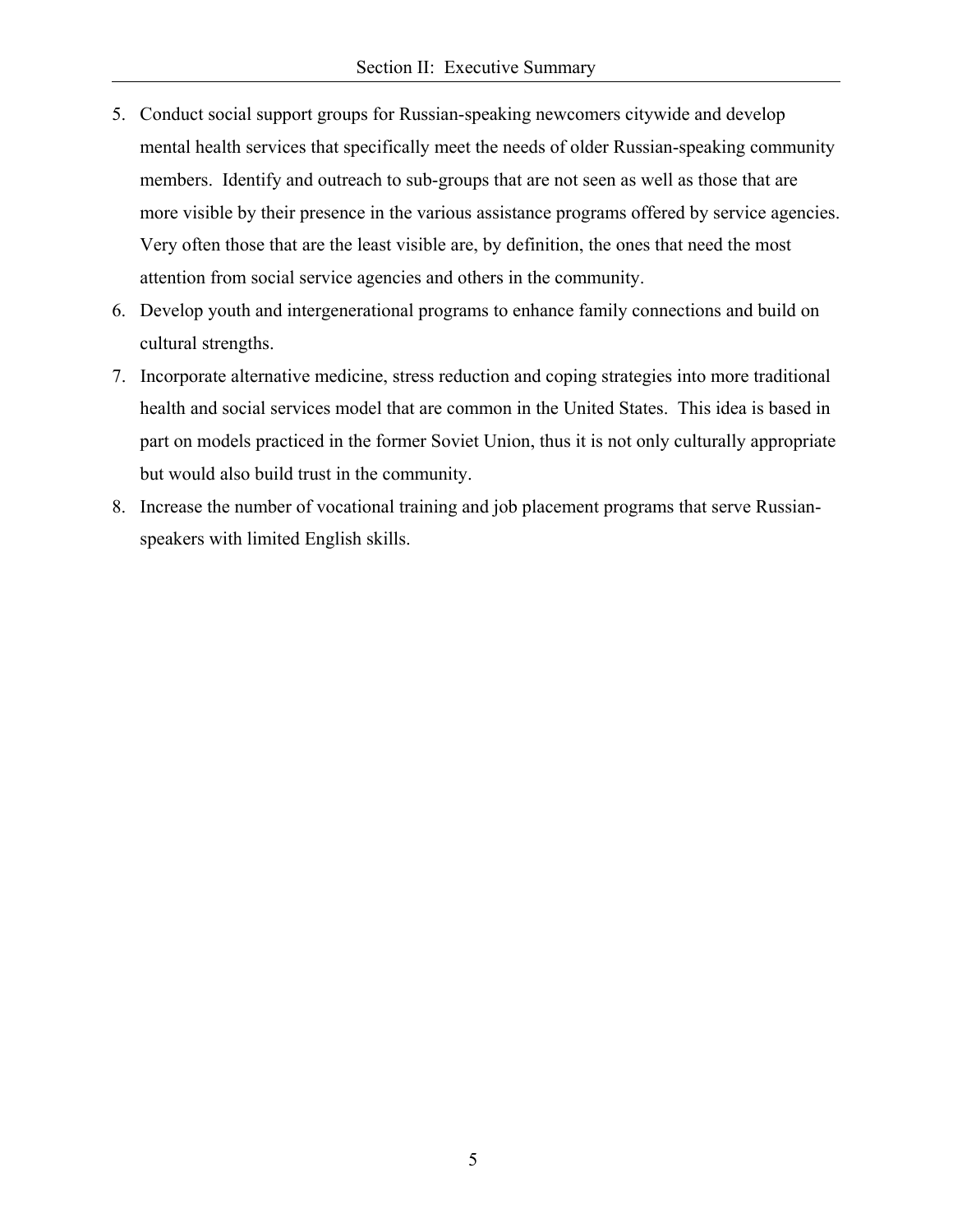5. Conduct social support groups for Russian-speaking newcomers citywide and develop mental health services that specifically meet the needs of older Russian-speaking community members. Identify and outreach to sub-groups that are not seen as well as those that are more visible by their presence in the various assistance programs offered by service agencies. Very often those that are the least visible are, by definition, the ones that need the most attention from social service agencies and others in the community.
6. Develop youth and intergenerational programs to enhance family connections and build on cultural strengths.
7. Incorporate alternative medicine, stress reduction and coping strategies into more traditional health and social services model that are common in the United States. This idea is based in part on models practiced in the former Soviet Union, thus it is not only culturally appropriate but would also build trust in the community.
8. Increase the number of vocational training and job placement programs that serve Russian-speakers with limited English skills.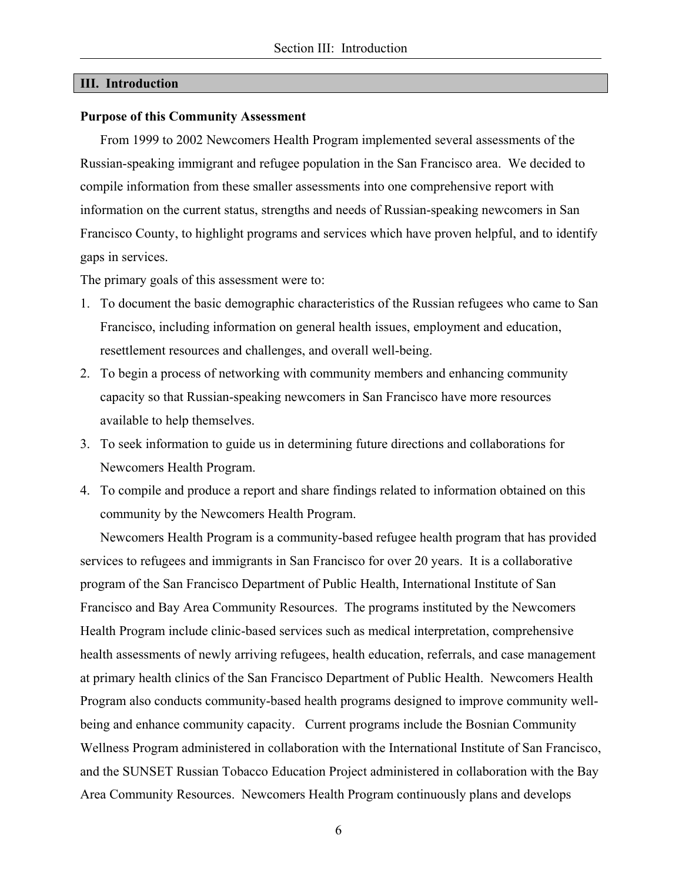## III. Introduction

### Purpose of this Community Assessment

From 1999 to 2002 Newcomers Health Program implemented several assessments of the Russian-speaking immigrant and refugee population in the San Francisco area. We decided to compile information from these smaller assessments into one comprehensive report with information on the current status, strengths and needs of Russian-speaking newcomers in San Francisco County, to highlight programs and services which have proven helpful, and to identify gaps in services.

The primary goals of this assessment were to:

1. To document the basic demographic characteristics of the Russian refugees who came to San Francisco, including information on general health issues, employment and education, resettlement resources and challenges, and overall well-being.
2. To begin a process of networking with community members and enhancing community capacity so that Russian-speaking newcomers in San Francisco have more resources available to help themselves.
3. To seek information to guide us in determining future directions and collaborations for Newcomers Health Program.
4. To compile and produce a report and share findings related to information obtained on this community by the Newcomers Health Program.

Newcomers Health Program is a community-based refugee health program that has provided services to refugees and immigrants in San Francisco for over 20 years. It is a collaborative program of the San Francisco Department of Public Health, International Institute of San Francisco and Bay Area Community Resources. The programs instituted by the Newcomers Health Program include clinic-based services such as medical interpretation, comprehensive health assessments of newly arriving refugees, health education, referrals, and case management at primary health clinics of the San Francisco Department of Public Health. Newcomers Health Program also conducts community-based health programs designed to improve community well-being and enhance community capacity. Current programs include the Bosnian Community Wellness Program administered in collaboration with the International Institute of San Francisco, and the SUNSET Russian Tobacco Education Project administered in collaboration with the Bay Area Community Resources. Newcomers Health Program continuously plans and develops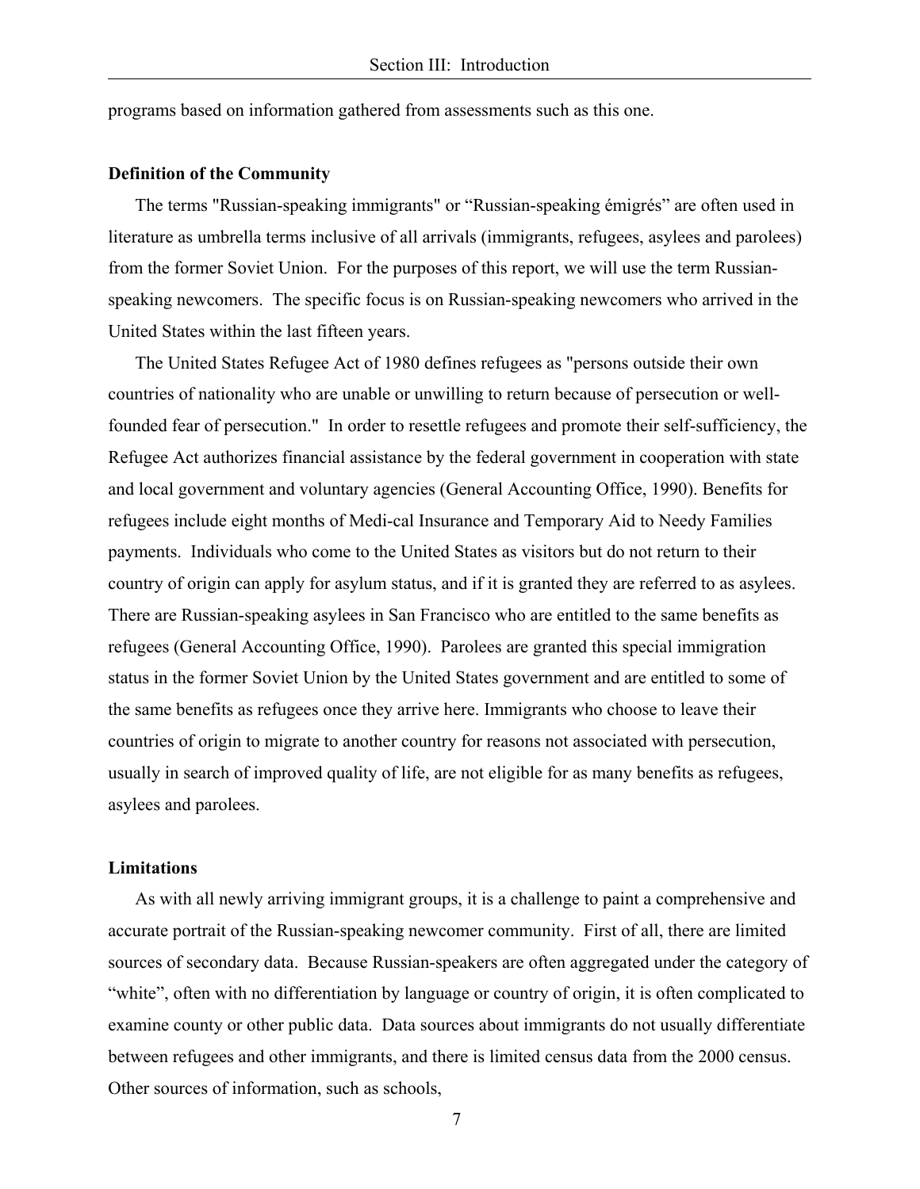programs based on information gathered from assessments such as this one.

**Definition of the Community**

The terms "Russian-speaking immigrants" or “Russian-speaking émigrés” are often used in literature as umbrella terms inclusive of all arrivals (immigrants, refugees, asylees and parolees) from the former Soviet Union. For the purposes of this report, we will use the term Russian-speaking newcomers. The specific focus is on Russian-speaking newcomers who arrived in the United States within the last fifteen years.

The United States Refugee Act of 1980 defines refugees as "persons outside their own countries of nationality who are unable or unwilling to return because of persecution or well-founded fear of persecution." In order to resettle refugees and promote their self-sufficiency, the Refugee Act authorizes financial assistance by the federal government in cooperation with state and local government and voluntary agencies (General Accounting Office, 1990). Benefits for refugees include eight months of Medi-cal Insurance and Temporary Aid to Needy Families payments. Individuals who come to the United States as visitors but do not return to their country of origin can apply for asylum status, and if it is granted they are referred to as asylees. There are Russian-speaking asylees in San Francisco who are entitled to the same benefits as refugees (General Accounting Office, 1990). Parolees are granted this special immigration status in the former Soviet Union by the United States government and are entitled to some of the same benefits as refugees once they arrive here. Immigrants who choose to leave their countries of origin to migrate to another country for reasons not associated with persecution, usually in search of improved quality of life, are not eligible for as many benefits as refugees, asylees and parolees.

**Limitations**

As with all newly arriving immigrant groups, it is a challenge to paint a comprehensive and accurate portrait of the Russian-speaking newcomer community. First of all, there are limited sources of secondary data. Because Russian-speakers are often aggregated under the category of “white”, often with no differentiation by language or country of origin, it is often complicated to examine county or other public data. Data sources about immigrants do not usually differentiate between refugees and other immigrants, and there is limited census data from the 2000 census. Other sources of information, such as schools,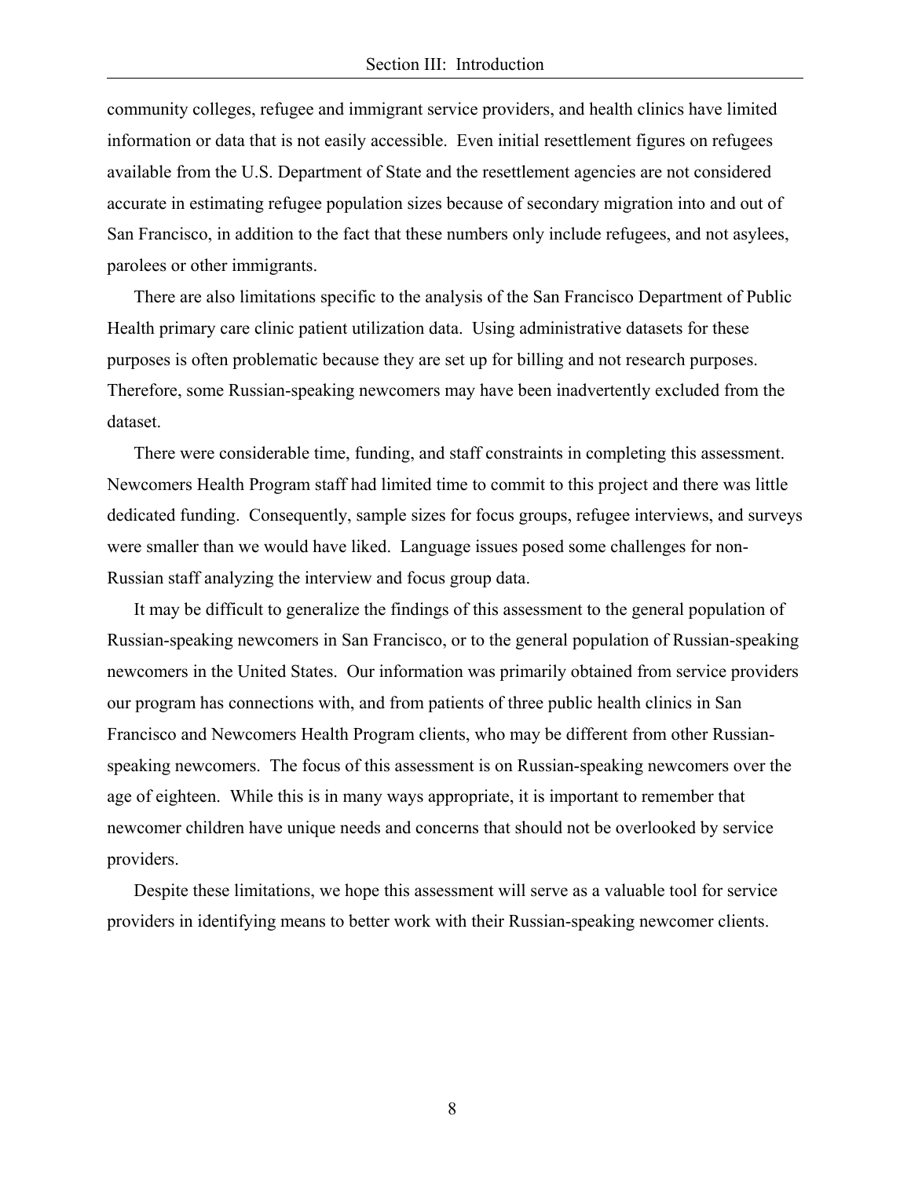community colleges, refugee and immigrant service providers, and health clinics have limited information or data that is not easily accessible. Even initial resettlement figures on refugees available from the U.S. Department of State and the resettlement agencies are not considered accurate in estimating refugee population sizes because of secondary migration into and out of San Francisco, in addition to the fact that these numbers only include refugees, and not asylees, parolees or other immigrants.

There are also limitations specific to the analysis of the San Francisco Department of Public Health primary care clinic patient utilization data. Using administrative datasets for these purposes is often problematic because they are set up for billing and not research purposes. Therefore, some Russian-speaking newcomers may have been inadvertently excluded from the dataset.

There were considerable time, funding, and staff constraints in completing this assessment. Newcomers Health Program staff had limited time to commit to this project and there was little dedicated funding. Consequently, sample sizes for focus groups, refugee interviews, and surveys were smaller than we would have liked. Language issues posed some challenges for non-Russian staff analyzing the interview and focus group data.

It may be difficult to generalize the findings of this assessment to the general population of Russian-speaking newcomers in San Francisco, or to the general population of Russian-speaking newcomers in the United States. Our information was primarily obtained from service providers our program has connections with, and from patients of three public health clinics in San Francisco and Newcomers Health Program clients, who may be different from other Russian-speaking newcomers. The focus of this assessment is on Russian-speaking newcomers over the age of eighteen. While this is in many ways appropriate, it is important to remember that newcomer children have unique needs and concerns that should not be overlooked by service providers.

Despite these limitations, we hope this assessment will serve as a valuable tool for service providers in identifying means to better work with their Russian-speaking newcomer clients.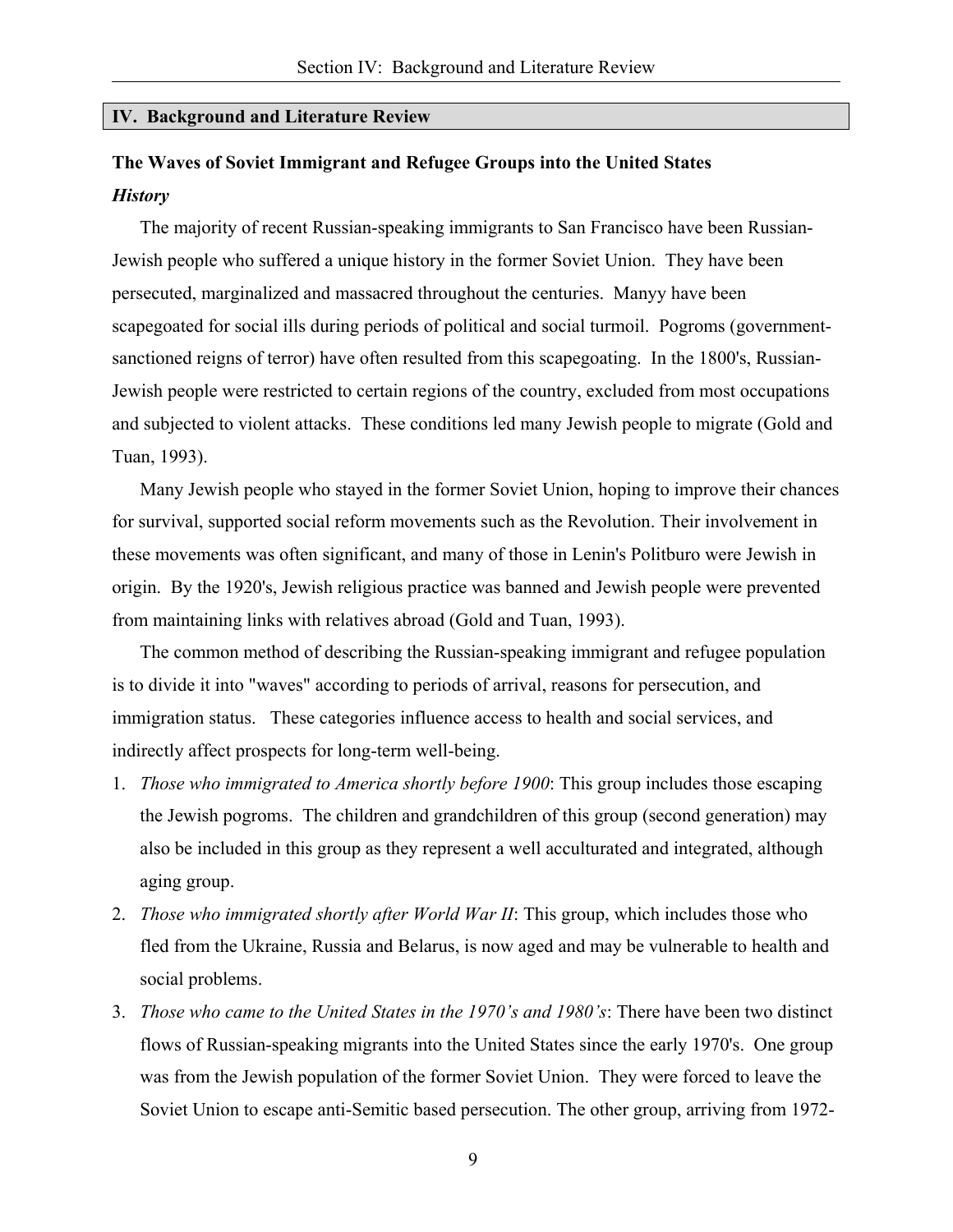## IV. Background and Literature Review

### The Waves of Soviet Immigrant and Refugee Groups into the United States

***History***

The majority of recent Russian-speaking immigrants to San Francisco have been Russian-Jewish people who suffered a unique history in the former Soviet Union. They have been persecuted, marginalized and massacred throughout the centuries. Manyy have been scapegoated for social ills during periods of political and social turmoil. Pogroms (government-sanctioned reigns of terror) have often resulted from this scapegoating. In the 1800's, Russian-Jewish people were restricted to certain regions of the country, excluded from most occupations and subjected to violent attacks. These conditions led many Jewish people to migrate (Gold and Tuan, 1993).

Many Jewish people who stayed in the former Soviet Union, hoping to improve their chances for survival, supported social reform movements such as the Revolution. Their involvement in these movements was often significant, and many of those in Lenin's Politburo were Jewish in origin. By the 1920's, Jewish religious practice was banned and Jewish people were prevented from maintaining links with relatives abroad (Gold and Tuan, 1993).

The common method of describing the Russian-speaking immigrant and refugee population is to divide it into "waves" according to periods of arrival, reasons for persecution, and immigration status. These categories influence access to health and social services, and indirectly affect prospects for long-term well-being.

1. *Those who immigrated to America shortly before 1900*: This group includes those escaping the Jewish pogroms. The children and grandchildren of this group (second generation) may also be included in this group as they represent a well acculturated and integrated, although aging group.
2. *Those who immigrated shortly after World War II*: This group, which includes those who fled from the Ukraine, Russia and Belarus, is now aged and may be vulnerable to health and social problems.
3. *Those who came to the United States in the 1970's and 1980's*: There have been two distinct flows of Russian-speaking migrants into the United States since the early 1970's. One group was from the Jewish population of the former Soviet Union. They were forced to leave the Soviet Union to escape anti-Semitic based persecution. The other group, arriving from 1972-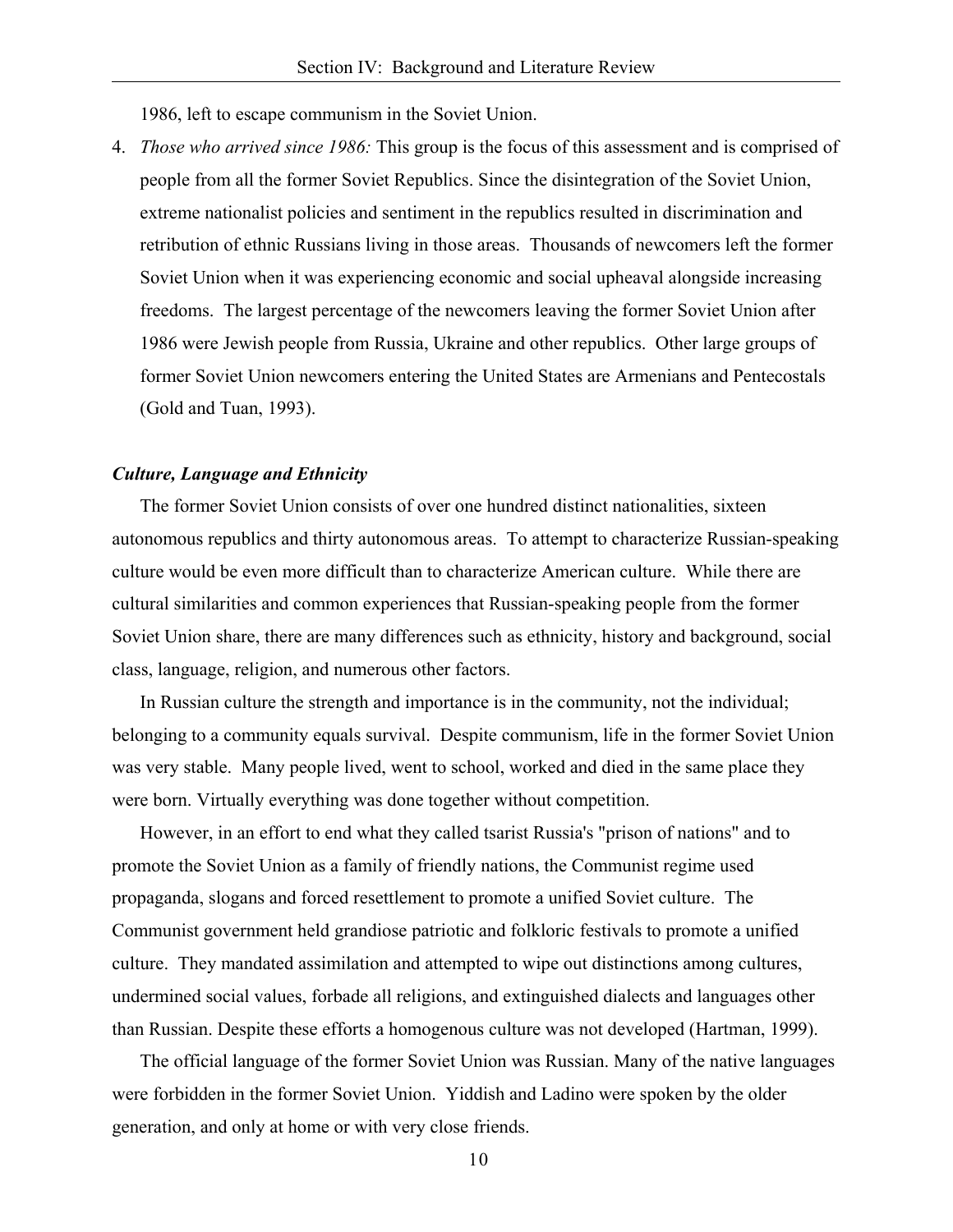1986, left to escape communism in the Soviet Union.

4. *Those who arrived since 1986:* This group is the focus of this assessment and is comprised of people from all the former Soviet Republics. Since the disintegration of the Soviet Union, extreme nationalist policies and sentiment in the republics resulted in discrimination and retribution of ethnic Russians living in those areas. Thousands of newcomers left the former Soviet Union when it was experiencing economic and social upheaval alongside increasing freedoms. The largest percentage of the newcomers leaving the former Soviet Union after 1986 were Jewish people from Russia, Ukraine and other republics. Other large groups of former Soviet Union newcomers entering the United States are Armenians and Pentecostals (Gold and Tuan, 1993).

### ***Culture, Language and Ethnicity***

The former Soviet Union consists of over one hundred distinct nationalities, sixteen autonomous republics and thirty autonomous areas. To attempt to characterize Russian-speaking culture would be even more difficult than to characterize American culture. While there are cultural similarities and common experiences that Russian-speaking people from the former Soviet Union share, there are many differences such as ethnicity, history and background, social class, language, religion, and numerous other factors.

In Russian culture the strength and importance is in the community, not the individual; belonging to a community equals survival. Despite communism, life in the former Soviet Union was very stable. Many people lived, went to school, worked and died in the same place they were born. Virtually everything was done together without competition.

However, in an effort to end what they called tsarist Russia's "prison of nations" and to promote the Soviet Union as a family of friendly nations, the Communist regime used propaganda, slogans and forced resettlement to promote a unified Soviet culture. The Communist government held grandiose patriotic and folkloric festivals to promote a unified culture. They mandated assimilation and attempted to wipe out distinctions among cultures, undermined social values, forbade all religions, and extinguished dialects and languages other than Russian. Despite these efforts a homogenous culture was not developed (Hartman, 1999).

The official language of the former Soviet Union was Russian. Many of the native languages were forbidden in the former Soviet Union. Yiddish and Ladino were spoken by the older generation, and only at home or with very close friends.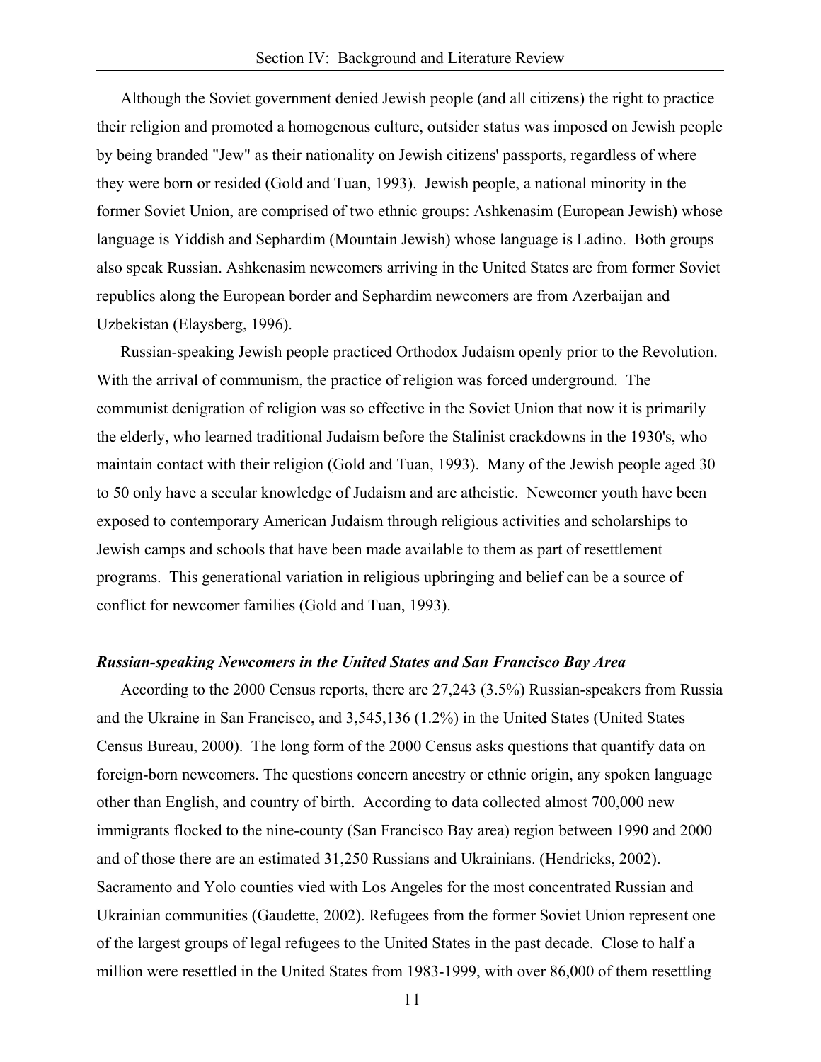Although the Soviet government denied Jewish people (and all citizens) the right to practice their religion and promoted a homogenous culture, outsider status was imposed on Jewish people by being branded "Jew" as their nationality on Jewish citizens' passports, regardless of where they were born or resided (Gold and Tuan, 1993). Jewish people, a national minority in the former Soviet Union, are comprised of two ethnic groups: Ashkenasim (European Jewish) whose language is Yiddish and Sephardim (Mountain Jewish) whose language is Ladino. Both groups also speak Russian. Ashkenasim newcomers arriving in the United States are from former Soviet republics along the European border and Sephardim newcomers are from Azerbaijan and Uzbekistan (Elaysberg, 1996).

Russian-speaking Jewish people practiced Orthodox Judaism openly prior to the Revolution. With the arrival of communism, the practice of religion was forced underground. The communist denigration of religion was so effective in the Soviet Union that now it is primarily the elderly, who learned traditional Judaism before the Stalinist crackdowns in the 1930's, who maintain contact with their religion (Gold and Tuan, 1993). Many of the Jewish people aged 30 to 50 only have a secular knowledge of Judaism and are atheistic. Newcomer youth have been exposed to contemporary American Judaism through religious activities and scholarships to Jewish camps and schools that have been made available to them as part of resettlement programs. This generational variation in religious upbringing and belief can be a source of conflict for newcomer families (Gold and Tuan, 1993).

***Russian-speaking Newcomers in the United States and San Francisco Bay Area***

According to the 2000 Census reports, there are 27,243 (3.5%) Russian-speakers from Russia and the Ukraine in San Francisco, and 3,545,136 (1.2%) in the United States (United States Census Bureau, 2000). The long form of the 2000 Census asks questions that quantify data on foreign-born newcomers. The questions concern ancestry or ethnic origin, any spoken language other than English, and country of birth. According to data collected almost 700,000 new immigrants flocked to the nine-county (San Francisco Bay area) region between 1990 and 2000 and of those there are an estimated 31,250 Russians and Ukrainians. (Hendricks, 2002). Sacramento and Yolo counties vied with Los Angeles for the most concentrated Russian and Ukrainian communities (Gaudette, 2002). Refugees from the former Soviet Union represent one of the largest groups of legal refugees to the United States in the past decade. Close to half a million were resettled in the United States from 1983-1999, with over 86,000 of them resettling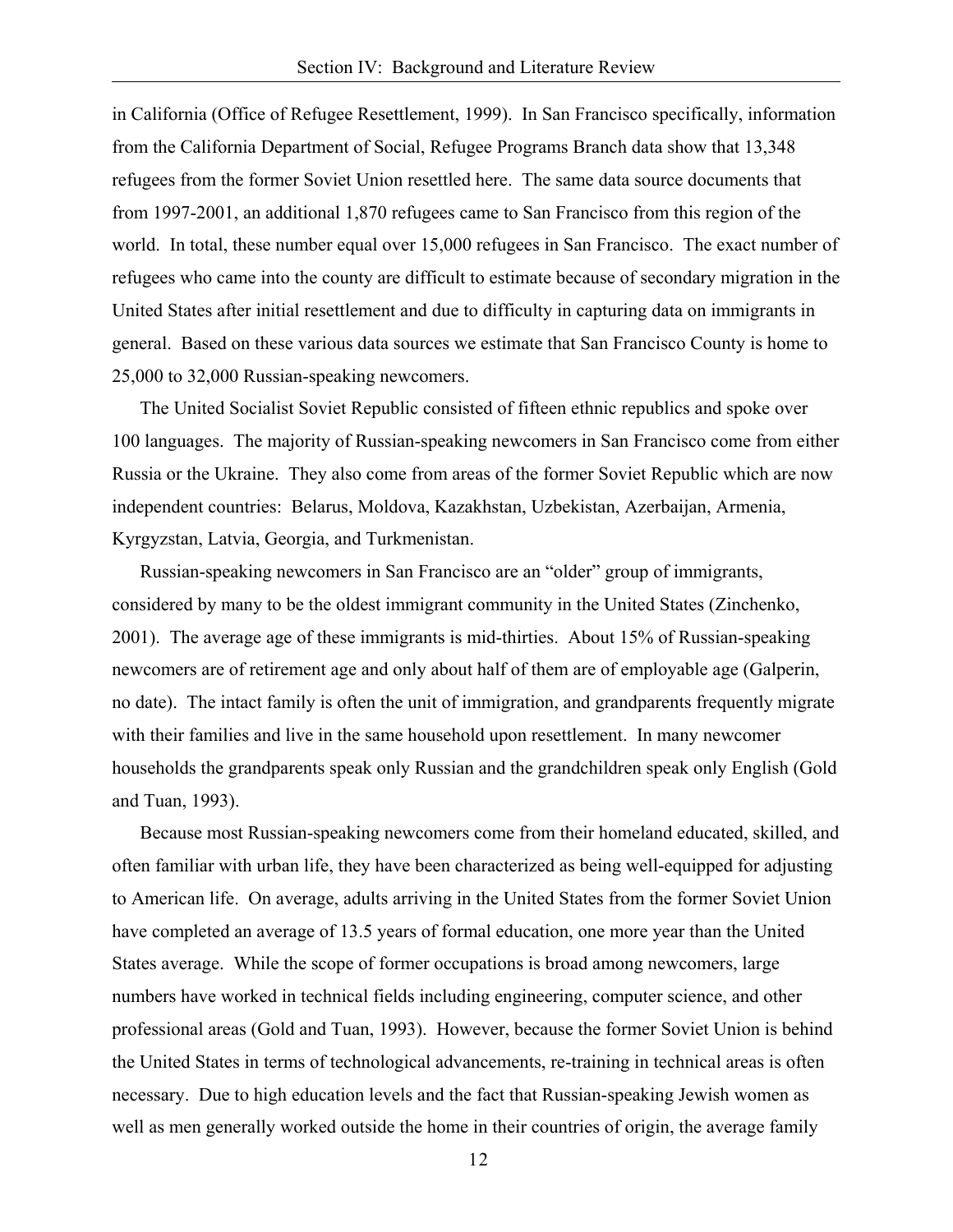in California (Office of Refugee Resettlement, 1999). In San Francisco specifically, information from the California Department of Social, Refugee Programs Branch data show that 13,348 refugees from the former Soviet Union resettled here. The same data source documents that from 1997-2001, an additional 1,870 refugees came to San Francisco from this region of the world. In total, these number equal over 15,000 refugees in San Francisco. The exact number of refugees who came into the county are difficult to estimate because of secondary migration in the United States after initial resettlement and due to difficulty in capturing data on immigrants in general. Based on these various data sources we estimate that San Francisco County is home to 25,000 to 32,000 Russian-speaking newcomers.

The United Socialist Soviet Republic consisted of fifteen ethnic republics and spoke over 100 languages. The majority of Russian-speaking newcomers in San Francisco come from either Russia or the Ukraine. They also come from areas of the former Soviet Republic which are now independent countries: Belarus, Moldova, Kazakhstan, Uzbekistan, Azerbaijan, Armenia, Kyrgyzstan, Latvia, Georgia, and Turkmenistan.

Russian-speaking newcomers in San Francisco are an "older" group of immigrants, considered by many to be the oldest immigrant community in the United States (Zinchenko, 2001). The average age of these immigrants is mid-thirties. About 15% of Russian-speaking newcomers are of retirement age and only about half of them are of employable age (Galperin, no date). The intact family is often the unit of immigration, and grandparents frequently migrate with their families and live in the same household upon resettlement. In many newcomer households the grandparents speak only Russian and the grandchildren speak only English (Gold and Tuan, 1993).

Because most Russian-speaking newcomers come from their homeland educated, skilled, and often familiar with urban life, they have been characterized as being well-equipped for adjusting to American life. On average, adults arriving in the United States from the former Soviet Union have completed an average of 13.5 years of formal education, one more year than the United States average. While the scope of former occupations is broad among newcomers, large numbers have worked in technical fields including engineering, computer science, and other professional areas (Gold and Tuan, 1993). However, because the former Soviet Union is behind the United States in terms of technological advancements, re-training in technical areas is often necessary. Due to high education levels and the fact that Russian-speaking Jewish women as well as men generally worked outside the home in their countries of origin, the average family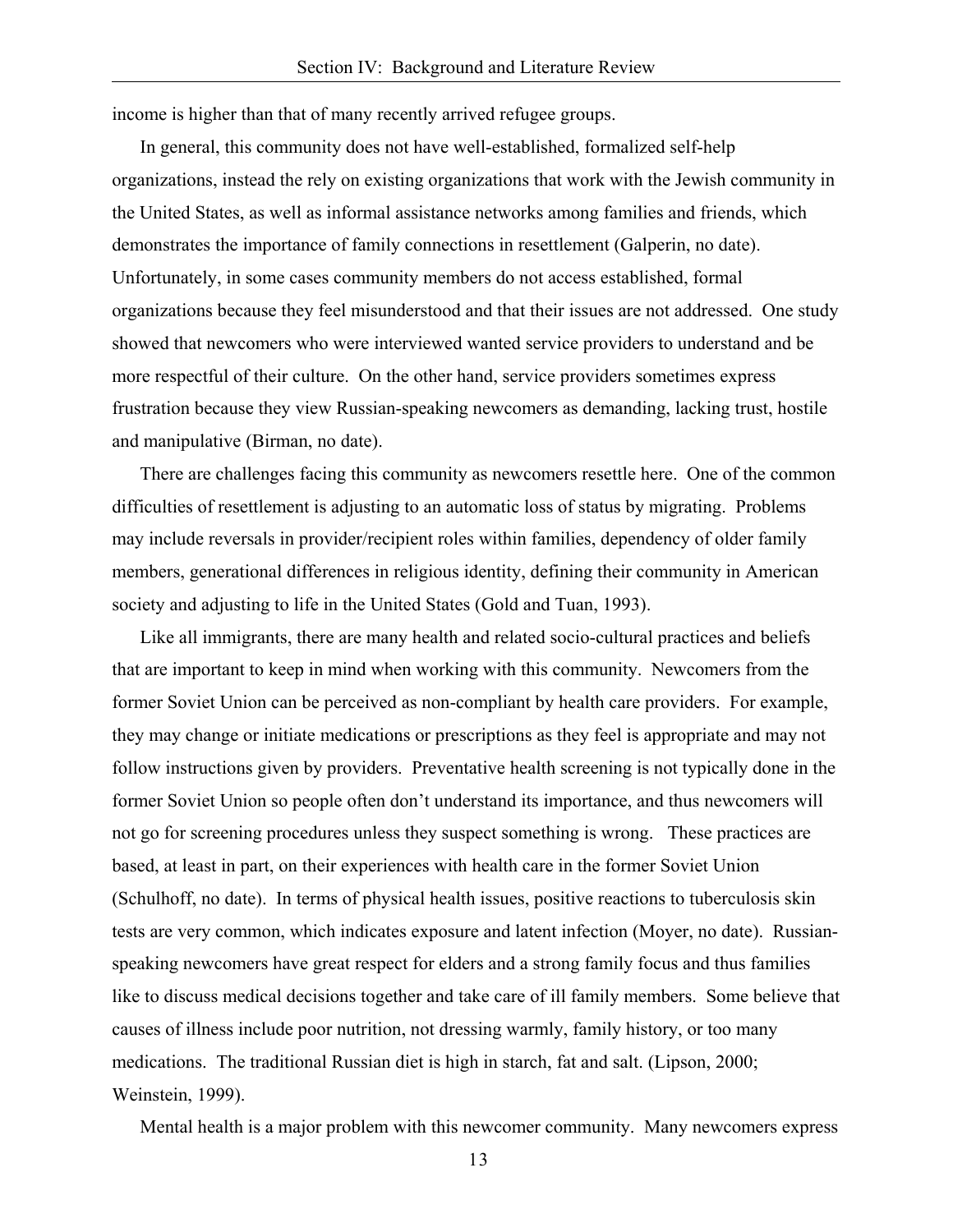income is higher than that of many recently arrived refugee groups.

In general, this community does not have well-established, formalized self-help organizations, instead the rely on existing organizations that work with the Jewish community in the United States, as well as informal assistance networks among families and friends, which demonstrates the importance of family connections in resettlement (Galperin, no date). Unfortunately, in some cases community members do not access established, formal organizations because they feel misunderstood and that their issues are not addressed. One study showed that newcomers who were interviewed wanted service providers to understand and be more respectful of their culture. On the other hand, service providers sometimes express frustration because they view Russian-speaking newcomers as demanding, lacking trust, hostile and manipulative (Birman, no date).

There are challenges facing this community as newcomers resettle here. One of the common difficulties of resettlement is adjusting to an automatic loss of status by migrating. Problems may include reversals in provider/recipient roles within families, dependency of older family members, generational differences in religious identity, defining their community in American society and adjusting to life in the United States (Gold and Tuan, 1993).

Like all immigrants, there are many health and related socio-cultural practices and beliefs that are important to keep in mind when working with this community. Newcomers from the former Soviet Union can be perceived as non-compliant by health care providers. For example, they may change or initiate medications or prescriptions as they feel is appropriate and may not follow instructions given by providers. Preventative health screening is not typically done in the former Soviet Union so people often don't understand its importance, and thus newcomers will not go for screening procedures unless they suspect something is wrong. These practices are based, at least in part, on their experiences with health care in the former Soviet Union (Schulhoff, no date). In terms of physical health issues, positive reactions to tuberculosis skin tests are very common, which indicates exposure and latent infection (Moyer, no date). Russian-speaking newcomers have great respect for elders and a strong family focus and thus families like to discuss medical decisions together and take care of ill family members. Some believe that causes of illness include poor nutrition, not dressing warmly, family history, or too many medications. The traditional Russian diet is high in starch, fat and salt. (Lipson, 2000; Weinstein, 1999).

Mental health is a major problem with this newcomer community. Many newcomers express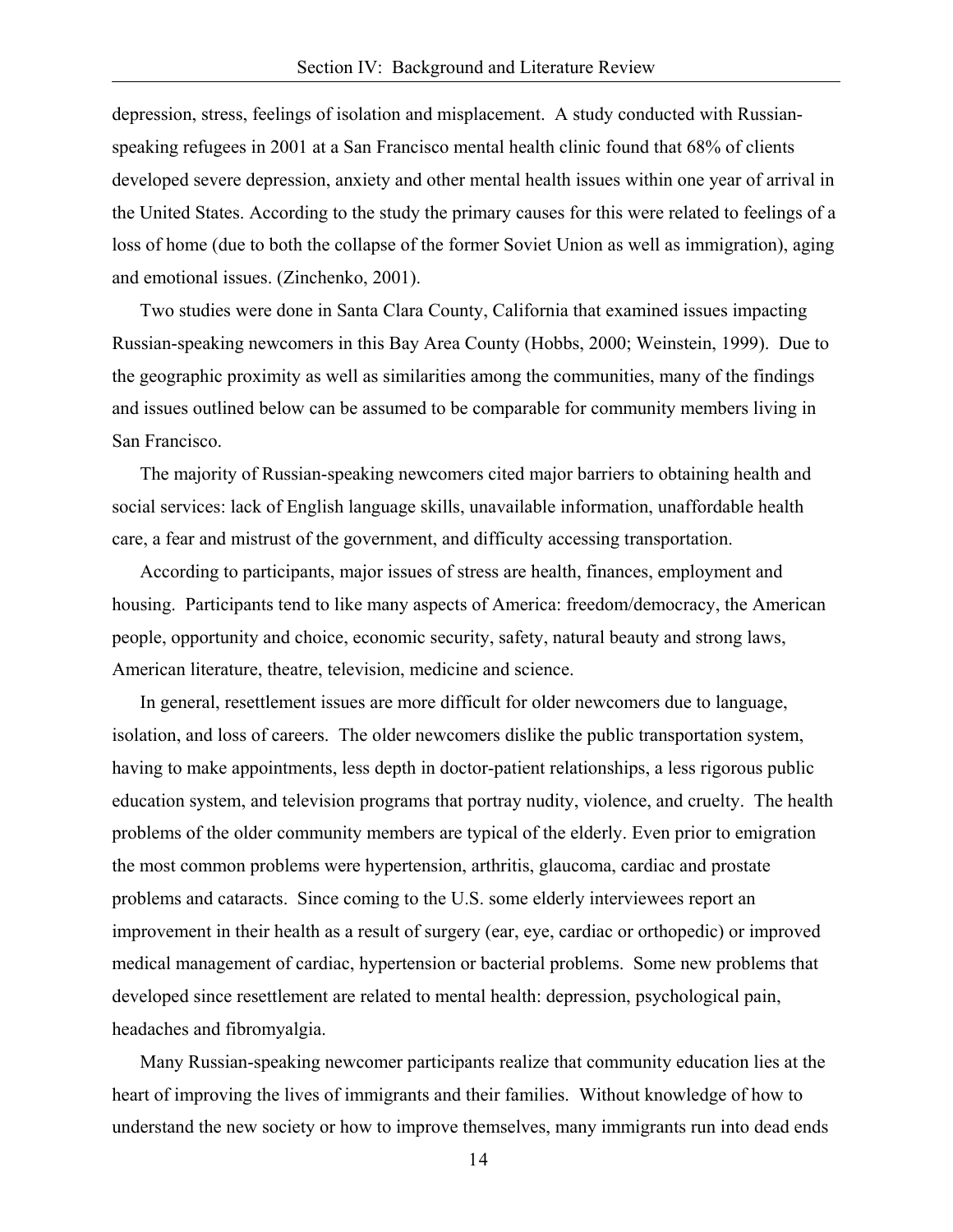depression, stress, feelings of isolation and misplacement. A study conducted with Russian-speaking refugees in 2001 at a San Francisco mental health clinic found that 68% of clients developed severe depression, anxiety and other mental health issues within one year of arrival in the United States. According to the study the primary causes for this were related to feelings of a loss of home (due to both the collapse of the former Soviet Union as well as immigration), aging and emotional issues. (Zinchenko, 2001).

Two studies were done in Santa Clara County, California that examined issues impacting Russian-speaking newcomers in this Bay Area County (Hobbs, 2000; Weinstein, 1999). Due to the geographic proximity as well as similarities among the communities, many of the findings and issues outlined below can be assumed to be comparable for community members living in San Francisco.

The majority of Russian-speaking newcomers cited major barriers to obtaining health and social services: lack of English language skills, unavailable information, unaffordable health care, a fear and mistrust of the government, and difficulty accessing transportation.

According to participants, major issues of stress are health, finances, employment and housing. Participants tend to like many aspects of America: freedom/democracy, the American people, opportunity and choice, economic security, safety, natural beauty and strong laws, American literature, theatre, television, medicine and science.

In general, resettlement issues are more difficult for older newcomers due to language, isolation, and loss of careers. The older newcomers dislike the public transportation system, having to make appointments, less depth in doctor-patient relationships, a less rigorous public education system, and television programs that portray nudity, violence, and cruelty. The health problems of the older community members are typical of the elderly. Even prior to emigration the most common problems were hypertension, arthritis, glaucoma, cardiac and prostate problems and cataracts. Since coming to the U.S. some elderly interviewees report an improvement in their health as a result of surgery (ear, eye, cardiac or orthopedic) or improved medical management of cardiac, hypertension or bacterial problems. Some new problems that developed since resettlement are related to mental health: depression, psychological pain, headaches and fibromyalgia.

Many Russian-speaking newcomer participants realize that community education lies at the heart of improving the lives of immigrants and their families. Without knowledge of how to understand the new society or how to improve themselves, many immigrants run into dead ends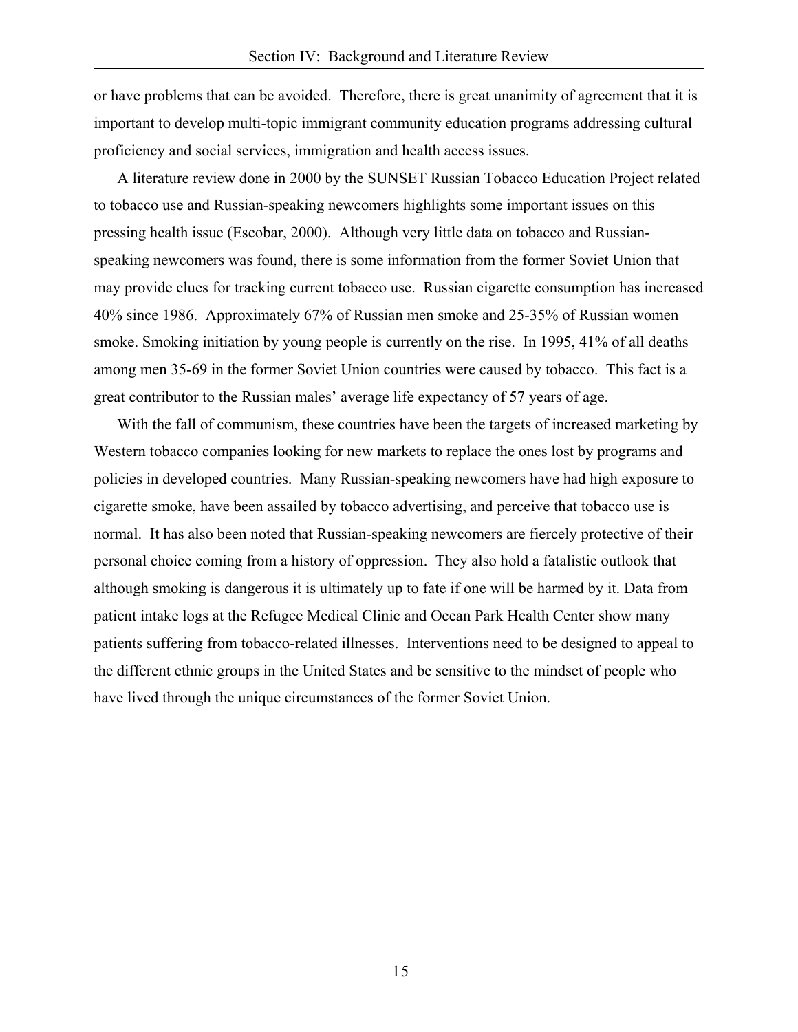or have problems that can be avoided. Therefore, there is great unanimity of agreement that it is important to develop multi-topic immigrant community education programs addressing cultural proficiency and social services, immigration and health access issues.

A literature review done in 2000 by the SUNSET Russian Tobacco Education Project related to tobacco use and Russian-speaking newcomers highlights some important issues on this pressing health issue (Escobar, 2000). Although very little data on tobacco and Russian-speaking newcomers was found, there is some information from the former Soviet Union that may provide clues for tracking current tobacco use. Russian cigarette consumption has increased 40% since 1986. Approximately 67% of Russian men smoke and 25-35% of Russian women smoke. Smoking initiation by young people is currently on the rise. In 1995, 41% of all deaths among men 35-69 in the former Soviet Union countries were caused by tobacco. This fact is a great contributor to the Russian males' average life expectancy of 57 years of age.

With the fall of communism, these countries have been the targets of increased marketing by Western tobacco companies looking for new markets to replace the ones lost by programs and policies in developed countries. Many Russian-speaking newcomers have had high exposure to cigarette smoke, have been assailed by tobacco advertising, and perceive that tobacco use is normal. It has also been noted that Russian-speaking newcomers are fiercely protective of their personal choice coming from a history of oppression. They also hold a fatalistic outlook that although smoking is dangerous it is ultimately up to fate if one will be harmed by it. Data from patient intake logs at the Refugee Medical Clinic and Ocean Park Health Center show many patients suffering from tobacco-related illnesses. Interventions need to be designed to appeal to the different ethnic groups in the United States and be sensitive to the mindset of people who have lived through the unique circumstances of the former Soviet Union.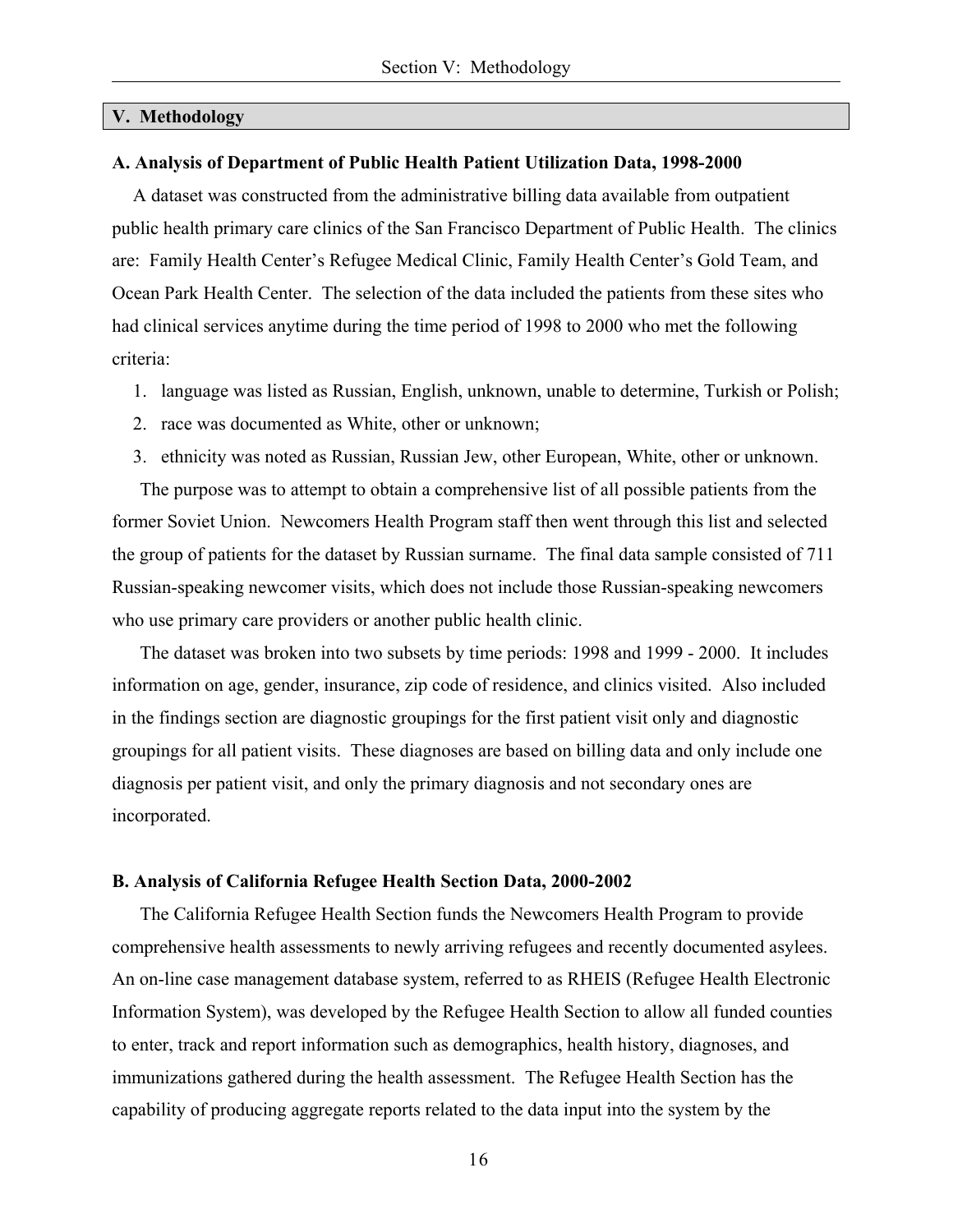## V. Methodology

### A. Analysis of Department of Public Health Patient Utilization Data, 1998-2000

A dataset was constructed from the administrative billing data available from outpatient public health primary care clinics of the San Francisco Department of Public Health. The clinics are: Family Health Center's Refugee Medical Clinic, Family Health Center's Gold Team, and Ocean Park Health Center. The selection of the data included the patients from these sites who had clinical services anytime during the time period of 1998 to 2000 who met the following criteria:

1. language was listed as Russian, English, unknown, unable to determine, Turkish or Polish;
2. race was documented as White, other or unknown;
3. ethnicity was noted as Russian, Russian Jew, other European, White, other or unknown.

The purpose was to attempt to obtain a comprehensive list of all possible patients from the former Soviet Union. Newcomers Health Program staff then went through this list and selected the group of patients for the dataset by Russian surname. The final data sample consisted of 711 Russian-speaking newcomer visits, which does not include those Russian-speaking newcomers who use primary care providers or another public health clinic.

The dataset was broken into two subsets by time periods: 1998 and 1999 - 2000. It includes information on age, gender, insurance, zip code of residence, and clinics visited. Also included in the findings section are diagnostic groupings for the first patient visit only and diagnostic groupings for all patient visits. These diagnoses are based on billing data and only include one diagnosis per patient visit, and only the primary diagnosis and not secondary ones are incorporated.

### B. Analysis of California Refugee Health Section Data, 2000-2002

The California Refugee Health Section funds the Newcomers Health Program to provide comprehensive health assessments to newly arriving refugees and recently documented asylees. An on-line case management database system, referred to as RHEIS (Refugee Health Electronic Information System), was developed by the Refugee Health Section to allow all funded counties to enter, track and report information such as demographics, health history, diagnoses, and immunizations gathered during the health assessment. The Refugee Health Section has the capability of producing aggregate reports related to the data input into the system by the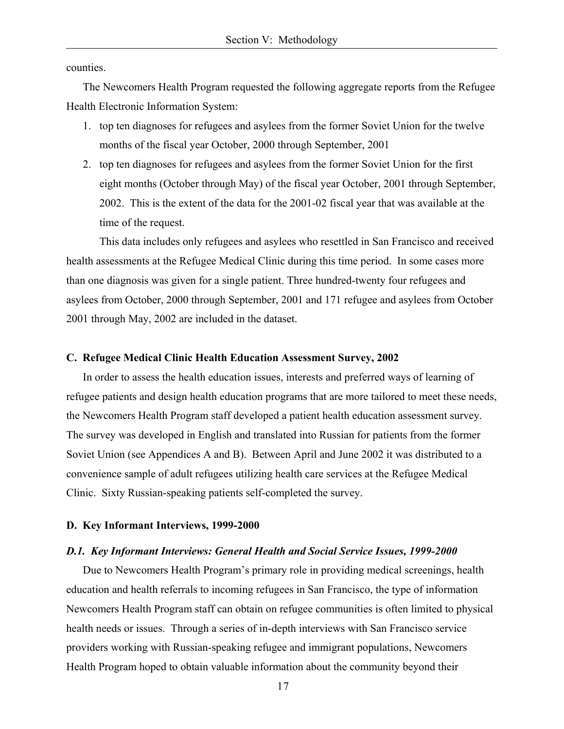counties.

The Newcomers Health Program requested the following aggregate reports from the Refugee Health Electronic Information System:

1. top ten diagnoses for refugees and asylees from the former Soviet Union for the twelve months of the fiscal year October, 2000 through September, 2001
2. top ten diagnoses for refugees and asylees from the former Soviet Union for the first eight months (October through May) of the fiscal year October, 2001 through September, 2002. This is the extent of the data for the 2001-02 fiscal year that was available at the time of the request.

This data includes only refugees and asylees who resettled in San Francisco and received health assessments at the Refugee Medical Clinic during this time period. In some cases more than one diagnosis was given for a single patient. Three hundred-twenty four refugees and asylees from October, 2000 through September, 2001 and 171 refugee and asylees from October 2001 through May, 2002 are included in the dataset.

### C. Refugee Medical Clinic Health Education Assessment Survey, 2002

In order to assess the health education issues, interests and preferred ways of learning of refugee patients and design health education programs that are more tailored to meet these needs, the Newcomers Health Program staff developed a patient health education assessment survey. The survey was developed in English and translated into Russian for patients from the former Soviet Union (see Appendices A and B). Between April and June 2002 it was distributed to a convenience sample of adult refugees utilizing health care services at the Refugee Medical Clinic. Sixty Russian-speaking patients self-completed the survey.

### D. Key Informant Interviews, 1999-2000

#### *D.1. Key Informant Interviews: General Health and Social Service Issues, 1999-2000*

Due to Newcomers Health Program's primary role in providing medical screenings, health education and health referrals to incoming refugees in San Francisco, the type of information Newcomers Health Program staff can obtain on refugee communities is often limited to physical health needs or issues. Through a series of in-depth interviews with San Francisco service providers working with Russian-speaking refugee and immigrant populations, Newcomers Health Program hoped to obtain valuable information about the community beyond their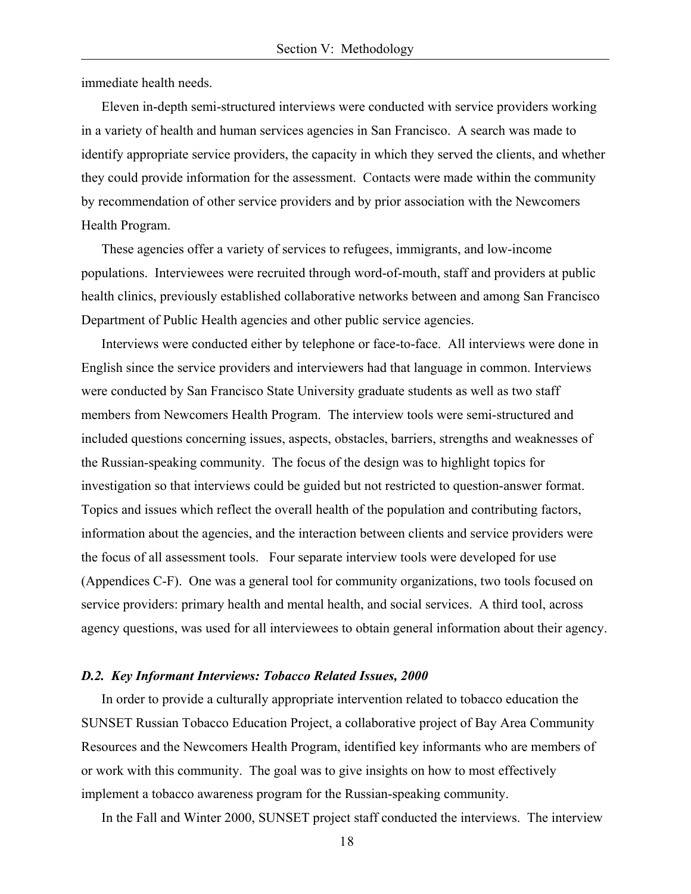immediate health needs.

Eleven in-depth semi-structured interviews were conducted with service providers working in a variety of health and human services agencies in San Francisco. A search was made to identify appropriate service providers, the capacity in which they served the clients, and whether they could provide information for the assessment. Contacts were made within the community by recommendation of other service providers and by prior association with the Newcomers Health Program.

These agencies offer a variety of services to refugees, immigrants, and low-income populations. Interviewees were recruited through word-of-mouth, staff and providers at public health clinics, previously established collaborative networks between and among San Francisco Department of Public Health agencies and other public service agencies.

Interviews were conducted either by telephone or face-to-face. All interviews were done in English since the service providers and interviewers had that language in common. Interviews were conducted by San Francisco State University graduate students as well as two staff members from Newcomers Health Program. The interview tools were semi-structured and included questions concerning issues, aspects, obstacles, barriers, strengths and weaknesses of the Russian-speaking community. The focus of the design was to highlight topics for investigation so that interviews could be guided but not restricted to question-answer format. Topics and issues which reflect the overall health of the population and contributing factors, information about the agencies, and the interaction between clients and service providers were the focus of all assessment tools. Four separate interview tools were developed for use (Appendices C-F). One was a general tool for community organizations, two tools focused on service providers: primary health and mental health, and social services. A third tool, across agency questions, was used for all interviewees to obtain general information about their agency.

### *D.2. Key Informant Interviews: Tobacco Related Issues, 2000*

In order to provide a culturally appropriate intervention related to tobacco education the SUNSET Russian Tobacco Education Project, a collaborative project of Bay Area Community Resources and the Newcomers Health Program, identified key informants who are members of or work with this community. The goal was to give insights on how to most effectively implement a tobacco awareness program for the Russian-speaking community.

In the Fall and Winter 2000, SUNSET project staff conducted the interviews. The interview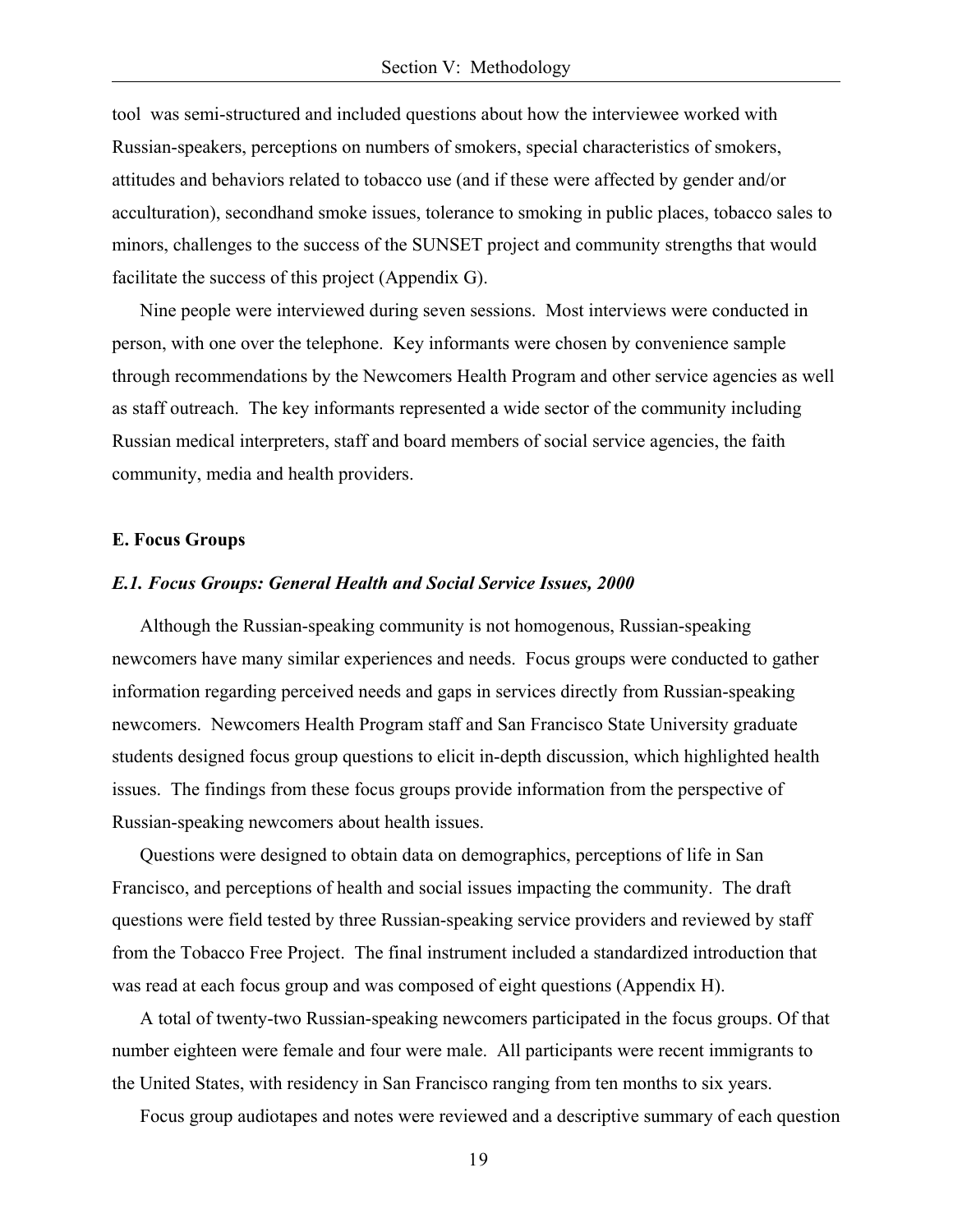tool was semi-structured and included questions about how the interviewee worked with Russian-speakers, perceptions on numbers of smokers, special characteristics of smokers, attitudes and behaviors related to tobacco use (and if these were affected by gender and/or acculturation), secondhand smoke issues, tolerance to smoking in public places, tobacco sales to minors, challenges to the success of the SUNSET project and community strengths that would facilitate the success of this project (Appendix G).

Nine people were interviewed during seven sessions. Most interviews were conducted in person, with one over the telephone. Key informants were chosen by convenience sample through recommendations by the Newcomers Health Program and other service agencies as well as staff outreach. The key informants represented a wide sector of the community including Russian medical interpreters, staff and board members of social service agencies, the faith community, media and health providers.

### E. Focus Groups

#### *E.1. Focus Groups: General Health and Social Service Issues, 2000*

Although the Russian-speaking community is not homogenous, Russian-speaking newcomers have many similar experiences and needs. Focus groups were conducted to gather information regarding perceived needs and gaps in services directly from Russian-speaking newcomers. Newcomers Health Program staff and San Francisco State University graduate students designed focus group questions to elicit in-depth discussion, which highlighted health issues. The findings from these focus groups provide information from the perspective of Russian-speaking newcomers about health issues.

Questions were designed to obtain data on demographics, perceptions of life in San Francisco, and perceptions of health and social issues impacting the community. The draft questions were field tested by three Russian-speaking service providers and reviewed by staff from the Tobacco Free Project. The final instrument included a standardized introduction that was read at each focus group and was composed of eight questions (Appendix H).

A total of twenty-two Russian-speaking newcomers participated in the focus groups. Of that number eighteen were female and four were male. All participants were recent immigrants to the United States, with residency in San Francisco ranging from ten months to six years.

Focus group audiotapes and notes were reviewed and a descriptive summary of each question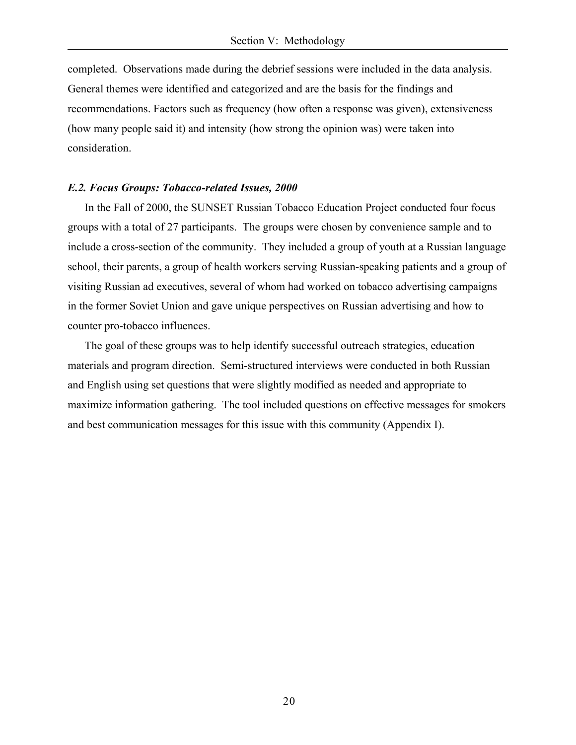completed. Observations made during the debrief sessions were included in the data analysis. General themes were identified and categorized and are the basis for the findings and recommendations. Factors such as frequency (how often a response was given), extensiveness (how many people said it) and intensity (how strong the opinion was) were taken into consideration.

### *E.2. Focus Groups: Tobacco-related Issues, 2000*

In the Fall of 2000, the SUNSET Russian Tobacco Education Project conducted four focus groups with a total of 27 participants. The groups were chosen by convenience sample and to include a cross-section of the community. They included a group of youth at a Russian language school, their parents, a group of health workers serving Russian-speaking patients and a group of visiting Russian ad executives, several of whom had worked on tobacco advertising campaigns in the former Soviet Union and gave unique perspectives on Russian advertising and how to counter pro-tobacco influences.

The goal of these groups was to help identify successful outreach strategies, education materials and program direction. Semi-structured interviews were conducted in both Russian and English using set questions that were slightly modified as needed and appropriate to maximize information gathering. The tool included questions on effective messages for smokers and best communication messages for this issue with this community (Appendix I).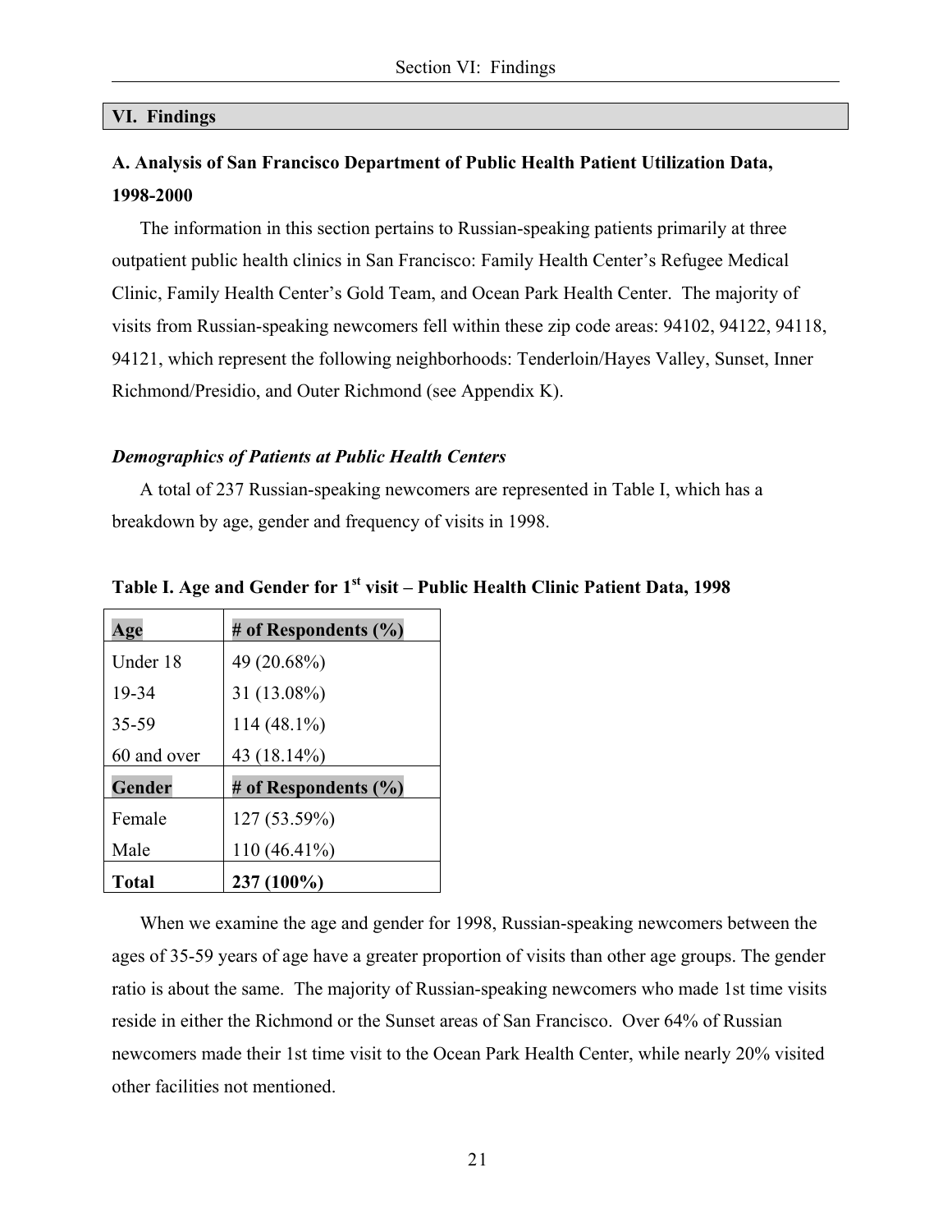## VI. Findings

### A. Analysis of San Francisco Department of Public Health Patient Utilization Data, 1998-2000

The information in this section pertains to Russian-speaking patients primarily at three outpatient public health clinics in San Francisco: Family Health Center's Refugee Medical Clinic, Family Health Center's Gold Team, and Ocean Park Health Center. The majority of visits from Russian-speaking newcomers fell within these zip code areas: 94102, 94122, 94118, 94121, which represent the following neighborhoods: Tenderloin/Hayes Valley, Sunset, Inner Richmond/Presidio, and Outer Richmond (see Appendix K).

#### *Demographics of Patients at Public Health Centers*

A total of 237 Russian-speaking newcomers are represented in Table I, which has a breakdown by age, gender and frequency of visits in 1998.

**Table I. Age and Gender for 1st visit – Public Health Clinic Patient Data, 1998**

| **Age** | **# of Respondents (%)** |
|---|---|
| Under 18 | 49 (20.68%) |
| 19-34 | 31 (13.08%) |
| 35-59 | 114 (48.1%) |
| 60 and over | 43 (18.14%) |
| **Gender** | **# of Respondents (%)** |
| Female | 127 (53.59%) |
| Male | 110 (46.41%) |
| **Total** | **237 (100%)** |

When we examine the age and gender for 1998, Russian-speaking newcomers between the ages of 35-59 years of age have a greater proportion of visits than other age groups. The gender ratio is about the same. The majority of Russian-speaking newcomers who made 1st time visits reside in either the Richmond or the Sunset areas of San Francisco. Over 64% of Russian newcomers made their 1st time visit to the Ocean Park Health Center, while nearly 20% visited other facilities not mentioned.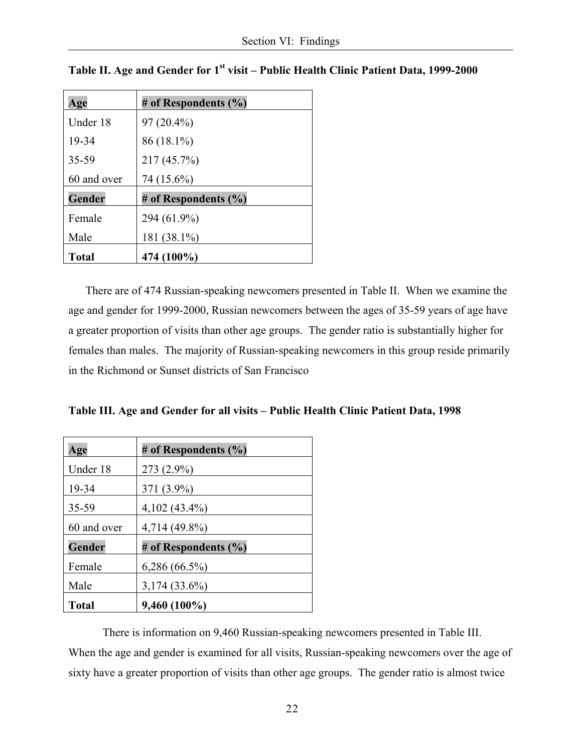**Table II. Age and Gender for 1st visit – Public Health Clinic Patient Data, 1999-2000**

| Age | # of Respondents (%) |
|---|---|
| Under 18 | 97 (20.4%) |
| 19-34 | 86 (18.1%) |
| 35-59 | 217 (45.7%) |
| 60 and over | 74 (15.6%) |
| **Gender** | **# of Respondents (%)** |
| Female | 294 (61.9%) |
| Male | 181 (38.1%) |
| **Total** | **474 (100%)** |

There are of 474 Russian-speaking newcomers presented in Table II. When we examine the age and gender for 1999-2000, Russian newcomers between the ages of 35-59 years of age have a greater proportion of visits than other age groups. The gender ratio is substantially higher for females than males. The majority of Russian-speaking newcomers in this group reside primarily in the Richmond or Sunset districts of San Francisco

**Table III. Age and Gender for all visits – Public Health Clinic Patient Data, 1998**

| Age | # of Respondents (%) |
|---|---|
| Under 18 | 273 (2.9%) |
| 19-34 | 371 (3.9%) |
| 35-59 | 4,102 (43.4%) |
| 60 and over | 4,714 (49.8%) |
| **Gender** | **# of Respondents (%)** |
| Female | 6,286 (66.5%) |
| Male | 3,174 (33.6%) |
| **Total** | **9,460 (100%)** |

There is information on 9,460 Russian-speaking newcomers presented in Table III. When the age and gender is examined for all visits, Russian-speaking newcomers over the age of sixty have a greater proportion of visits than other age groups. The gender ratio is almost twice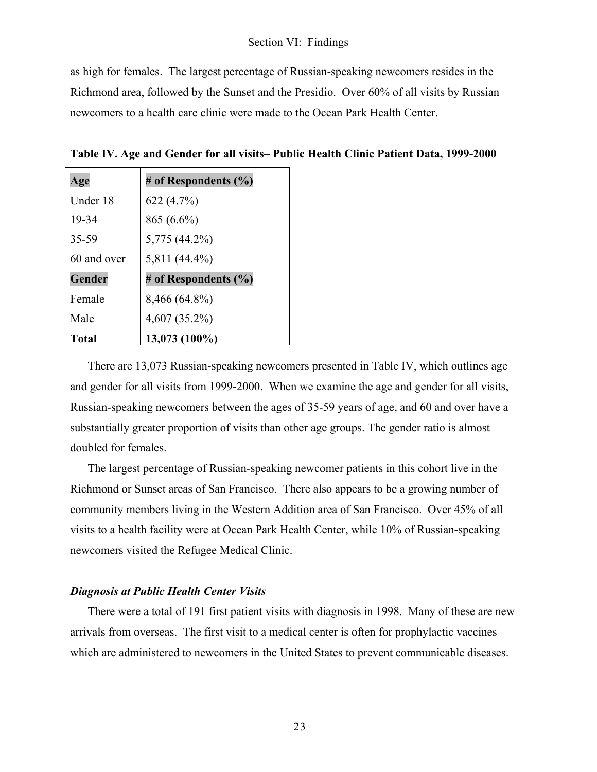as high for females. The largest percentage of Russian-speaking newcomers resides in the Richmond area, followed by the Sunset and the Presidio. Over 60% of all visits by Russian newcomers to a health care clinic were made to the Ocean Park Health Center.

**Table IV. Age and Gender for all visits– Public Health Clinic Patient Data, 1999-2000**

| **Age** | **# of Respondents (%)** |
|---|---|
| Under 18 | 622 (4.7%) |
| 19-34 | 865 (6.6%) |
| 35-59 | 5,775 (44.2%) |
| 60 and over | 5,811 (44.4%) |
| **Gender** | **# of Respondents (%)** |
| Female | 8,466 (64.8%) |
| Male | 4,607 (35.2%) |
| **Total** | **13,073 (100%)** |

There are 13,073 Russian-speaking newcomers presented in Table IV, which outlines age and gender for all visits from 1999-2000. When we examine the age and gender for all visits, Russian-speaking newcomers between the ages of 35-59 years of age, and 60 and over have a substantially greater proportion of visits than other age groups. The gender ratio is almost doubled for females.

The largest percentage of Russian-speaking newcomer patients in this cohort live in the Richmond or Sunset areas of San Francisco. There also appears to be a growing number of community members living in the Western Addition area of San Francisco. Over 45% of all visits to a health facility were at Ocean Park Health Center, while 10% of Russian-speaking newcomers visited the Refugee Medical Clinic.

### *Diagnosis at Public Health Center Visits*

There were a total of 191 first patient visits with diagnosis in 1998. Many of these are new arrivals from overseas. The first visit to a medical center is often for prophylactic vaccines which are administered to newcomers in the United States to prevent communicable diseases.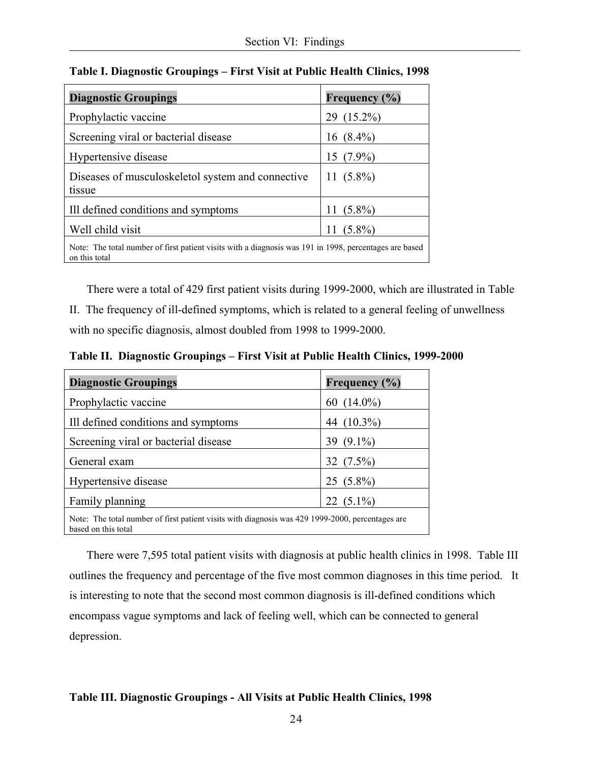**Table I. Diagnostic Groupings – First Visit at Public Health Clinics, 1998**

| Diagnostic Groupings | Frequency (%) |
|---|---|
| Prophylactic vaccine | 29 (15.2%) |
| Screening viral or bacterial disease | 16 (8.4%) |
| Hypertensive disease | 15 (7.9%) |
| Diseases of musculoskeletol system and connective tissue | 11 (5.8%) |
| Ill defined conditions and symptoms | 11 (5.8%) |
| Well child visit | 11 (5.8%) |
| Note: The total number of first patient visits with a diagnosis was 191 in 1998, percentages are based on this total | |

There were a total of 429 first patient visits during 1999-2000, which are illustrated in Table II. The frequency of ill-defined symptoms, which is related to a general feeling of unwellness with no specific diagnosis, almost doubled from 1998 to 1999-2000.

**Table II. Diagnostic Groupings – First Visit at Public Health Clinics, 1999-2000**

| Diagnostic Groupings | Frequency (%) |
|---|---|
| Prophylactic vaccine | 60 (14.0%) |
| Ill defined conditions and symptoms | 44 (10.3%) |
| Screening viral or bacterial disease | 39 (9.1%) |
| General exam | 32 (7.5%) |
| Hypertensive disease | 25 (5.8%) |
| Family planning | 22 (5.1%) |
| Note: The total number of first patient visits with diagnosis was 429 1999-2000, percentages are based on this total | |

There were 7,595 total patient visits with diagnosis at public health clinics in 1998. Table III outlines the frequency and percentage of the five most common diagnoses in this time period. It is interesting to note that the second most common diagnosis is ill-defined conditions which encompass vague symptoms and lack of feeling well, which can be connected to general depression.

**Table III. Diagnostic Groupings - All Visits at Public Health Clinics, 1998**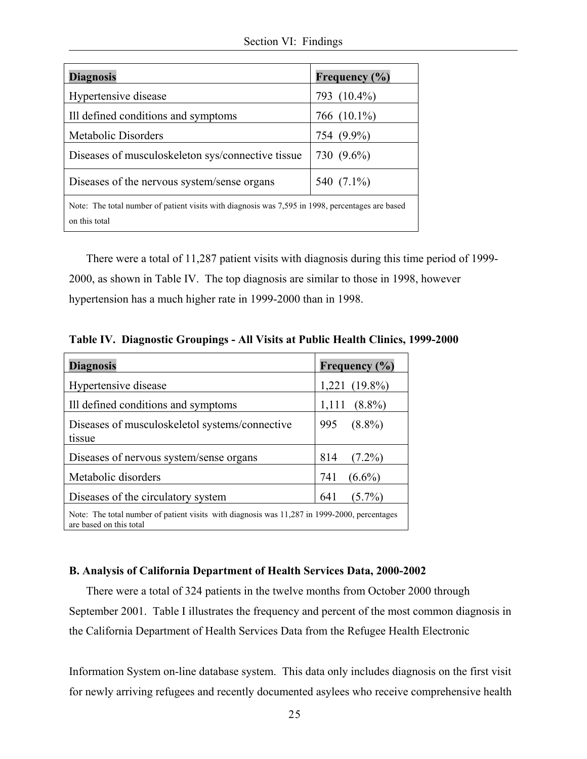| Diagnosis | Frequency (%) |
|---|---|
| Hypertensive disease | 793 (10.4%) |
| Ill defined conditions and symptoms | 766 (10.1%) |
| Metabolic Disorders | 754 (9.9%) |
| Diseases of musculoskeleton sys/connective tissue | 730 (9.6%) |
| Diseases of the nervous system/sense organs | 540 (7.1%) |
| Note: The total number of patient visits with diagnosis was 7,595 in 1998, percentages are based on this total | |

There were a total of 11,287 patient visits with diagnosis during this time period of 1999-2000, as shown in Table IV. The top diagnosis are similar to those in 1998, however hypertension has a much higher rate in 1999-2000 than in 1998.

**Table IV. Diagnostic Groupings - All Visits at Public Health Clinics, 1999-2000**

| Diagnosis | Frequency (%) |
|---|---|
| Hypertensive disease | 1,221 (19.8%) |
| Ill defined conditions and symptoms | 1,111 (8.8%) |
| Diseases of musculoskeletol systems/connective tissue | 995 (8.8%) |
| Diseases of nervous system/sense organs | 814 (7.2%) |
| Metabolic disorders | 741 (6.6%) |
| Diseases of the circulatory system | 641 (5.7%) |
| Note: The total number of patient visits with diagnosis was 11,287 in 1999-2000, percentages are based on this total | |

**B. Analysis of California Department of Health Services Data, 2000-2002**

There were a total of 324 patients in the twelve months from October 2000 through September 2001. Table I illustrates the frequency and percent of the most common diagnosis in the California Department of Health Services Data from the Refugee Health Electronic Information System on-line database system. This data only includes diagnosis on the first visit for newly arriving refugees and recently documented asylees who receive comprehensive health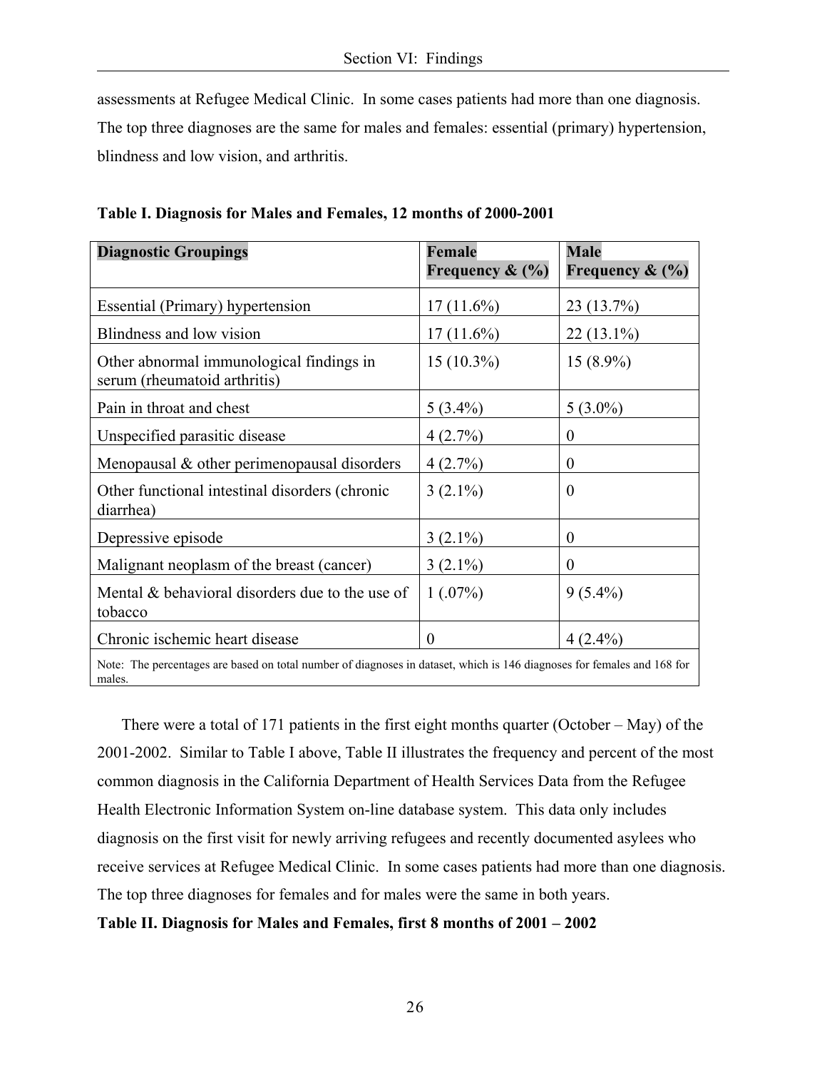assessments at Refugee Medical Clinic. In some cases patients had more than one diagnosis. The top three diagnoses are the same for males and females: essential (primary) hypertension, blindness and low vision, and arthritis.

**Table I. Diagnosis for Males and Females, 12 months of 2000-2001**

| Diagnostic Groupings | Female Frequency & (%) | Male Frequency & (%) |
|---|---|---|
| Essential (Primary) hypertension | 17 (11.6%) | 23 (13.7%) |
| Blindness and low vision | 17 (11.6%) | 22 (13.1%) |
| Other abnormal immunological findings in serum (rheumatoid arthritis) | 15 (10.3%) | 15 (8.9%) |
| Pain in throat and chest | 5 (3.4%) | 5 (3.0%) |
| Unspecified parasitic disease | 4 (2.7%) | 0 |
| Menopausal & other perimenopausal disorders | 4 (2.7%) | 0 |
| Other functional intestinal disorders (chronic diarrhea) | 3 (2.1%) | 0 |
| Depressive episode | 3 (2.1%) | 0 |
| Malignant neoplasm of the breast (cancer) | 3 (2.1%) | 0 |
| Mental & behavioral disorders due to the use of tobacco | 1 (.07%) | 9 (5.4%) |
| Chronic ischemic heart disease | 0 | 4 (2.4%) |

Note: The percentages are based on total number of diagnoses in dataset, which is 146 diagnoses for females and 168 for males.

There were a total of 171 patients in the first eight months quarter (October – May) of the 2001-2002. Similar to Table I above, Table II illustrates the frequency and percent of the most common diagnosis in the California Department of Health Services Data from the Refugee Health Electronic Information System on-line database system. This data only includes diagnosis on the first visit for newly arriving refugees and recently documented asylees who receive services at Refugee Medical Clinic. In some cases patients had more than one diagnosis. The top three diagnoses for females and for males were the same in both years.

**Table II. Diagnosis for Males and Females, first 8 months of 2001 – 2002**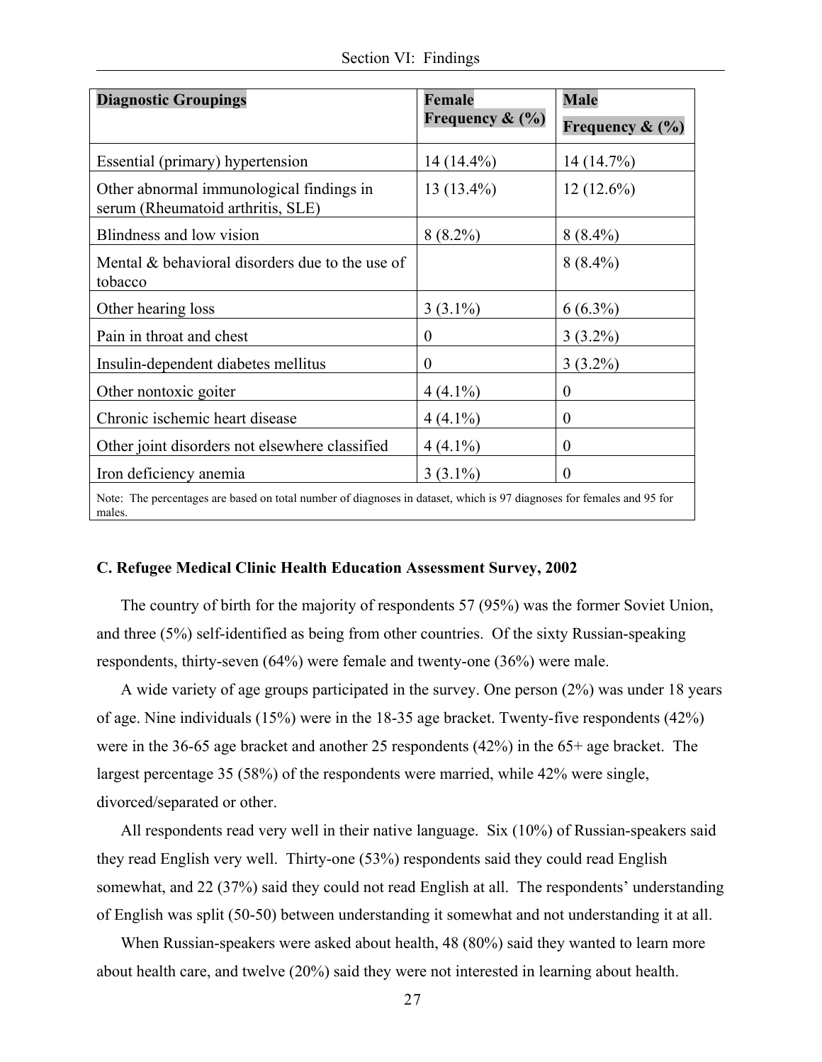| **Diagnostic Groupings** | **Female Frequency & (%)** | **Male Frequency & (%)** |
|---|---|---|
| Essential (primary) hypertension | 14 (14.4%) | 14 (14.7%) |
| Other abnormal immunological findings in serum (Rheumatoid arthritis, SLE) | 13 (13.4%) | 12 (12.6%) |
| Blindness and low vision | 8 (8.2%) | 8 (8.4%) |
| Mental & behavioral disorders due to the use of tobacco | | 8 (8.4%) |
| Other hearing loss | 3 (3.1%) | 6 (6.3%) |
| Pain in throat and chest | 0 | 3 (3.2%) |
| Insulin-dependent diabetes mellitus | 0 | 3 (3.2%) |
| Other nontoxic goiter | 4 (4.1%) | 0 |
| Chronic ischemic heart disease | 4 (4.1%) | 0 |
| Other joint disorders not elsewhere classified | 4 (4.1%) | 0 |
| Iron deficiency anemia | 3 (3.1%) | 0 |
| Note: The percentages are based on total number of diagnoses in dataset, which is 97 diagnoses for females and 95 for males. | | |

### C. Refugee Medical Clinic Health Education Assessment Survey, 2002

The country of birth for the majority of respondents 57 (95%) was the former Soviet Union, and three (5%) self-identified as being from other countries. Of the sixty Russian-speaking respondents, thirty-seven (64%) were female and twenty-one (36%) were male.

A wide variety of age groups participated in the survey. One person (2%) was under 18 years of age. Nine individuals (15%) were in the 18-35 age bracket. Twenty-five respondents (42%) were in the 36-65 age bracket and another 25 respondents (42%) in the 65+ age bracket. The largest percentage 35 (58%) of the respondents were married, while 42% were single, divorced/separated or other.

All respondents read very well in their native language. Six (10%) of Russian-speakers said they read English very well. Thirty-one (53%) respondents said they could read English somewhat, and 22 (37%) said they could not read English at all. The respondents' understanding of English was split (50-50) between understanding it somewhat and not understanding it at all.

When Russian-speakers were asked about health, 48 (80%) said they wanted to learn more about health care, and twelve (20%) said they were not interested in learning about health.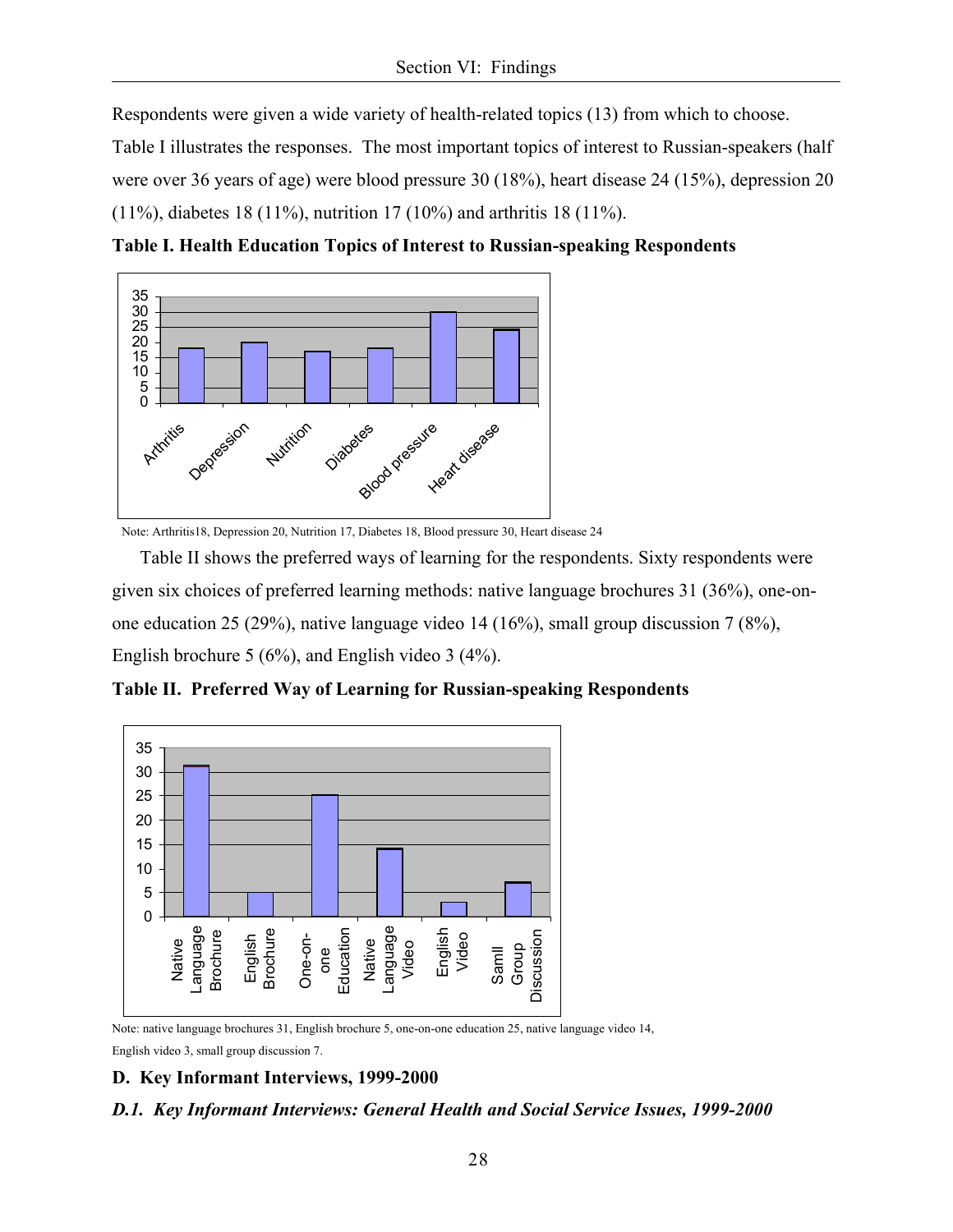Respondents were given a wide variety of health-related topics (13) from which to choose. Table I illustrates the responses. The most important topics of interest to Russian-speakers (half were over 36 years of age) were blood pressure 30 (18%), heart disease 24 (15%), depression 20 (11%), diabetes 18 (11%), nutrition 17 (10%) and arthritis 18 (11%).

**Table I. Health Education Topics of Interest to Russian-speaking Respondents**

Note: Arthritis18, Depression 20, Nutrition 17, Diabetes 18, Blood pressure 30, Heart disease 24

Table II shows the preferred ways of learning for the respondents. Sixty respondents were given six choices of preferred learning methods: native language brochures 31 (36%), one-on-one education 25 (29%), native language video 14 (16%), small group discussion 7 (8%), English brochure 5 (6%), and English video 3 (4%).

**Table II. Preferred Way of Learning for Russian-speaking Respondents**

Note: native language brochures 31, English brochure 5, one-on-one education 25, native language video 14, English video 3, small group discussion 7.

### D. Key Informant Interviews, 1999-2000

#### *D.1. Key Informant Interviews: General Health and Social Service Issues, 1999-2000*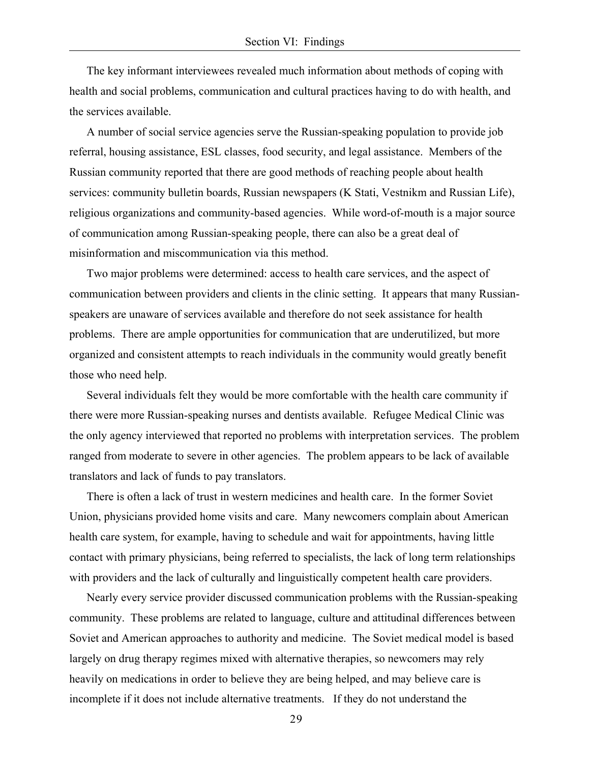The key informant interviewees revealed much information about methods of coping with health and social problems, communication and cultural practices having to do with health, and the services available.

A number of social service agencies serve the Russian-speaking population to provide job referral, housing assistance, ESL classes, food security, and legal assistance. Members of the Russian community reported that there are good methods of reaching people about health services: community bulletin boards, Russian newspapers (K Stati, Vestnikm and Russian Life), religious organizations and community-based agencies. While word-of-mouth is a major source of communication among Russian-speaking people, there can also be a great deal of misinformation and miscommunication via this method.

Two major problems were determined: access to health care services, and the aspect of communication between providers and clients in the clinic setting. It appears that many Russian-speakers are unaware of services available and therefore do not seek assistance for health problems. There are ample opportunities for communication that are underutilized, but more organized and consistent attempts to reach individuals in the community would greatly benefit those who need help.

Several individuals felt they would be more comfortable with the health care community if there were more Russian-speaking nurses and dentists available. Refugee Medical Clinic was the only agency interviewed that reported no problems with interpretation services. The problem ranged from moderate to severe in other agencies. The problem appears to be lack of available translators and lack of funds to pay translators.

There is often a lack of trust in western medicines and health care. In the former Soviet Union, physicians provided home visits and care. Many newcomers complain about American health care system, for example, having to schedule and wait for appointments, having little contact with primary physicians, being referred to specialists, the lack of long term relationships with providers and the lack of culturally and linguistically competent health care providers.

Nearly every service provider discussed communication problems with the Russian-speaking community. These problems are related to language, culture and attitudinal differences between Soviet and American approaches to authority and medicine. The Soviet medical model is based largely on drug therapy regimes mixed with alternative therapies, so newcomers may rely heavily on medications in order to believe they are being helped, and may believe care is incomplete if it does not include alternative treatments. If they do not understand the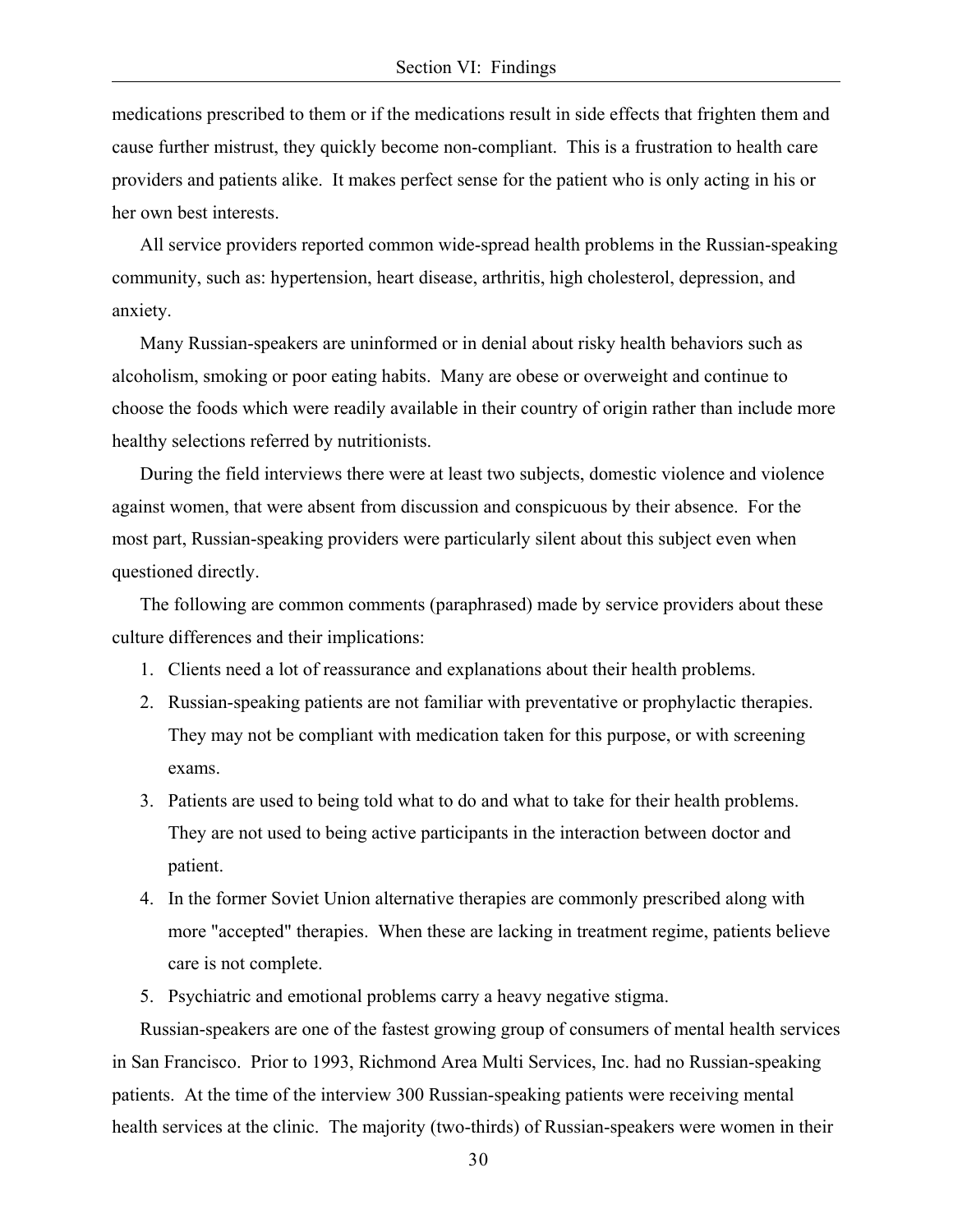medications prescribed to them or if the medications result in side effects that frighten them and cause further mistrust, they quickly become non-compliant. This is a frustration to health care providers and patients alike. It makes perfect sense for the patient who is only acting in his or her own best interests.

All service providers reported common wide-spread health problems in the Russian-speaking community, such as: hypertension, heart disease, arthritis, high cholesterol, depression, and anxiety.

Many Russian-speakers are uninformed or in denial about risky health behaviors such as alcoholism, smoking or poor eating habits. Many are obese or overweight and continue to choose the foods which were readily available in their country of origin rather than include more healthy selections referred by nutritionists.

During the field interviews there were at least two subjects, domestic violence and violence against women, that were absent from discussion and conspicuous by their absence. For the most part, Russian-speaking providers were particularly silent about this subject even when questioned directly.

The following are common comments (paraphrased) made by service providers about these culture differences and their implications:

1. Clients need a lot of reassurance and explanations about their health problems.
2. Russian-speaking patients are not familiar with preventative or prophylactic therapies. They may not be compliant with medication taken for this purpose, or with screening exams.
3. Patients are used to being told what to do and what to take for their health problems. They are not used to being active participants in the interaction between doctor and patient.
4. In the former Soviet Union alternative therapies are commonly prescribed along with more "accepted" therapies. When these are lacking in treatment regime, patients believe care is not complete.
5. Psychiatric and emotional problems carry a heavy negative stigma.

Russian-speakers are one of the fastest growing group of consumers of mental health services in San Francisco. Prior to 1993, Richmond Area Multi Services, Inc. had no Russian-speaking patients. At the time of the interview 300 Russian-speaking patients were receiving mental health services at the clinic. The majority (two-thirds) of Russian-speakers were women in their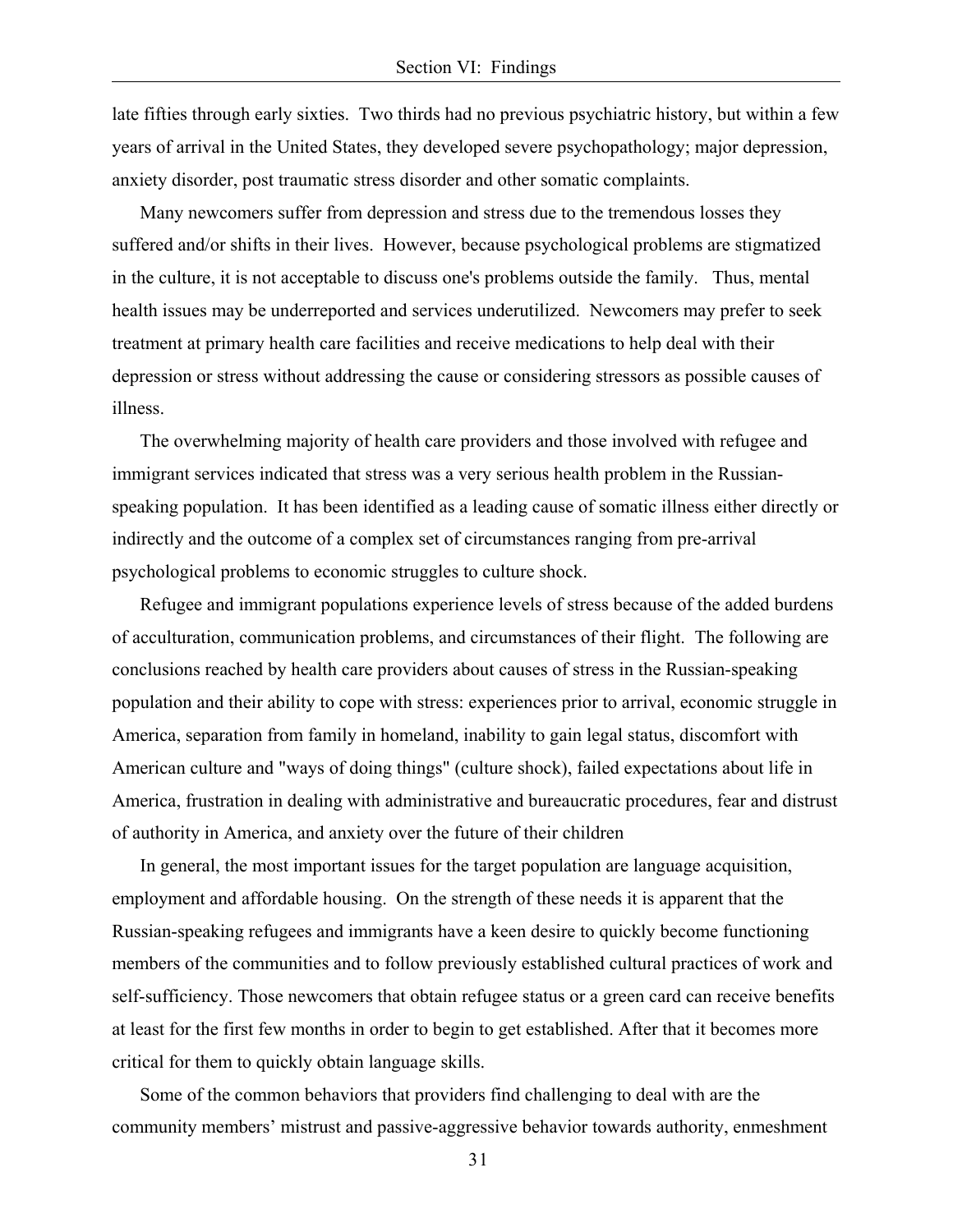late fifties through early sixties. Two thirds had no previous psychiatric history, but within a few years of arrival in the United States, they developed severe psychopathology; major depression, anxiety disorder, post traumatic stress disorder and other somatic complaints.

Many newcomers suffer from depression and stress due to the tremendous losses they suffered and/or shifts in their lives. However, because psychological problems are stigmatized in the culture, it is not acceptable to discuss one's problems outside the family. Thus, mental health issues may be underreported and services underutilized. Newcomers may prefer to seek treatment at primary health care facilities and receive medications to help deal with their depression or stress without addressing the cause or considering stressors as possible causes of illness.

The overwhelming majority of health care providers and those involved with refugee and immigrant services indicated that stress was a very serious health problem in the Russian-speaking population. It has been identified as a leading cause of somatic illness either directly or indirectly and the outcome of a complex set of circumstances ranging from pre-arrival psychological problems to economic struggles to culture shock.

Refugee and immigrant populations experience levels of stress because of the added burdens of acculturation, communication problems, and circumstances of their flight. The following are conclusions reached by health care providers about causes of stress in the Russian-speaking population and their ability to cope with stress: experiences prior to arrival, economic struggle in America, separation from family in homeland, inability to gain legal status, discomfort with American culture and "ways of doing things" (culture shock), failed expectations about life in America, frustration in dealing with administrative and bureaucratic procedures, fear and distrust of authority in America, and anxiety over the future of their children

In general, the most important issues for the target population are language acquisition, employment and affordable housing. On the strength of these needs it is apparent that the Russian-speaking refugees and immigrants have a keen desire to quickly become functioning members of the communities and to follow previously established cultural practices of work and self-sufficiency. Those newcomers that obtain refugee status or a green card can receive benefits at least for the first few months in order to begin to get established. After that it becomes more critical for them to quickly obtain language skills.

Some of the common behaviors that providers find challenging to deal with are the community members' mistrust and passive-aggressive behavior towards authority, enmeshment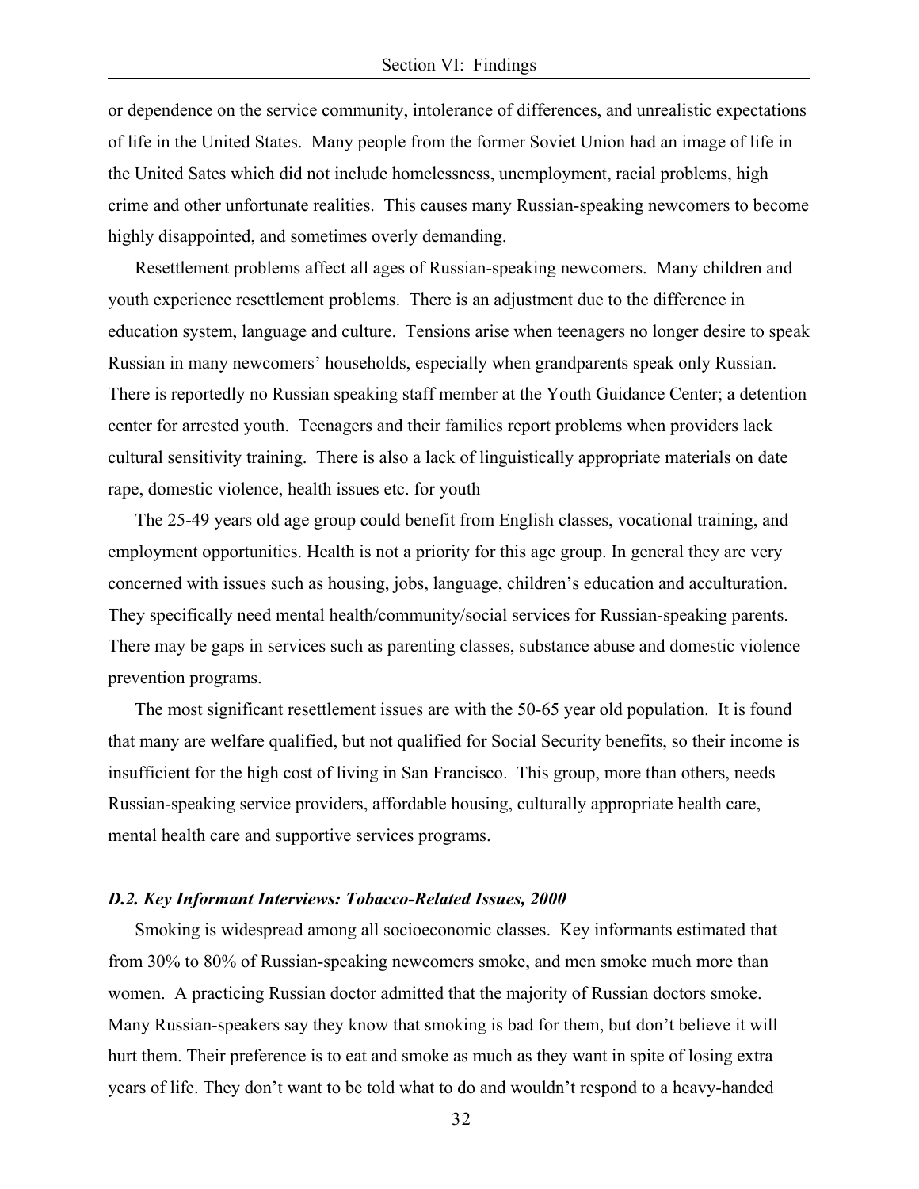or dependence on the service community, intolerance of differences, and unrealistic expectations of life in the United States. Many people from the former Soviet Union had an image of life in the United Sates which did not include homelessness, unemployment, racial problems, high crime and other unfortunate realities. This causes many Russian-speaking newcomers to become highly disappointed, and sometimes overly demanding.

Resettlement problems affect all ages of Russian-speaking newcomers. Many children and youth experience resettlement problems. There is an adjustment due to the difference in education system, language and culture. Tensions arise when teenagers no longer desire to speak Russian in many newcomers' households, especially when grandparents speak only Russian. There is reportedly no Russian speaking staff member at the Youth Guidance Center; a detention center for arrested youth. Teenagers and their families report problems when providers lack cultural sensitivity training. There is also a lack of linguistically appropriate materials on date rape, domestic violence, health issues etc. for youth

The 25-49 years old age group could benefit from English classes, vocational training, and employment opportunities. Health is not a priority for this age group. In general they are very concerned with issues such as housing, jobs, language, children's education and acculturation. They specifically need mental health/community/social services for Russian-speaking parents. There may be gaps in services such as parenting classes, substance abuse and domestic violence prevention programs.

The most significant resettlement issues are with the 50-65 year old population. It is found that many are welfare qualified, but not qualified for Social Security benefits, so their income is insufficient for the high cost of living in San Francisco. This group, more than others, needs Russian-speaking service providers, affordable housing, culturally appropriate health care, mental health care and supportive services programs.

### *D.2. Key Informant Interviews: Tobacco-Related Issues, 2000*

Smoking is widespread among all socioeconomic classes. Key informants estimated that from 30% to 80% of Russian-speaking newcomers smoke, and men smoke much more than women. A practicing Russian doctor admitted that the majority of Russian doctors smoke. Many Russian-speakers say they know that smoking is bad for them, but don't believe it will hurt them. Their preference is to eat and smoke as much as they want in spite of losing extra years of life. They don't want to be told what to do and wouldn't respond to a heavy-handed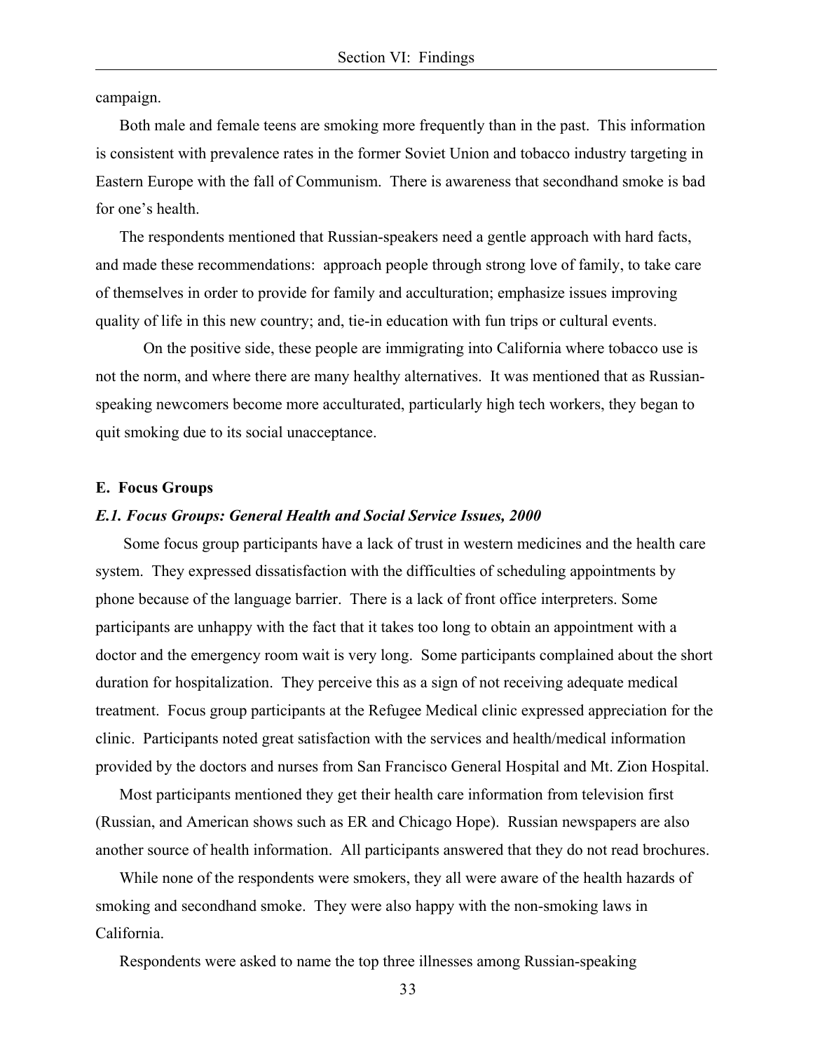campaign.

Both male and female teens are smoking more frequently than in the past. This information is consistent with prevalence rates in the former Soviet Union and tobacco industry targeting in Eastern Europe with the fall of Communism. There is awareness that secondhand smoke is bad for one's health.

The respondents mentioned that Russian-speakers need a gentle approach with hard facts, and made these recommendations: approach people through strong love of family, to take care of themselves in order to provide for family and acculturation; emphasize issues improving quality of life in this new country; and, tie-in education with fun trips or cultural events.

On the positive side, these people are immigrating into California where tobacco use is not the norm, and where there are many healthy alternatives. It was mentioned that as Russian-speaking newcomers become more acculturated, particularly high tech workers, they began to quit smoking due to its social unacceptance.

### E. Focus Groups

#### *E.1. Focus Groups: General Health and Social Service Issues, 2000*

Some focus group participants have a lack of trust in western medicines and the health care system. They expressed dissatisfaction with the difficulties of scheduling appointments by phone because of the language barrier. There is a lack of front office interpreters. Some participants are unhappy with the fact that it takes too long to obtain an appointment with a doctor and the emergency room wait is very long. Some participants complained about the short duration for hospitalization. They perceive this as a sign of not receiving adequate medical treatment. Focus group participants at the Refugee Medical clinic expressed appreciation for the clinic. Participants noted great satisfaction with the services and health/medical information provided by the doctors and nurses from San Francisco General Hospital and Mt. Zion Hospital.

Most participants mentioned they get their health care information from television first (Russian, and American shows such as ER and Chicago Hope). Russian newspapers are also another source of health information. All participants answered that they do not read brochures.

While none of the respondents were smokers, they all were aware of the health hazards of smoking and secondhand smoke. They were also happy with the non-smoking laws in California.

Respondents were asked to name the top three illnesses among Russian-speaking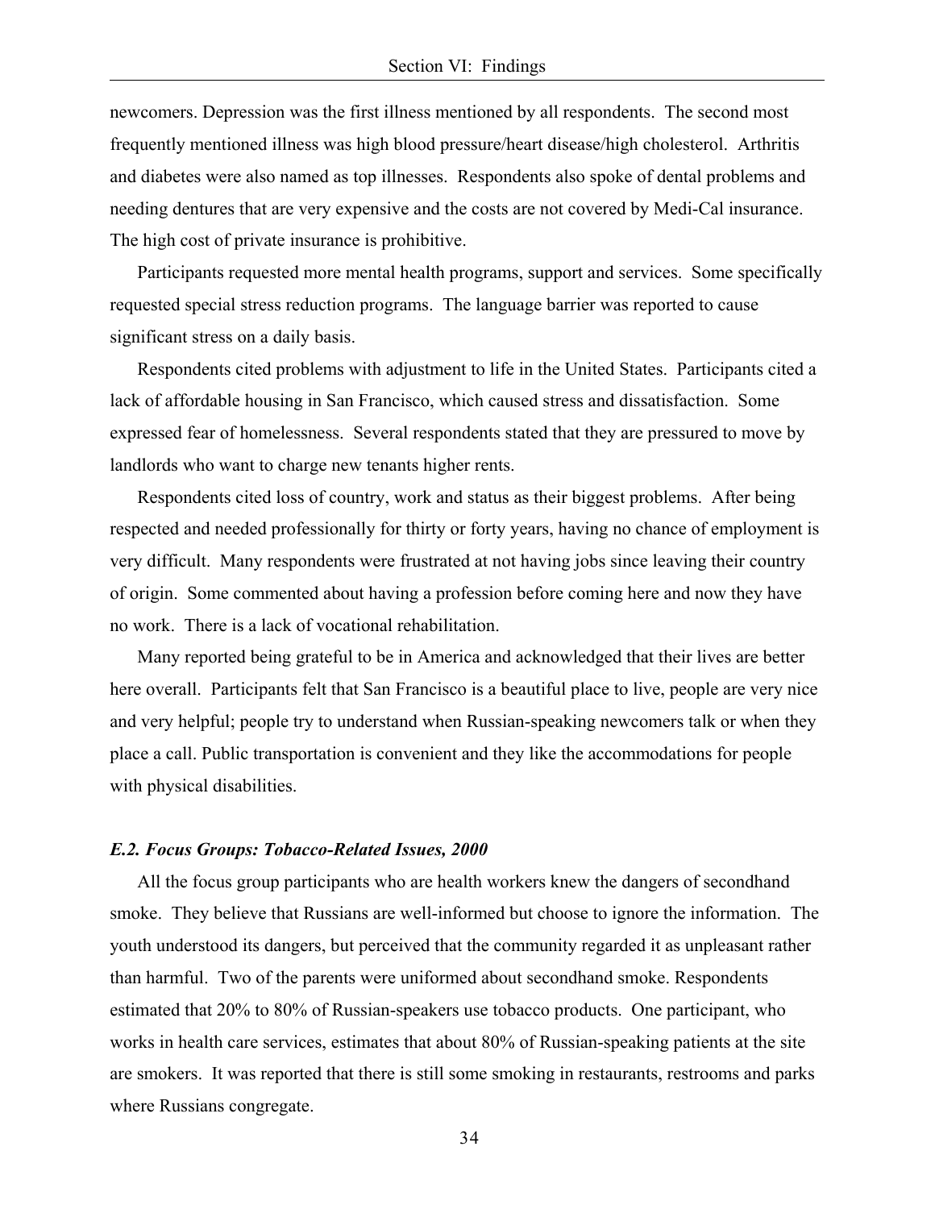newcomers. Depression was the first illness mentioned by all respondents. The second most frequently mentioned illness was high blood pressure/heart disease/high cholesterol. Arthritis and diabetes were also named as top illnesses. Respondents also spoke of dental problems and needing dentures that are very expensive and the costs are not covered by Medi-Cal insurance. The high cost of private insurance is prohibitive.

Participants requested more mental health programs, support and services. Some specifically requested special stress reduction programs. The language barrier was reported to cause significant stress on a daily basis.

Respondents cited problems with adjustment to life in the United States. Participants cited a lack of affordable housing in San Francisco, which caused stress and dissatisfaction. Some expressed fear of homelessness. Several respondents stated that they are pressured to move by landlords who want to charge new tenants higher rents.

Respondents cited loss of country, work and status as their biggest problems. After being respected and needed professionally for thirty or forty years, having no chance of employment is very difficult. Many respondents were frustrated at not having jobs since leaving their country of origin. Some commented about having a profession before coming here and now they have no work. There is a lack of vocational rehabilitation.

Many reported being grateful to be in America and acknowledged that their lives are better here overall. Participants felt that San Francisco is a beautiful place to live, people are very nice and very helpful; people try to understand when Russian-speaking newcomers talk or when they place a call. Public transportation is convenient and they like the accommodations for people with physical disabilities.

### *E.2. Focus Groups: Tobacco-Related Issues, 2000*

All the focus group participants who are health workers knew the dangers of secondhand smoke. They believe that Russians are well-informed but choose to ignore the information. The youth understood its dangers, but perceived that the community regarded it as unpleasant rather than harmful. Two of the parents were uniformed about secondhand smoke. Respondents estimated that 20% to 80% of Russian-speakers use tobacco products. One participant, who works in health care services, estimates that about 80% of Russian-speaking patients at the site are smokers. It was reported that there is still some smoking in restaurants, restrooms and parks where Russians congregate.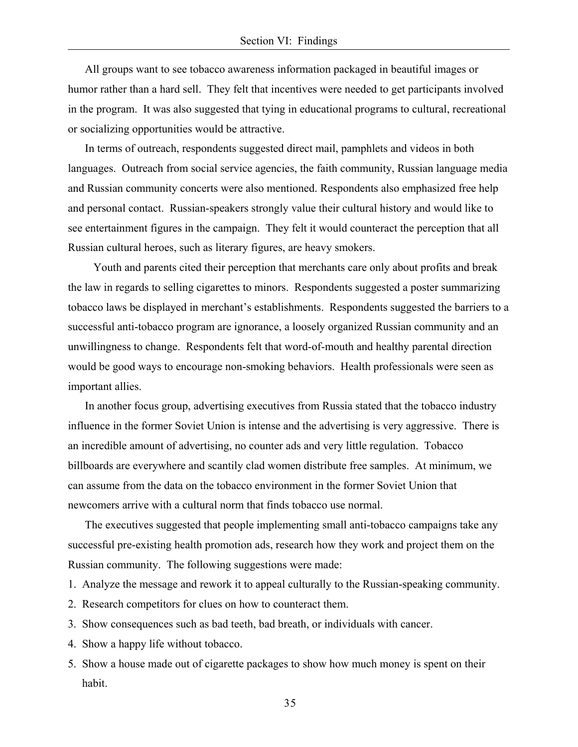All groups want to see tobacco awareness information packaged in beautiful images or humor rather than a hard sell. They felt that incentives were needed to get participants involved in the program. It was also suggested that tying in educational programs to cultural, recreational or socializing opportunities would be attractive.

In terms of outreach, respondents suggested direct mail, pamphlets and videos in both languages. Outreach from social service agencies, the faith community, Russian language media and Russian community concerts were also mentioned. Respondents also emphasized free help and personal contact. Russian-speakers strongly value their cultural history and would like to see entertainment figures in the campaign. They felt it would counteract the perception that all Russian cultural heroes, such as literary figures, are heavy smokers.

Youth and parents cited their perception that merchants care only about profits and break the law in regards to selling cigarettes to minors. Respondents suggested a poster summarizing tobacco laws be displayed in merchant's establishments. Respondents suggested the barriers to a successful anti-tobacco program are ignorance, a loosely organized Russian community and an unwillingness to change. Respondents felt that word-of-mouth and healthy parental direction would be good ways to encourage non-smoking behaviors. Health professionals were seen as important allies.

In another focus group, advertising executives from Russia stated that the tobacco industry influence in the former Soviet Union is intense and the advertising is very aggressive. There is an incredible amount of advertising, no counter ads and very little regulation. Tobacco billboards are everywhere and scantily clad women distribute free samples. At minimum, we can assume from the data on the tobacco environment in the former Soviet Union that newcomers arrive with a cultural norm that finds tobacco use normal.

The executives suggested that people implementing small anti-tobacco campaigns take any successful pre-existing health promotion ads, research how they work and project them on the Russian community. The following suggestions were made:

1. Analyze the message and rework it to appeal culturally to the Russian-speaking community.
2. Research competitors for clues on how to counteract them.
3. Show consequences such as bad teeth, bad breath, or individuals with cancer.
4. Show a happy life without tobacco.
5. Show a house made out of cigarette packages to show how much money is spent on their habit.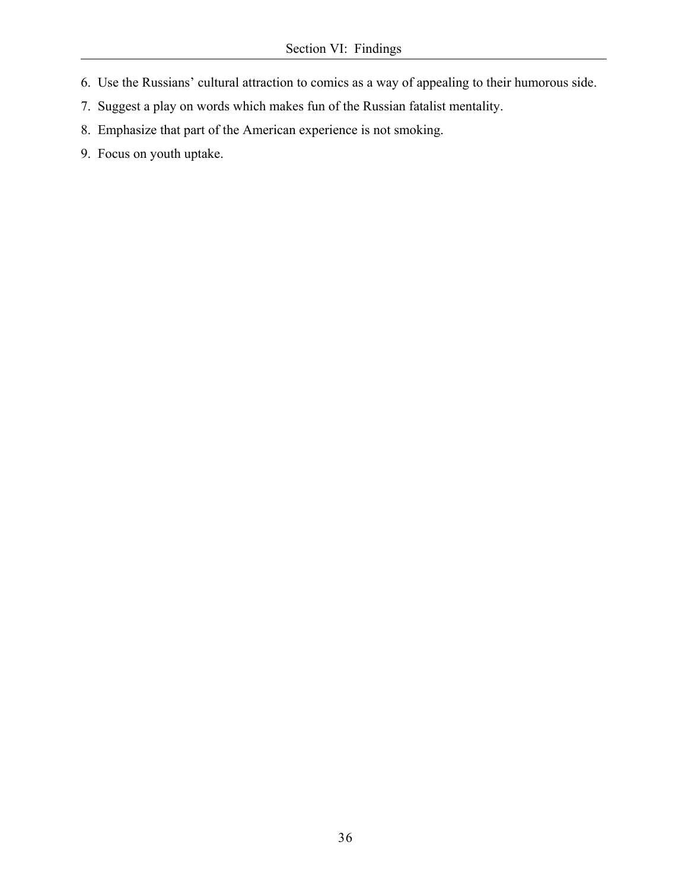6. Use the Russians' cultural attraction to comics as a way of appealing to their humorous side.
7. Suggest a play on words which makes fun of the Russian fatalist mentality.
8. Emphasize that part of the American experience is not smoking.
9. Focus on youth uptake.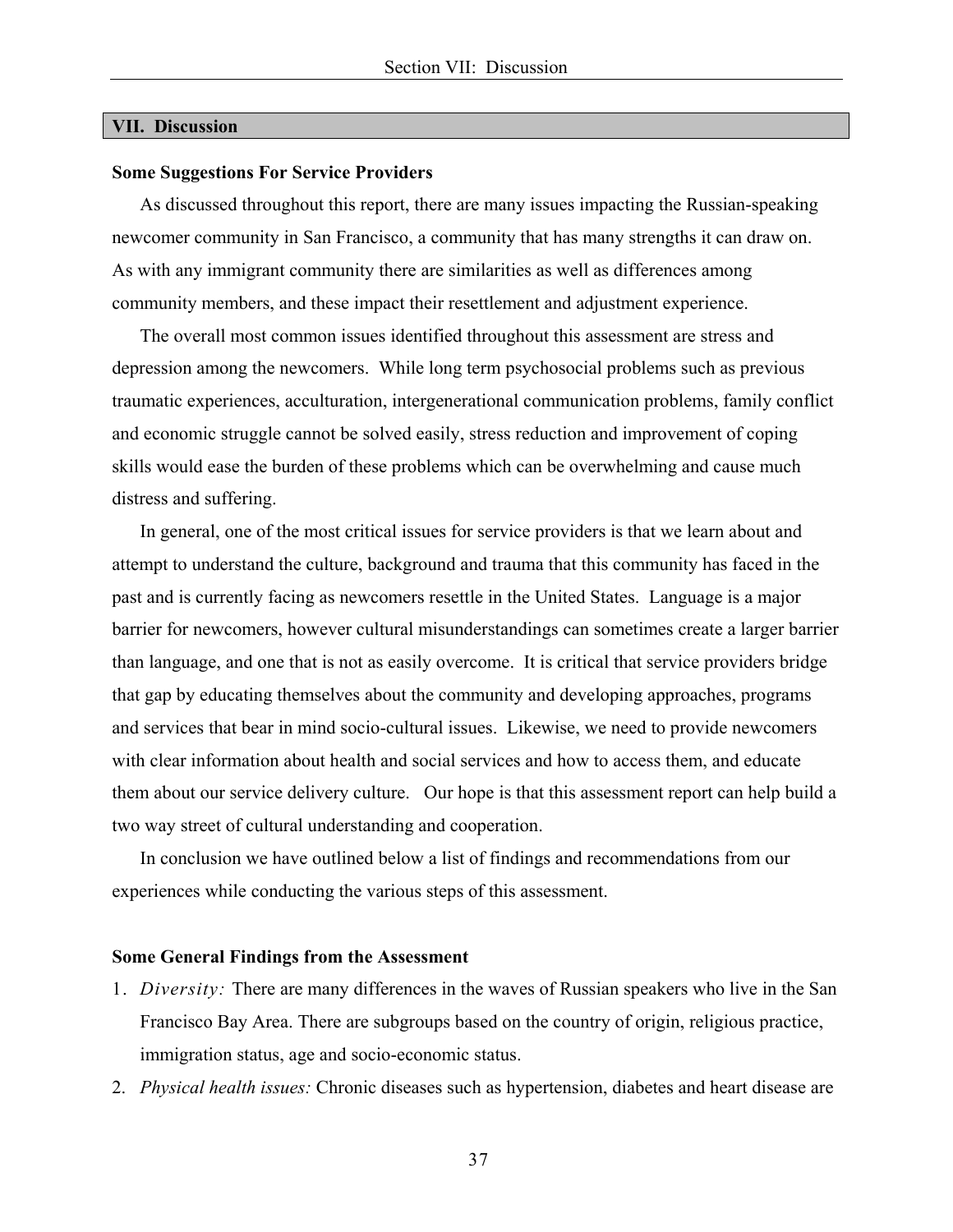## VII. Discussion

**Some Suggestions For Service Providers**

As discussed throughout this report, there are many issues impacting the Russian-speaking newcomer community in San Francisco, a community that has many strengths it can draw on. As with any immigrant community there are similarities as well as differences among community members, and these impact their resettlement and adjustment experience.

The overall most common issues identified throughout this assessment are stress and depression among the newcomers. While long term psychosocial problems such as previous traumatic experiences, acculturation, intergenerational communication problems, family conflict and economic struggle cannot be solved easily, stress reduction and improvement of coping skills would ease the burden of these problems which can be overwhelming and cause much distress and suffering.

In general, one of the most critical issues for service providers is that we learn about and attempt to understand the culture, background and trauma that this community has faced in the past and is currently facing as newcomers resettle in the United States. Language is a major barrier for newcomers, however cultural misunderstandings can sometimes create a larger barrier than language, and one that is not as easily overcome. It is critical that service providers bridge that gap by educating themselves about the community and developing approaches, programs and services that bear in mind socio-cultural issues. Likewise, we need to provide newcomers with clear information about health and social services and how to access them, and educate them about our service delivery culture. Our hope is that this assessment report can help build a two way street of cultural understanding and cooperation.

In conclusion we have outlined below a list of findings and recommendations from our experiences while conducting the various steps of this assessment.

**Some General Findings from the Assessment**

1. *Diversity:* There are many differences in the waves of Russian speakers who live in the San Francisco Bay Area. There are subgroups based on the country of origin, religious practice, immigration status, age and socio-economic status.
2. *Physical health issues:* Chronic diseases such as hypertension, diabetes and heart disease are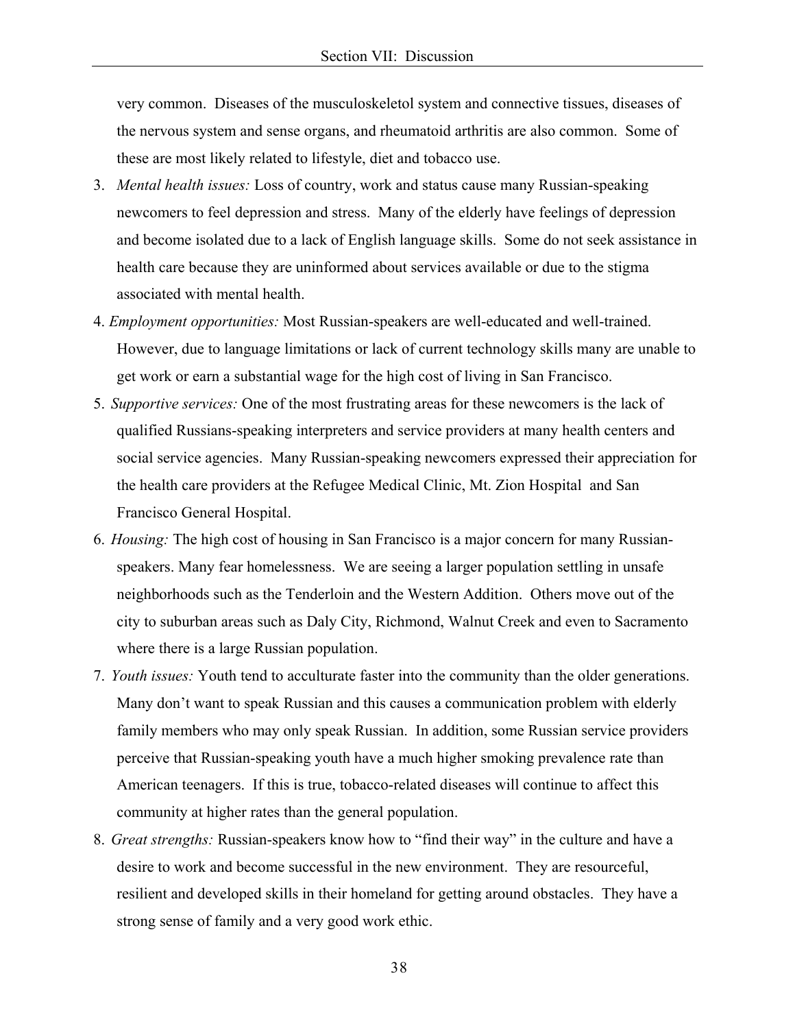very common. Diseases of the musculoskeletol system and connective tissues, diseases of the nervous system and sense organs, and rheumatoid arthritis are also common. Some of these are most likely related to lifestyle, diet and tobacco use.

3. *Mental health issues:* Loss of country, work and status cause many Russian-speaking newcomers to feel depression and stress. Many of the elderly have feelings of depression and become isolated due to a lack of English language skills. Some do not seek assistance in health care because they are uninformed about services available or due to the stigma associated with mental health.

4. *Employment opportunities:* Most Russian-speakers are well-educated and well-trained. However, due to language limitations or lack of current technology skills many are unable to get work or earn a substantial wage for the high cost of living in San Francisco.

5. *Supportive services:* One of the most frustrating areas for these newcomers is the lack of qualified Russians-speaking interpreters and service providers at many health centers and social service agencies. Many Russian-speaking newcomers expressed their appreciation for the health care providers at the Refugee Medical Clinic, Mt. Zion Hospital and San Francisco General Hospital.

6. *Housing:* The high cost of housing in San Francisco is a major concern for many Russian-speakers. Many fear homelessness. We are seeing a larger population settling in unsafe neighborhoods such as the Tenderloin and the Western Addition. Others move out of the city to suburban areas such as Daly City, Richmond, Walnut Creek and even to Sacramento where there is a large Russian population.

7. *Youth issues:* Youth tend to acculturate faster into the community than the older generations. Many don't want to speak Russian and this causes a communication problem with elderly family members who may only speak Russian. In addition, some Russian service providers perceive that Russian-speaking youth have a much higher smoking prevalence rate than American teenagers. If this is true, tobacco-related diseases will continue to affect this community at higher rates than the general population.

8. *Great strengths:* Russian-speakers know how to "find their way" in the culture and have a desire to work and become successful in the new environment. They are resourceful, resilient and developed skills in their homeland for getting around obstacles. They have a strong sense of family and a very good work ethic.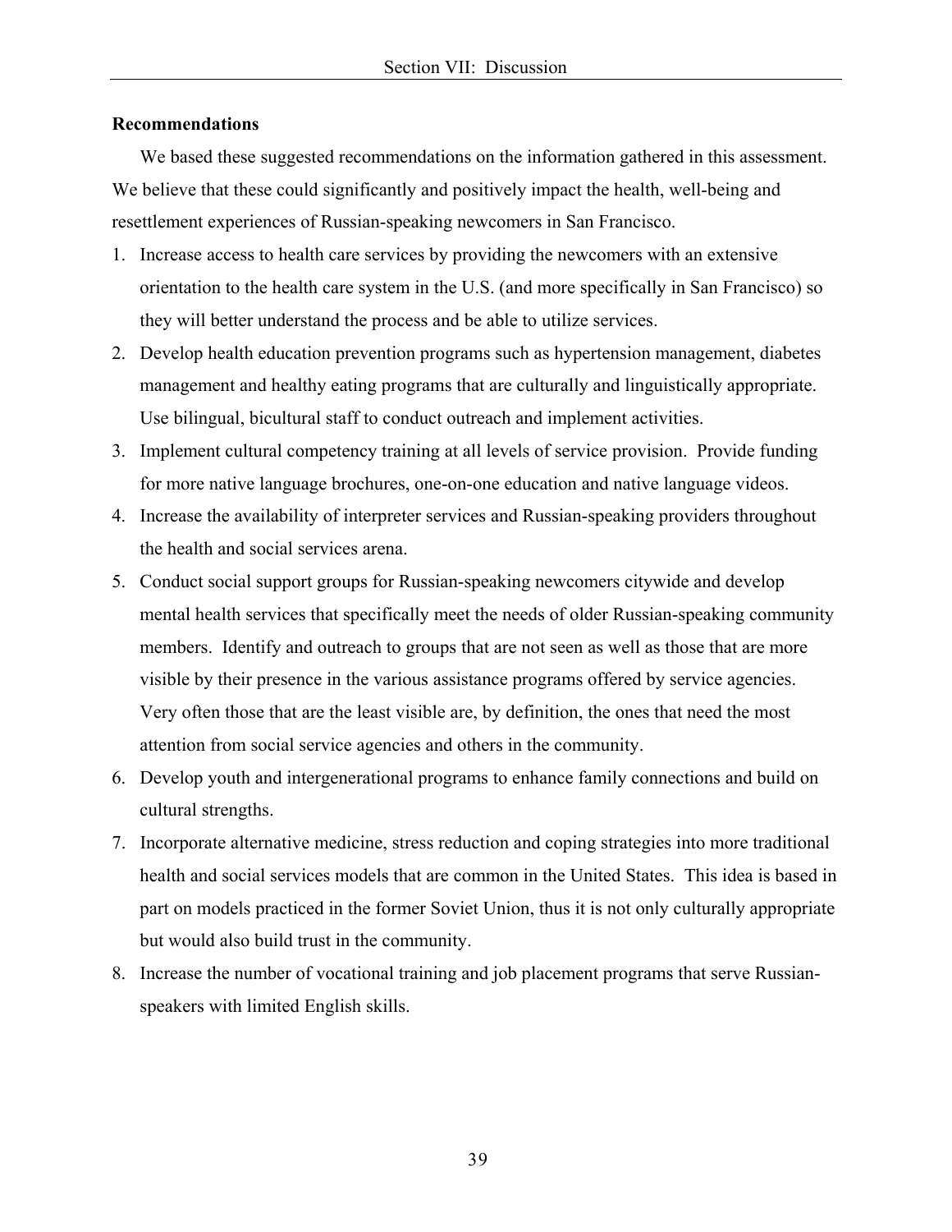## Recommendations

We based these suggested recommendations on the information gathered in this assessment. We believe that these could significantly and positively impact the health, well-being and resettlement experiences of Russian-speaking newcomers in San Francisco.

1. Increase access to health care services by providing the newcomers with an extensive orientation to the health care system in the U.S. (and more specifically in San Francisco) so they will better understand the process and be able to utilize services.
2. Develop health education prevention programs such as hypertension management, diabetes management and healthy eating programs that are culturally and linguistically appropriate. Use bilingual, bicultural staff to conduct outreach and implement activities.
3. Implement cultural competency training at all levels of service provision. Provide funding for more native language brochures, one-on-one education and native language videos.
4. Increase the availability of interpreter services and Russian-speaking providers throughout the health and social services arena.
5. Conduct social support groups for Russian-speaking newcomers citywide and develop mental health services that specifically meet the needs of older Russian-speaking community members. Identify and outreach to groups that are not seen as well as those that are more visible by their presence in the various assistance programs offered by service agencies. Very often those that are the least visible are, by definition, the ones that need the most attention from social service agencies and others in the community.
6. Develop youth and intergenerational programs to enhance family connections and build on cultural strengths.
7. Incorporate alternative medicine, stress reduction and coping strategies into more traditional health and social services models that are common in the United States. This idea is based in part on models practiced in the former Soviet Union, thus it is not only culturally appropriate but would also build trust in the community.
8. Increase the number of vocational training and job placement programs that serve Russian-speakers with limited English skills.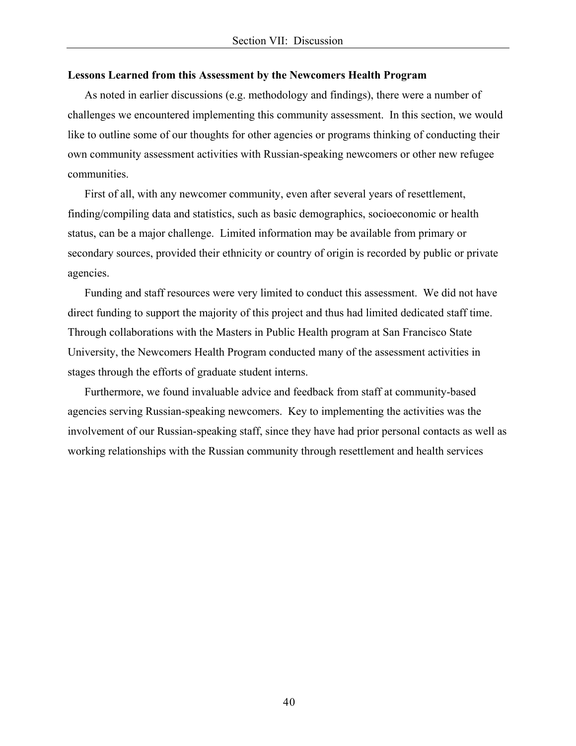### Lessons Learned from this Assessment by the Newcomers Health Program

As noted in earlier discussions (e.g. methodology and findings), there were a number of challenges we encountered implementing this community assessment. In this section, we would like to outline some of our thoughts for other agencies or programs thinking of conducting their own community assessment activities with Russian-speaking newcomers or other new refugee communities.

First of all, with any newcomer community, even after several years of resettlement, finding/compiling data and statistics, such as basic demographics, socioeconomic or health status, can be a major challenge. Limited information may be available from primary or secondary sources, provided their ethnicity or country of origin is recorded by public or private agencies.

Funding and staff resources were very limited to conduct this assessment. We did not have direct funding to support the majority of this project and thus had limited dedicated staff time. Through collaborations with the Masters in Public Health program at San Francisco State University, the Newcomers Health Program conducted many of the assessment activities in stages through the efforts of graduate student interns.

Furthermore, we found invaluable advice and feedback from staff at community-based agencies serving Russian-speaking newcomers. Key to implementing the activities was the involvement of our Russian-speaking staff, since they have had prior personal contacts as well as working relationships with the Russian community through resettlement and health services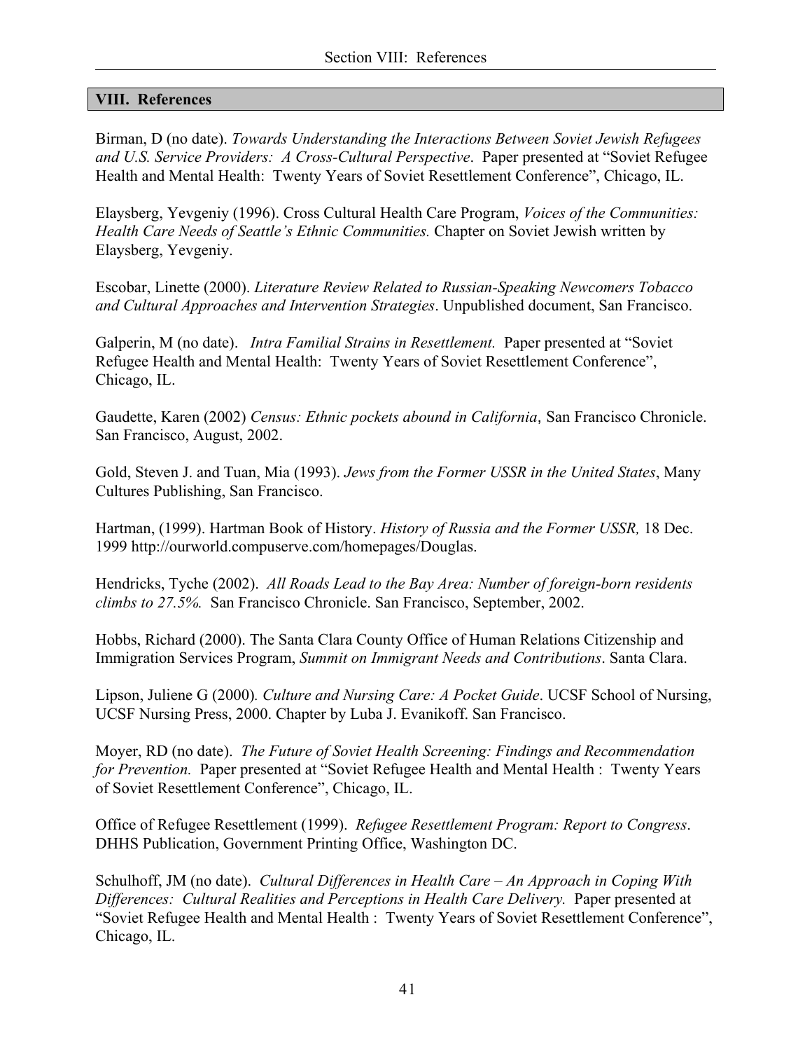## VIII. References

Birman, D (no date). *Towards Understanding the Interactions Between Soviet Jewish Refugees and U.S. Service Providers: A Cross-Cultural Perspective*. Paper presented at "Soviet Refugee Health and Mental Health: Twenty Years of Soviet Resettlement Conference", Chicago, IL.

Elaysberg, Yevgeniy (1996). Cross Cultural Health Care Program, *Voices of the Communities: Health Care Needs of Seattle's Ethnic Communities.* Chapter on Soviet Jewish written by Elaysberg, Yevgeniy.

Escobar, Linette (2000). *Literature Review Related to Russian-Speaking Newcomers Tobacco and Cultural Approaches and Intervention Strategies*. Unpublished document, San Francisco.

Galperin, M (no date). *Intra Familial Strains in Resettlement.* Paper presented at "Soviet Refugee Health and Mental Health: Twenty Years of Soviet Resettlement Conference", Chicago, IL.

Gaudette, Karen (2002) *Census: Ethnic pockets abound in California*, San Francisco Chronicle. San Francisco, August, 2002.

Gold, Steven J. and Tuan, Mia (1993). *Jews from the Former USSR in the United States*, Many Cultures Publishing, San Francisco.

Hartman, (1999). Hartman Book of History. *History of Russia and the Former USSR,* 18 Dec. 1999 http://ourworld.compuserve.com/homepages/Douglas.

Hendricks, Tyche (2002). *All Roads Lead to the Bay Area: Number of foreign-born residents climbs to 27.5%.* San Francisco Chronicle. San Francisco, September, 2002.

Hobbs, Richard (2000). The Santa Clara County Office of Human Relations Citizenship and Immigration Services Program, *Summit on Immigrant Needs and Contributions*. Santa Clara.

Lipson, Juliene G (2000). *Culture and Nursing Care: A Pocket Guide*. UCSF School of Nursing, UCSF Nursing Press, 2000. Chapter by Luba J. Evanikoff. San Francisco.

Moyer, RD (no date). *The Future of Soviet Health Screening: Findings and Recommendation for Prevention.* Paper presented at "Soviet Refugee Health and Mental Health : Twenty Years of Soviet Resettlement Conference", Chicago, IL.

Office of Refugee Resettlement (1999). *Refugee Resettlement Program: Report to Congress*. DHHS Publication, Government Printing Office, Washington DC.

Schulhoff, JM (no date). *Cultural Differences in Health Care – An Approach in Coping With Differences: Cultural Realities and Perceptions in Health Care Delivery.* Paper presented at "Soviet Refugee Health and Mental Health : Twenty Years of Soviet Resettlement Conference", Chicago, IL.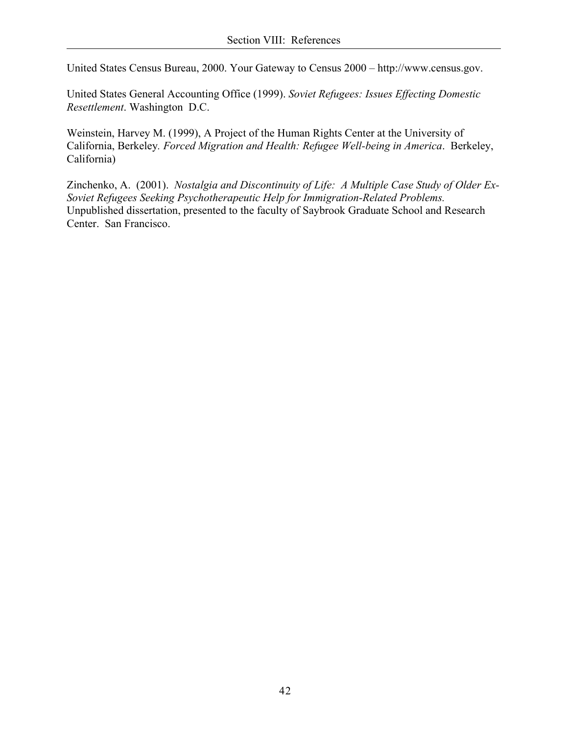United States Census Bureau, 2000. Your Gateway to Census 2000 – http://www.census.gov.

United States General Accounting Office (1999). *Soviet Refugees: Issues Effecting Domestic Resettlement*. Washington D.C.

Weinstein, Harvey M. (1999), A Project of the Human Rights Center at the University of California, Berkeley. *Forced Migration and Health: Refugee Well-being in America*. Berkeley, California)

Zinchenko, A. (2001). *Nostalgia and Discontinuity of Life: A Multiple Case Study of Older Ex-Soviet Refugees Seeking Psychotherapeutic Help for Immigration-Related Problems.* Unpublished dissertation, presented to the faculty of Saybrook Graduate School and Research Center. San Francisco.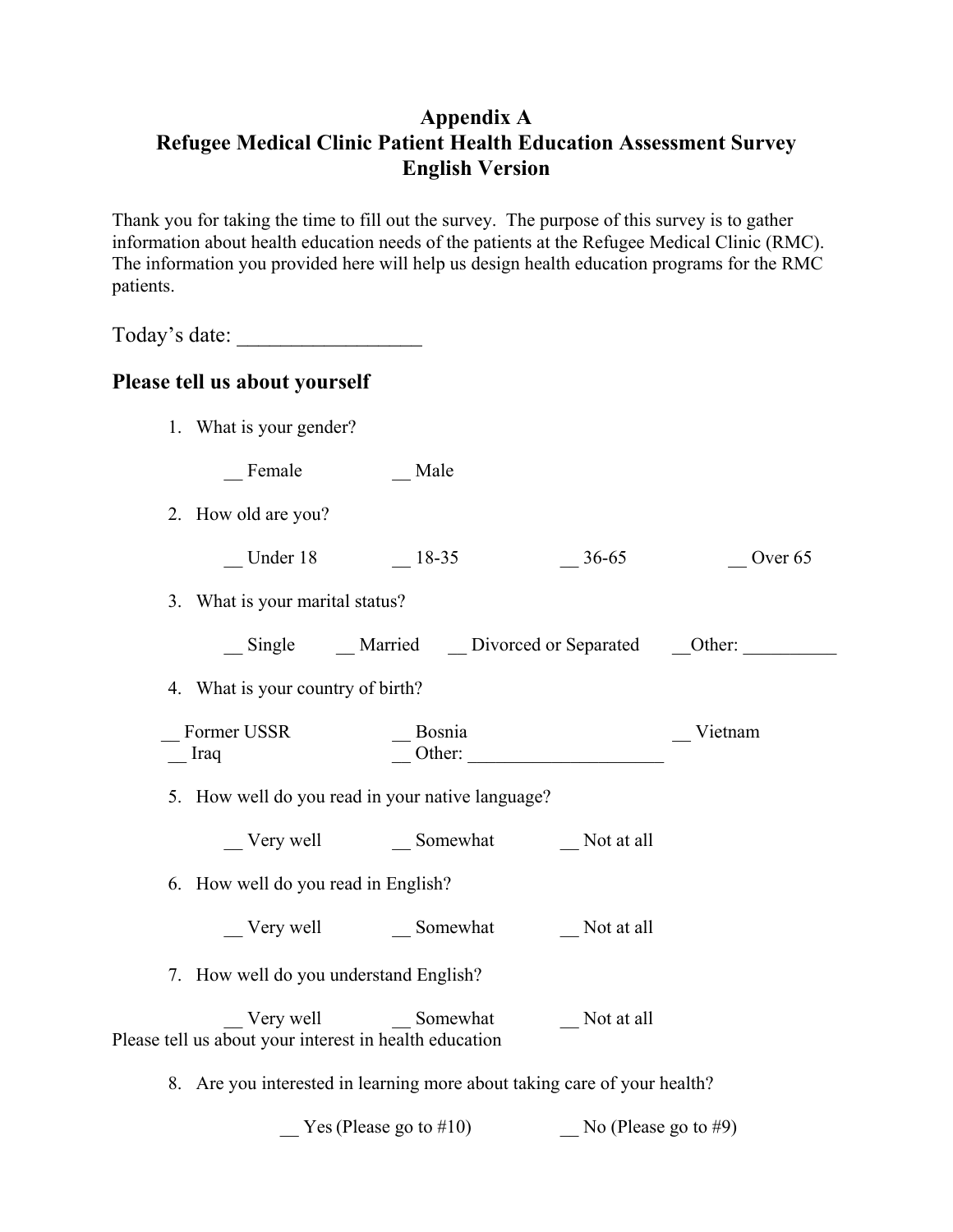# Appendix A
# Refugee Medical Clinic Patient Health Education Assessment Survey
# English Version

Thank you for taking the time to fill out the survey. The purpose of this survey is to gather information about health education needs of the patients at the Refugee Medical Clinic (RMC). The information you provided here will help us design health education programs for the RMC patients.

Today's date: _________________

## Please tell us about yourself

1. What is your gender?

   __ Female  __ Male

2. How old are you?

   __ Under 18  __ 18-35  __ 36-65  __ Over 65

3. What is your marital status?

   __ Single  __ Married  __ Divorced or Separated  __Other: __________

4. What is your country of birth?

   __ Former USSR  __ Bosnia  __ Vietnam
   __ Iraq  __ Other: _____________________

5. How well do you read in your native language?

   __ Very well  __ Somewhat  __ Not at all

6. How well do you read in English?

   __ Very well  __ Somewhat  __ Not at all

7. How well do you understand English?

   __ Very well  __ Somewhat  __ Not at all

Please tell us about your interest in health education

8. Are you interested in learning more about taking care of your health?

   __ Yes (Please go to #10)  __ No (Please go to #9)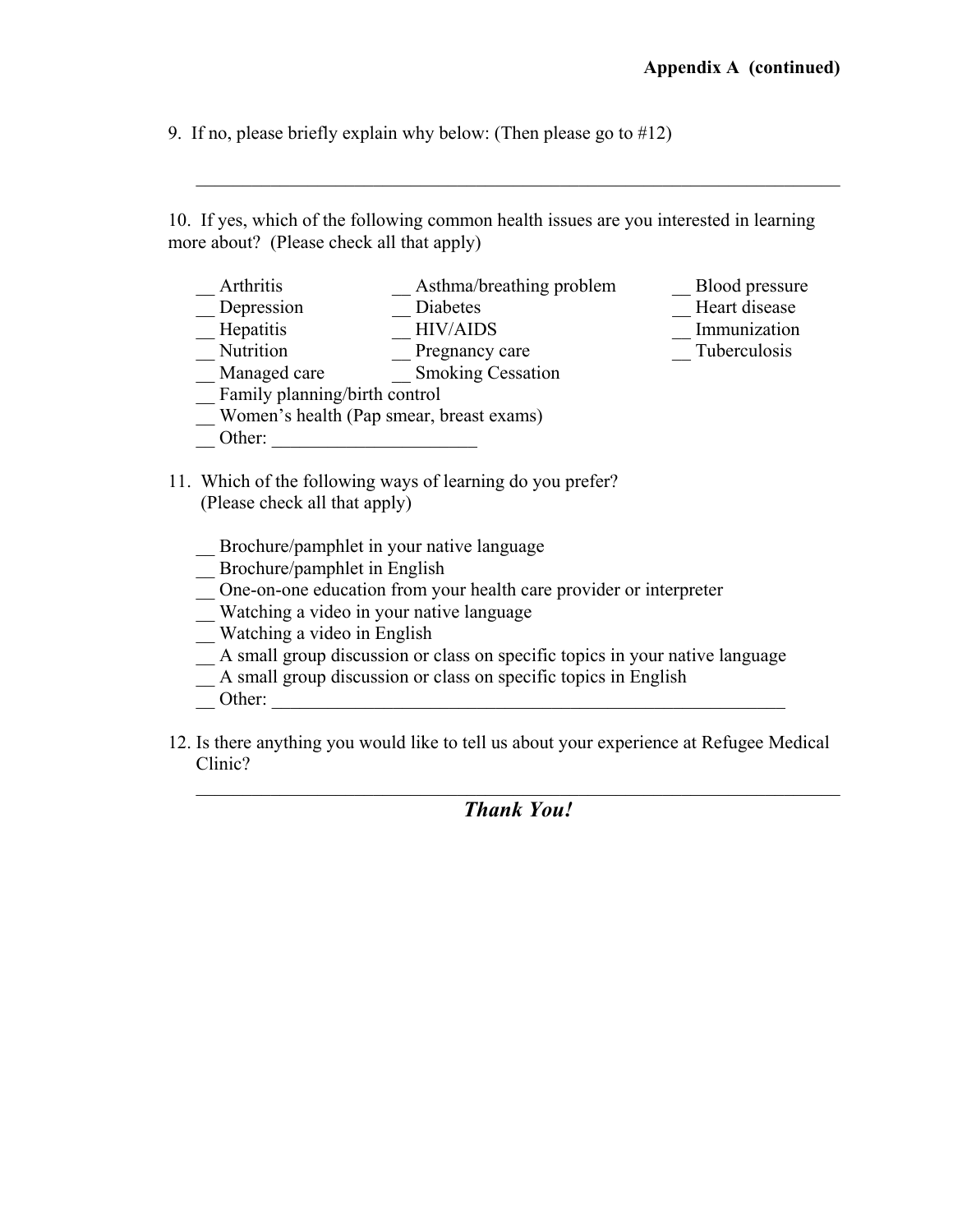**Appendix A (continued)**

9. If no, please briefly explain why below: (Then please go to #12)

________________________________________________________________________

10. If yes, which of the following common health issues are you interested in learning more about? (Please check all that apply)

__ Arthritis
__ Asthma/breathing problem
__ Blood pressure
__ Depression
__ Diabetes
__ Heart disease
__ Hepatitis
__ HIV/AIDS
__ Immunization
__ Nutrition
__ Pregnancy care
__ Tuberculosis
__ Managed care
__ Smoking Cessation
__ Family planning/birth control
__ Women's health (Pap smear, breast exams)
__ Other: ______________________

11. Which of the following ways of learning do you prefer? (Please check all that apply)

__ Brochure/pamphlet in your native language
__ Brochure/pamphlet in English
__ One-on-one education from your health care provider or interpreter
__ Watching a video in your native language
__ Watching a video in English
__ A small group discussion or class on specific topics in your native language
__ A small group discussion or class on specific topics in English
__ Other: ___________________________________________________________

12. Is there anything you would like to tell us about your experience at Refugee Medical Clinic?

________________________________________________________________________

***Thank You!***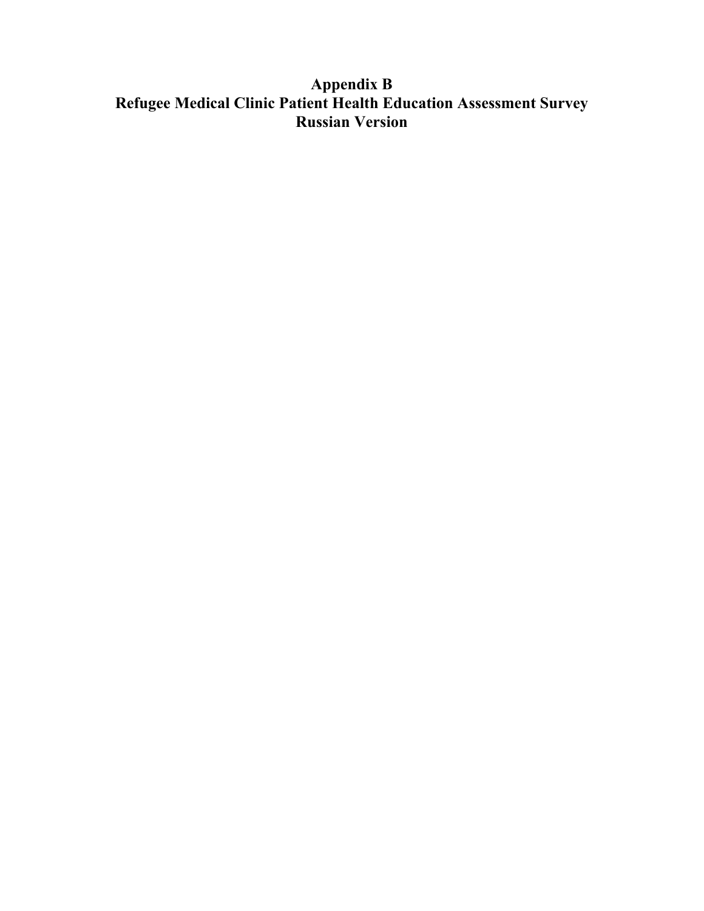# Appendix B
# Refugee Medical Clinic Patient Health Education Assessment Survey
# Russian Version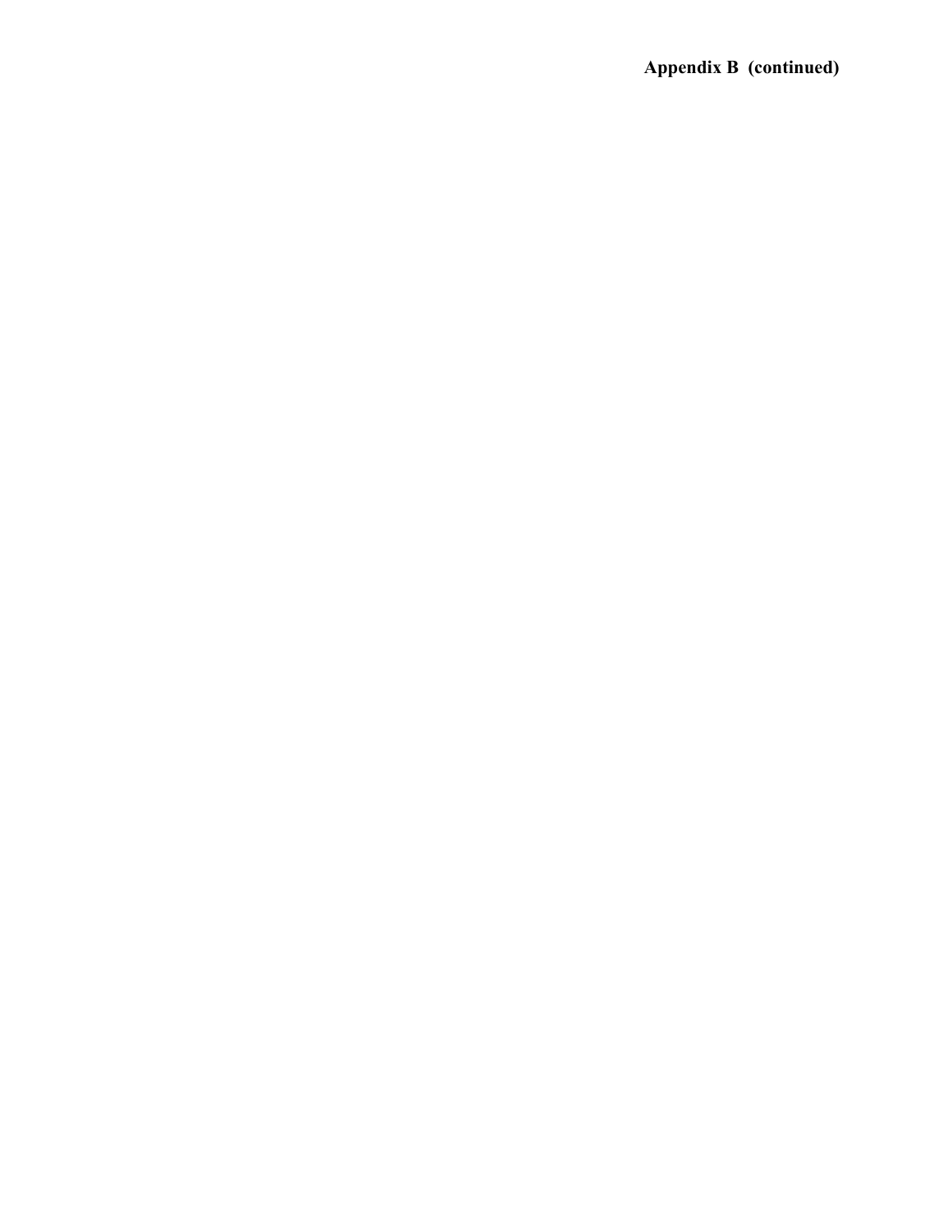**Appendix B (continued)**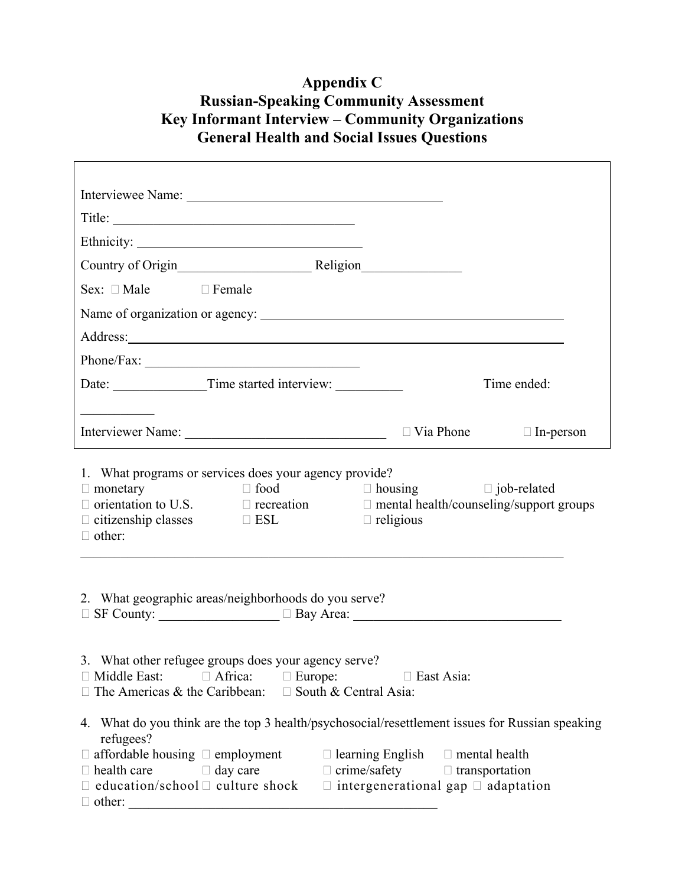# Appendix C
# Russian-Speaking Community Assessment
# Key Informant Interview – Community Organizations
# General Health and Social Issues Questions

Interviewee Name: ________________________________________

Title: ______________________________________

Ethnicity: __________________________________

Country of Origin____________________ Religion_______________

Sex: □ Male □ Female

Name of organization or agency: _______________________________________________

Address:_______________________________________________________________

Phone/Fax: ________________________________

Date: ______________Time started interview: __________ Time ended: ___________

Interviewer Name: ______________________________ □ Via Phone □ In-person

1. What programs or services does your agency provide?
□ monetary □ food □ housing □ job-related
□ orientation to U.S. □ recreation □ mental health/counseling/support groups
□ citizenship classes □ ESL □ religious
□ other:
_____________________________________________________________________________

2. What geographic areas/neighborhoods do you serve?
□ SF County: __________________ □ Bay Area: _______________________________

3. What other refugee groups does your agency serve?
□ Middle East: □ Africa: □ Europe: □ East Asia:
□ The Americas & the Caribbean: □ South & Central Asia:

4. What do you think are the top 3 health/psychosocial/resettlement issues for Russian speaking refugees?
□ affordable housing □ employment □ learning English □ mental health
□ health care □ day care □ crime/safety □ transportation
□ education/school □ culture shock □ intergenerational gap □ adaptation
□ other: ________________________________________________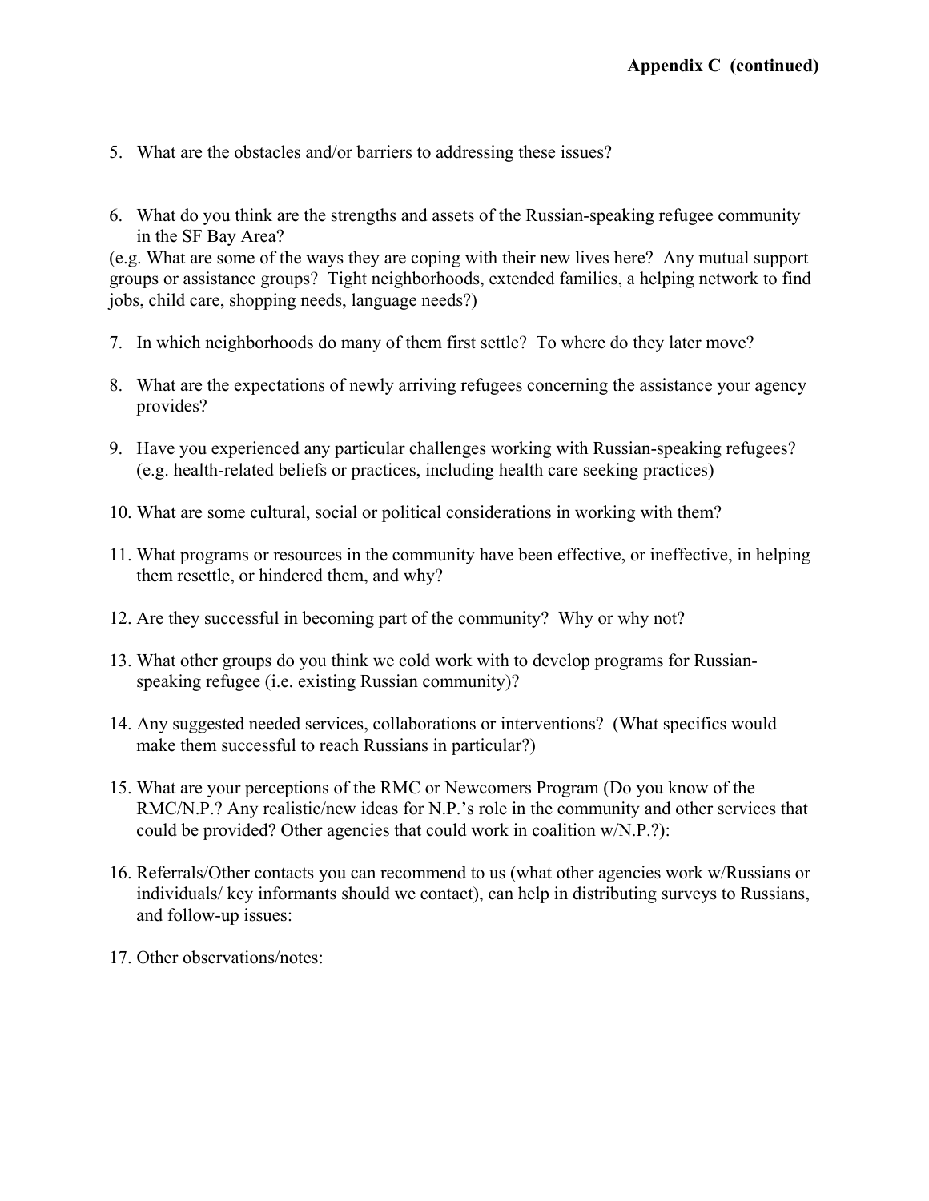**Appendix C (continued)**

5. What are the obstacles and/or barriers to addressing these issues?

6. What do you think are the strengths and assets of the Russian-speaking refugee community in the SF Bay Area?

(e.g. What are some of the ways they are coping with their new lives here? Any mutual support groups or assistance groups? Tight neighborhoods, extended families, a helping network to find jobs, child care, shopping needs, language needs?)

7. In which neighborhoods do many of them first settle? To where do they later move?

8. What are the expectations of newly arriving refugees concerning the assistance your agency provides?

9. Have you experienced any particular challenges working with Russian-speaking refugees? (e.g. health-related beliefs or practices, including health care seeking practices)

10. What are some cultural, social or political considerations in working with them?

11. What programs or resources in the community have been effective, or ineffective, in helping them resettle, or hindered them, and why?

12. Are they successful in becoming part of the community? Why or why not?

13. What other groups do you think we cold work with to develop programs for Russian-speaking refugee (i.e. existing Russian community)?

14. Any suggested needed services, collaborations or interventions? (What specifics would make them successful to reach Russians in particular?)

15. What are your perceptions of the RMC or Newcomers Program (Do you know of the RMC/N.P.? Any realistic/new ideas for N.P.'s role in the community and other services that could be provided? Other agencies that could work in coalition w/N.P.?):

16. Referrals/Other contacts you can recommend to us (what other agencies work w/Russians or individuals/ key informants should we contact), can help in distributing surveys to Russians, and follow-up issues:

17. Other observations/notes: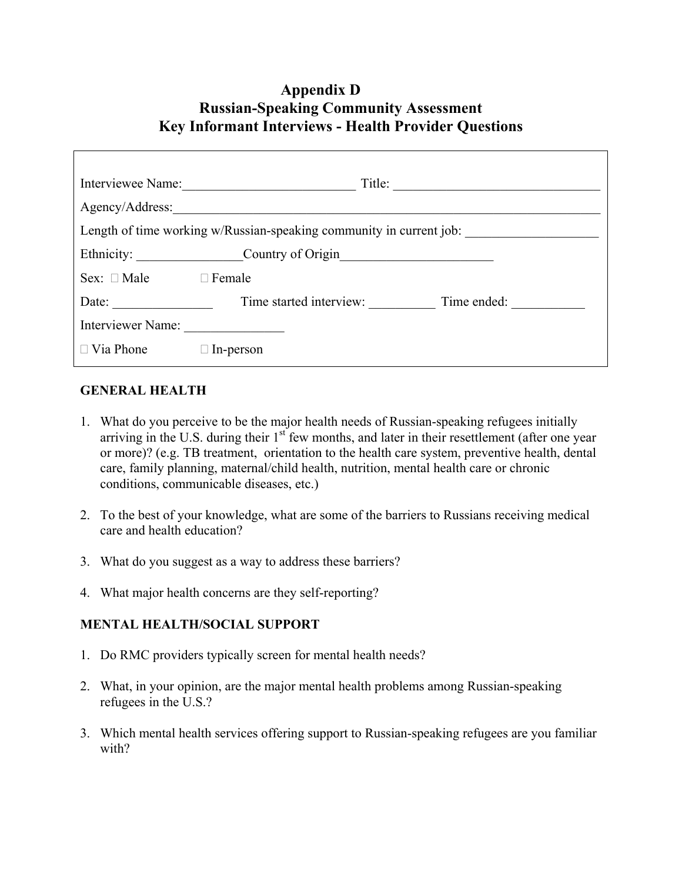# Appendix D
# Russian-Speaking Community Assessment
# Key Informant Interviews - Health Provider Questions

Interviewee Name:__________________________ Title: ______________________________

Agency/Address:___________________________________________________________________

Length of time working w/Russian-speaking community in current job: ___________________

Ethnicity: ________________Country of Origin______________________

Sex: ☐ Male ☐ Female

Date: _______________ Time started interview: __________ Time ended: ___________

Interviewer Name: _______________

☐ Via Phone ☐ In-person

**GENERAL HEALTH**

1. What do you perceive to be the major health needs of Russian-speaking refugees initially arriving in the U.S. during their 1st few months, and later in their resettlement (after one year or more)? (e.g. TB treatment, orientation to the health care system, preventive health, dental care, family planning, maternal/child health, nutrition, mental health care or chronic conditions, communicable diseases, etc.)

2. To the best of your knowledge, what are some of the barriers to Russians receiving medical care and health education?

3. What do you suggest as a way to address these barriers?

4. What major health concerns are they self-reporting?

**MENTAL HEALTH/SOCIAL SUPPORT**

1. Do RMC providers typically screen for mental health needs?

2. What, in your opinion, are the major mental health problems among Russian-speaking refugees in the U.S.?

3. Which mental health services offering support to Russian-speaking refugees are you familiar with?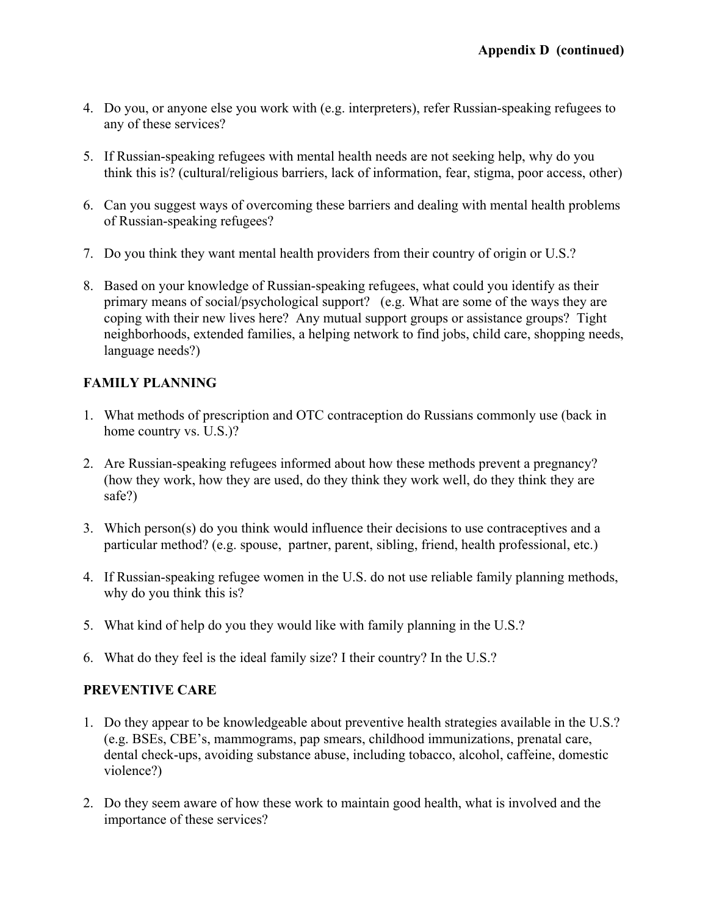**Appendix D (continued)**

4. Do you, or anyone else you work with (e.g. interpreters), refer Russian-speaking refugees to any of these services?

5. If Russian-speaking refugees with mental health needs are not seeking help, why do you think this is? (cultural/religious barriers, lack of information, fear, stigma, poor access, other)

6. Can you suggest ways of overcoming these barriers and dealing with mental health problems of Russian-speaking refugees?

7. Do you think they want mental health providers from their country of origin or U.S.?

8. Based on your knowledge of Russian-speaking refugees, what could you identify as their primary means of social/psychological support? (e.g. What are some of the ways they are coping with their new lives here? Any mutual support groups or assistance groups? Tight neighborhoods, extended families, a helping network to find jobs, child care, shopping needs, language needs?)

**FAMILY PLANNING**

1. What methods of prescription and OTC contraception do Russians commonly use (back in home country vs. U.S.)?

2. Are Russian-speaking refugees informed about how these methods prevent a pregnancy? (how they work, how they are used, do they think they work well, do they think they are safe?)

3. Which person(s) do you think would influence their decisions to use contraceptives and a particular method? (e.g. spouse, partner, parent, sibling, friend, health professional, etc.)

4. If Russian-speaking refugee women in the U.S. do not use reliable family planning methods, why do you think this is?

5. What kind of help do you they would like with family planning in the U.S.?

6. What do they feel is the ideal family size? I their country? In the U.S.?

**PREVENTIVE CARE**

1. Do they appear to be knowledgeable about preventive health strategies available in the U.S.? (e.g. BSEs, CBE's, mammograms, pap smears, childhood immunizations, prenatal care, dental check-ups, avoiding substance abuse, including tobacco, alcohol, caffeine, domestic violence?)

2. Do they seem aware of how these work to maintain good health, what is involved and the importance of these services?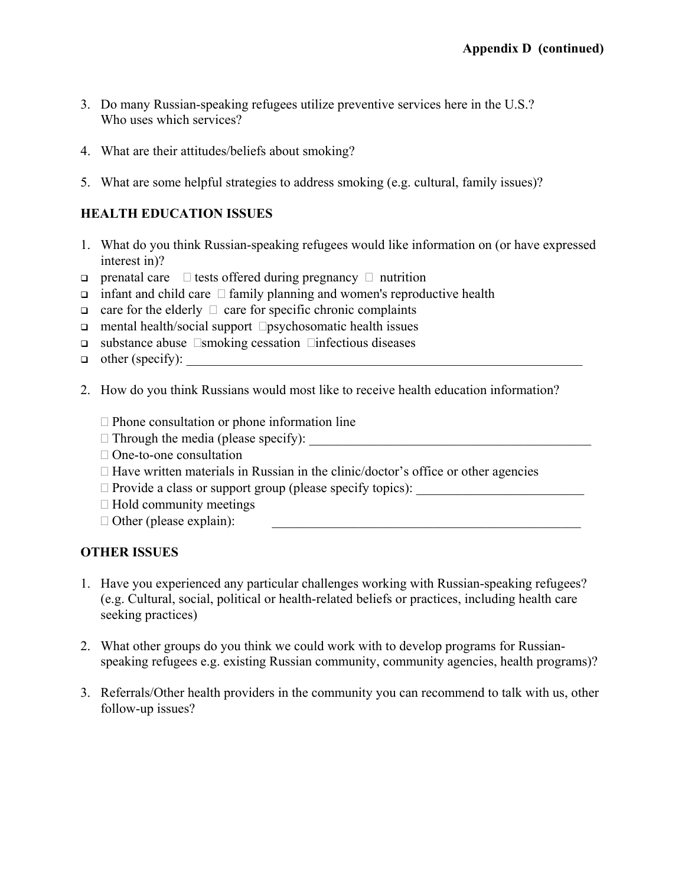**Appendix D (continued)**

3. Do many Russian-speaking refugees utilize preventive services here in the U.S.? Who uses which services?

4. What are their attitudes/beliefs about smoking?

5. What are some helpful strategies to address smoking (e.g. cultural, family issues)?

## HEALTH EDUCATION ISSUES

1. What do you think Russian-speaking refugees would like information on (or have expressed interest in)?

- ❑ prenatal care ☐ tests offered during pregnancy ☐ nutrition
- ❑ infant and child care ☐ family planning and women's reproductive health
- ❑ care for the elderly ☐ care for specific chronic complaints
- ❑ mental health/social support ☐psychosomatic health issues
- ❑ substance abuse ☐smoking cessation ☐infectious diseases
- ❑ other (specify): ________________________________________________________________

2. How do you think Russians would most like to receive health education information?

   ☐ Phone consultation or phone information line
   ☐ Through the media (please specify): ____________________________________________
   ☐ One-to-one consultation
   ☐ Have written materials in Russian in the clinic/doctor's office or other agencies
   ☐ Provide a class or support group (please specify topics): _________________________
   ☐ Hold community meetings
   ☐ Other (please explain): ________________________________________________

## OTHER ISSUES

1. Have you experienced any particular challenges working with Russian-speaking refugees? (e.g. Cultural, social, political or health-related beliefs or practices, including health care seeking practices)

2. What other groups do you think we could work with to develop programs for Russian-speaking refugees e.g. existing Russian community, community agencies, health programs)?

3. Referrals/Other health providers in the community you can recommend to talk with us, other follow-up issues?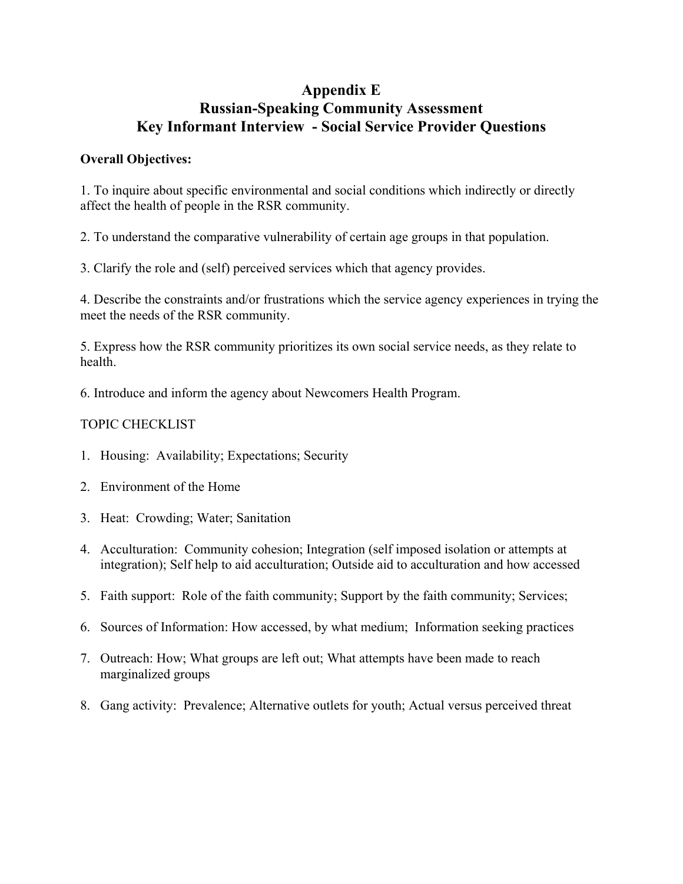# Appendix E
# Russian-Speaking Community Assessment
# Key Informant Interview - Social Service Provider Questions

**Overall Objectives:**

1. To inquire about specific environmental and social conditions which indirectly or directly affect the health of people in the RSR community.

2. To understand the comparative vulnerability of certain age groups in that population.

3. Clarify the role and (self) perceived services which that agency provides.

4. Describe the constraints and/or frustrations which the service agency experiences in trying the meet the needs of the RSR community.

5. Express how the RSR community prioritizes its own social service needs, as they relate to health.

6. Introduce and inform the agency about Newcomers Health Program.

TOPIC CHECKLIST

1. Housing: Availability; Expectations; Security
2. Environment of the Home
3. Heat: Crowding; Water; Sanitation
4. Acculturation: Community cohesion; Integration (self imposed isolation or attempts at integration); Self help to aid acculturation; Outside aid to acculturation and how accessed
5. Faith support: Role of the faith community; Support by the faith community; Services;
6. Sources of Information: How accessed, by what medium; Information seeking practices
7. Outreach: How; What groups are left out; What attempts have been made to reach marginalized groups
8. Gang activity: Prevalence; Alternative outlets for youth; Actual versus perceived threat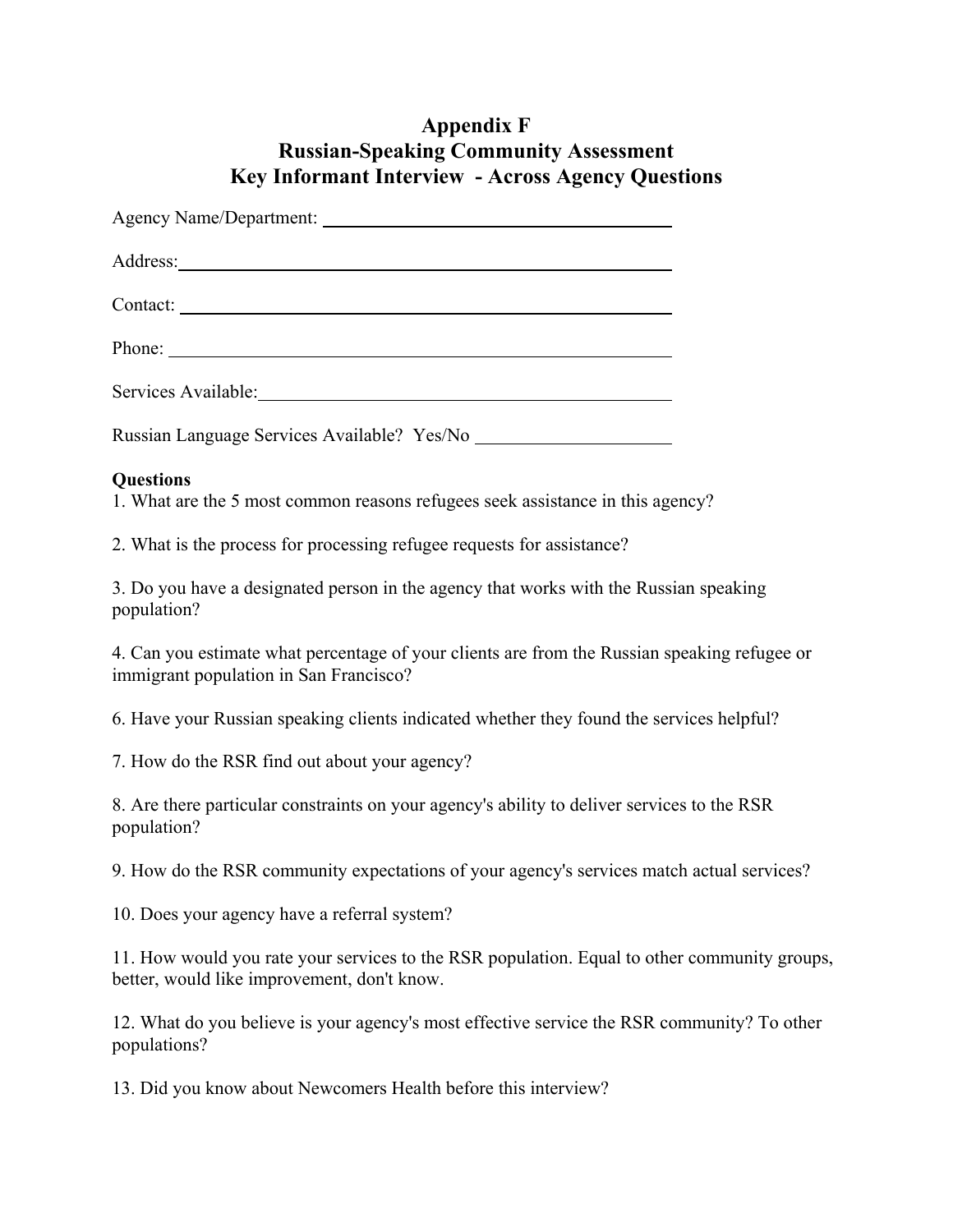# Appendix F
# Russian-Speaking Community Assessment
# Key Informant Interview - Across Agency Questions

Agency Name/Department: ______________________________

Address: ______________________________

Contact: ______________________________

Phone: ______________________________

Services Available: ______________________________

Russian Language Services Available? Yes/No ______________

**Questions**

1. What are the 5 most common reasons refugees seek assistance in this agency?

2. What is the process for processing refugee requests for assistance?

3. Do you have a designated person in the agency that works with the Russian speaking population?

4. Can you estimate what percentage of your clients are from the Russian speaking refugee or immigrant population in San Francisco?

6. Have your Russian speaking clients indicated whether they found the services helpful?

7. How do the RSR find out about your agency?

8. Are there particular constraints on your agency's ability to deliver services to the RSR population?

9. How do the RSR community expectations of your agency's services match actual services?

10. Does your agency have a referral system?

11. How would you rate your services to the RSR population. Equal to other community groups, better, would like improvement, don't know.

12. What do you believe is your agency's most effective service the RSR community? To other populations?

13. Did you know about Newcomers Health before this interview?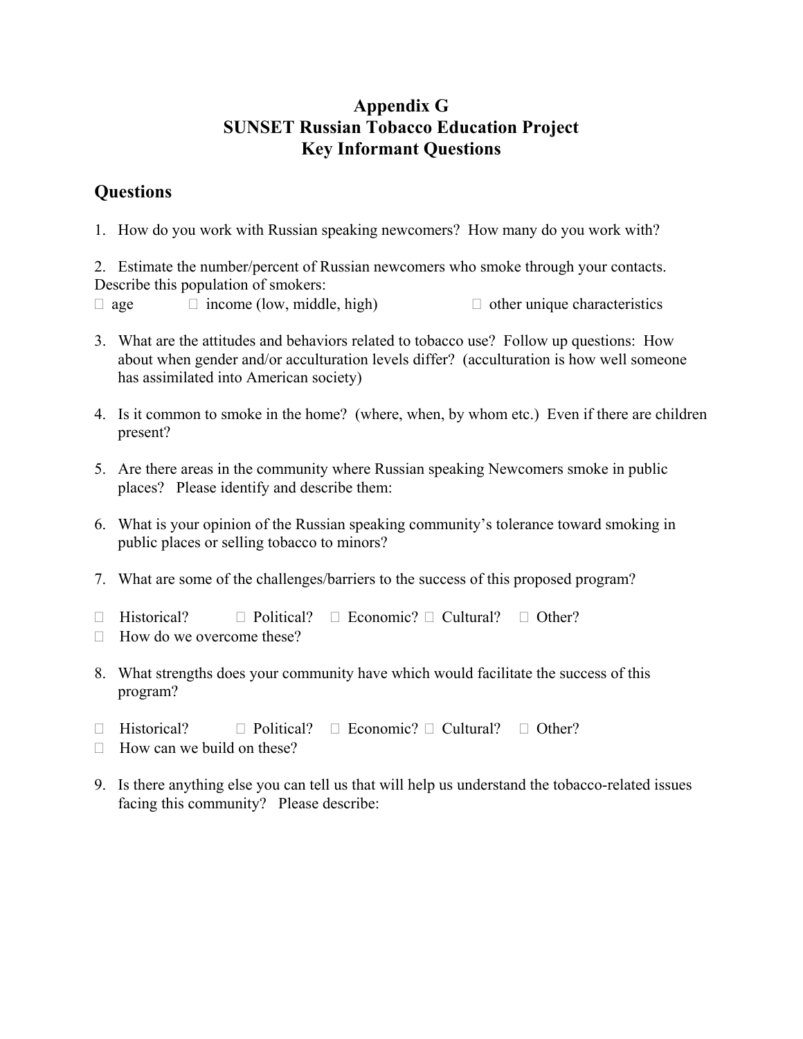# Appendix G
# SUNSET Russian Tobacco Education Project
# Key Informant Questions

## Questions

1. How do you work with Russian speaking newcomers? How many do you work with?

2. Estimate the number/percent of Russian newcomers who smoke through your contacts. Describe this population of smokers:
 - age
 - income (low, middle, high)
 - other unique characteristics

3. What are the attitudes and behaviors related to tobacco use? Follow up questions: How about when gender and/or acculturation levels differ? (acculturation is how well someone has assimilated into American society)

4. Is it common to smoke in the home? (where, when, by whom etc.) Even if there are children present?

5. Are there areas in the community where Russian speaking Newcomers smoke in public places? Please identify and describe them:

6. What is your opinion of the Russian speaking community's tolerance toward smoking in public places or selling tobacco to minors?

7. What are some of the challenges/barriers to the success of this proposed program?
 - Historical?
 - Political?
 - Economic?
 - Cultural?
 - Other?
 - How do we overcome these?

8. What strengths does your community have which would facilitate the success of this program?
 - Historical?
 - Political?
 - Economic?
 - Cultural?
 - Other?
 - How can we build on these?

9. Is there anything else you can tell us that will help us understand the tobacco-related issues facing this community? Please describe: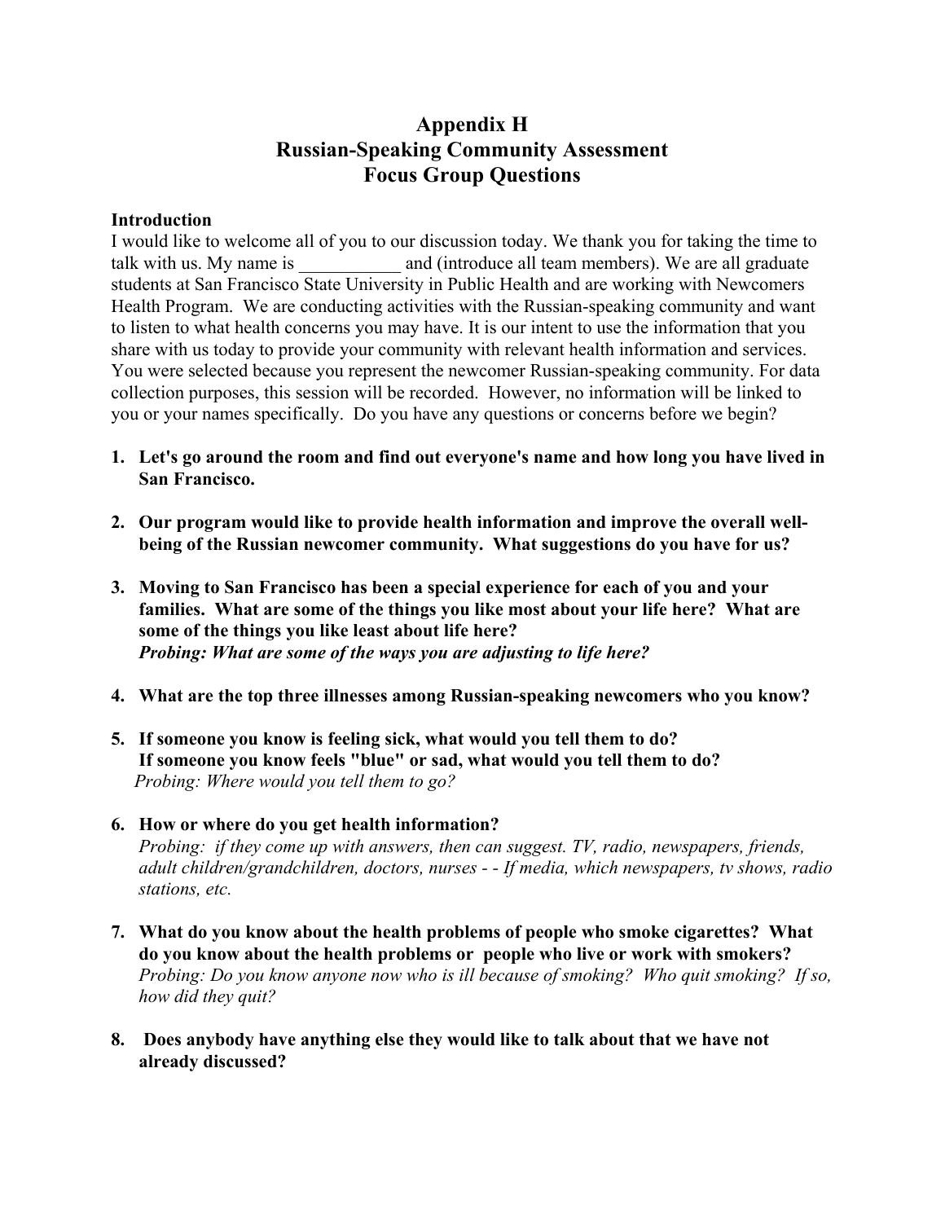# Appendix H
# Russian-Speaking Community Assessment
# Focus Group Questions

**Introduction**

I would like to welcome all of you to our discussion today. We thank you for taking the time to talk with us. My name is ___________ and (introduce all team members). We are all graduate students at San Francisco State University in Public Health and are working with Newcomers Health Program. We are conducting activities with the Russian-speaking community and want to listen to what health concerns you may have. It is our intent to use the information that you share with us today to provide your community with relevant health information and services. You were selected because you represent the newcomer Russian-speaking community. For data collection purposes, this session will be recorded. However, no information will be linked to you or your names specifically. Do you have any questions or concerns before we begin?

1. **Let's go around the room and find out everyone's name and how long you have lived in San Francisco.**

2. **Our program would like to provide health information and improve the overall well-being of the Russian newcomer community. What suggestions do you have for us?**

3. **Moving to San Francisco has been a special experience for each of you and your families. What are some of the things you like most about your life here? What are some of the things you like least about life here?**
   ***Probing: What are some of the ways you are adjusting to life here?***

4. **What are the top three illnesses among Russian-speaking newcomers who you know?**

5. **If someone you know is feeling sick, what would you tell them to do?**
   **If someone you know feels "blue" or sad, what would you tell them to do?**
   *Probing: Where would you tell them to go?*

6. **How or where do you get health information?**
   *Probing: if they come up with answers, then can suggest. TV, radio, newspapers, friends, adult children/grandchildren, doctors, nurses - - If media, which newspapers, tv shows, radio stations, etc.*

7. **What do you know about the health problems of people who smoke cigarettes? What do you know about the health problems or people who live or work with smokers?**
   *Probing: Do you know anyone now who is ill because of smoking? Who quit smoking? If so, how did they quit?*

8. **Does anybody have anything else they would like to talk about that we have not already discussed?**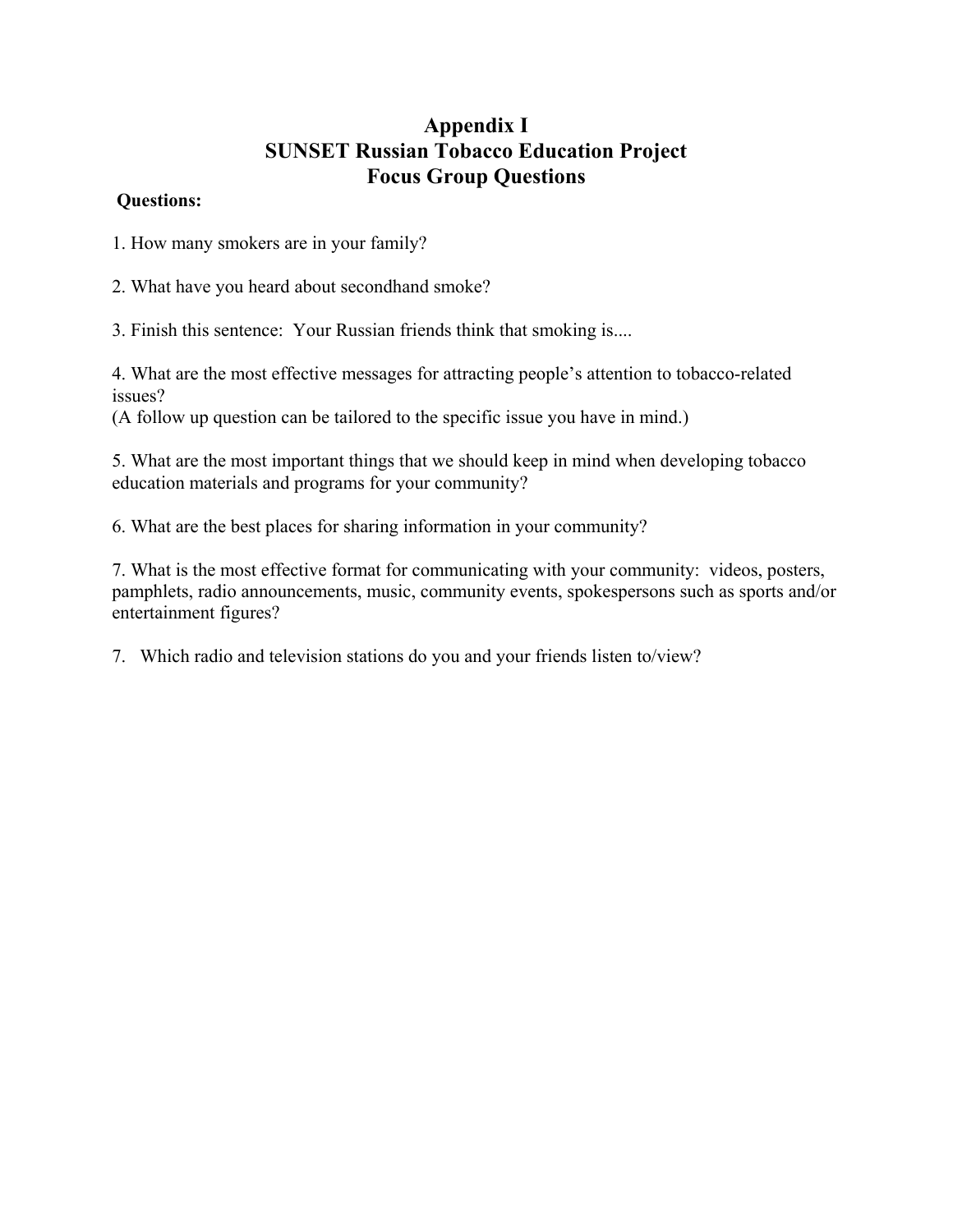# Appendix I
# SUNSET Russian Tobacco Education Project
# Focus Group Questions

**Questions:**

1. How many smokers are in your family?

2. What have you heard about secondhand smoke?

3. Finish this sentence: Your Russian friends think that smoking is....

4. What are the most effective messages for attracting people's attention to tobacco-related issues?
(A follow up question can be tailored to the specific issue you have in mind.)

5. What are the most important things that we should keep in mind when developing tobacco education materials and programs for your community?

6. What are the best places for sharing information in your community?

7. What is the most effective format for communicating with your community: videos, posters, pamphlets, radio announcements, music, community events, spokespersons such as sports and/or entertainment figures?

7. Which radio and television stations do you and your friends listen to/view?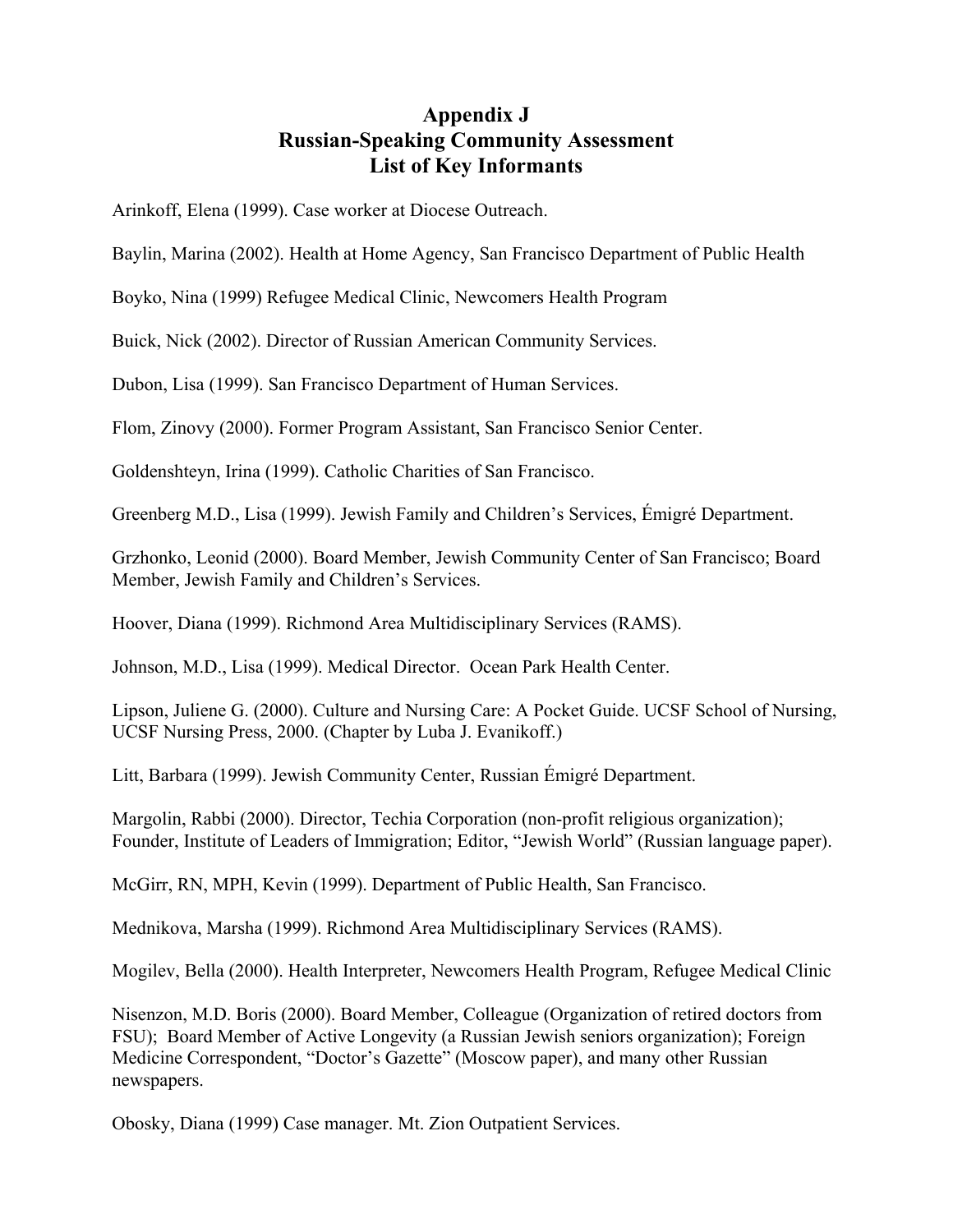# Appendix J
# Russian-Speaking Community Assessment
# List of Key Informants

Arinkoff, Elena (1999). Case worker at Diocese Outreach.

Baylin, Marina (2002). Health at Home Agency, San Francisco Department of Public Health

Boyko, Nina (1999) Refugee Medical Clinic, Newcomers Health Program

Buick, Nick (2002). Director of Russian American Community Services.

Dubon, Lisa (1999). San Francisco Department of Human Services.

Flom, Zinovy (2000). Former Program Assistant, San Francisco Senior Center.

Goldenshteyn, Irina (1999). Catholic Charities of San Francisco.

Greenberg M.D., Lisa (1999). Jewish Family and Children's Services, Émigré Department.

Grzhonko, Leonid (2000). Board Member, Jewish Community Center of San Francisco; Board Member, Jewish Family and Children's Services.

Hoover, Diana (1999). Richmond Area Multidisciplinary Services (RAMS).

Johnson, M.D., Lisa (1999). Medical Director. Ocean Park Health Center.

Lipson, Juliene G. (2000). Culture and Nursing Care: A Pocket Guide. UCSF School of Nursing, UCSF Nursing Press, 2000. (Chapter by Luba J. Evanikoff.)

Litt, Barbara (1999). Jewish Community Center, Russian Émigré Department.

Margolin, Rabbi (2000). Director, Techia Corporation (non-profit religious organization); Founder, Institute of Leaders of Immigration; Editor, "Jewish World" (Russian language paper).

McGirr, RN, MPH, Kevin (1999). Department of Public Health, San Francisco.

Mednikova, Marsha (1999). Richmond Area Multidisciplinary Services (RAMS).

Mogilev, Bella (2000). Health Interpreter, Newcomers Health Program, Refugee Medical Clinic

Nisenzon, M.D. Boris (2000). Board Member, Colleague (Organization of retired doctors from FSU); Board Member of Active Longevity (a Russian Jewish seniors organization); Foreign Medicine Correspondent, "Doctor's Gazette" (Moscow paper), and many other Russian newspapers.

Obosky, Diana (1999) Case manager. Mt. Zion Outpatient Services.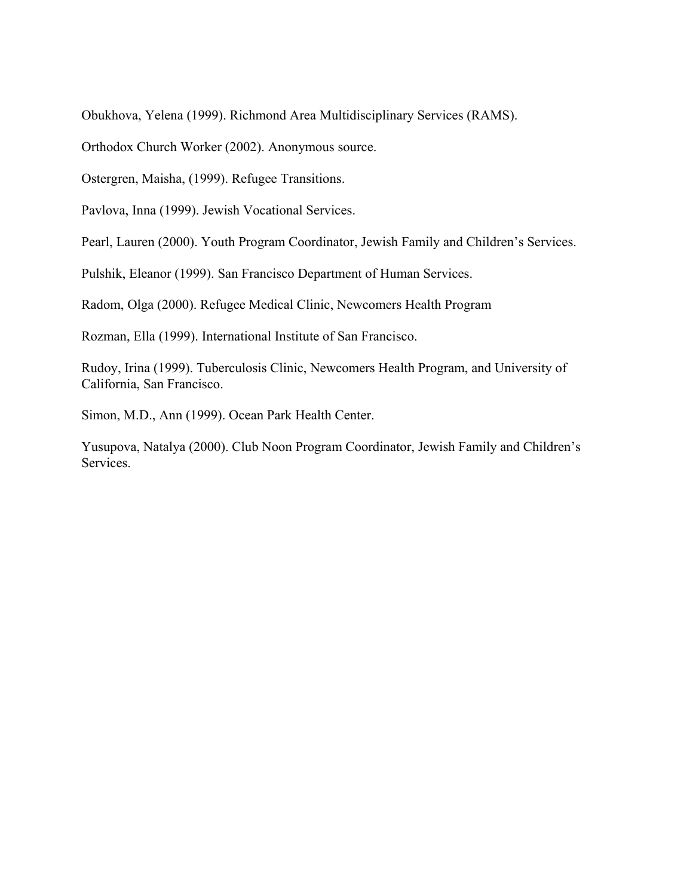Obukhova, Yelena (1999). Richmond Area Multidisciplinary Services (RAMS).

Orthodox Church Worker (2002). Anonymous source.

Ostergren, Maisha, (1999). Refugee Transitions.

Pavlova, Inna (1999). Jewish Vocational Services.

Pearl, Lauren (2000). Youth Program Coordinator, Jewish Family and Children's Services.

Pulshik, Eleanor (1999). San Francisco Department of Human Services.

Radom, Olga (2000). Refugee Medical Clinic, Newcomers Health Program

Rozman, Ella (1999). International Institute of San Francisco.

Rudoy, Irina (1999). Tuberculosis Clinic, Newcomers Health Program, and University of California, San Francisco.

Simon, M.D., Ann (1999). Ocean Park Health Center.

Yusupova, Natalya (2000). Club Noon Program Coordinator, Jewish Family and Children's Services.